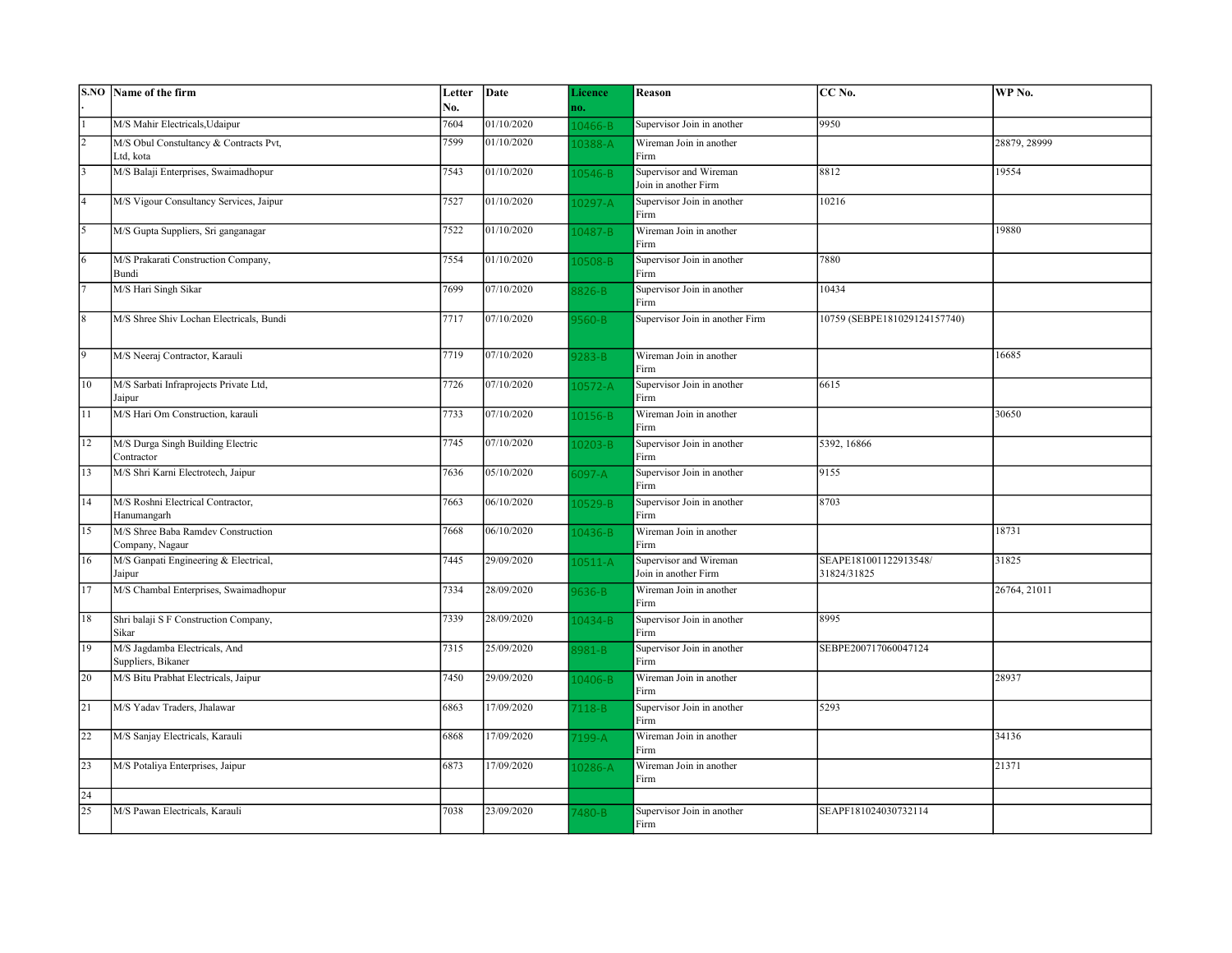| S.NO. | Name of the firm | Letter No. | Date | Licence no. | Reason | CC No. | WP No. |
|---|---|---|---|---|---|---|---|
| 1 | M/S Mahir Electricals,Udaipur | 7604 | 01/10/2020 | 10466-B | Supervisor Join in another | 9950 | |
| 2 | M/S Obul Constultancy & Contracts Pvt, Ltd, kota | 7599 | 01/10/2020 | 10388-A | Wireman Join in another Firm | | 28879, 28999 |
| 3 | M/S Balaji Enterprises, Swaimadhopur | 7543 | 01/10/2020 | 10546-B | Supervisor and Wireman Join in another Firm | 8812 | 19554 |
| 4 | M/S Vigour Consultancy Services, Jaipur | 7527 | 01/10/2020 | 10297-A | Supervisor Join in another Firm | 10216 | |
| 5 | M/S Gupta Suppliers, Sri ganganagar | 7522 | 01/10/2020 | 10487-B | Wireman Join in another Firm | | 19880 |
| 6 | M/S Prakarati Construction Company, Bundi | 7554 | 01/10/2020 | 10508-B | Supervisor Join in another Firm | 7880 | |
| 7 | M/S Hari Singh Sikar | 7699 | 07/10/2020 | 8826-B | Supervisor Join in another Firm | 10434 | |
| 8 | M/S Shree Shiv Lochan Electricals, Bundi | 7717 | 07/10/2020 | 9560-B | Supervisor Join in another Firm | 10759 (SEBPE181029124157740) | |
| 9 | M/S Neeraj Contractor, Karauli | 7719 | 07/10/2020 | 9283-B | Wireman Join in another Firm | | 16685 |
| 10 | M/S Sarbati Infraprojects Private Ltd, Jaipur | 7726 | 07/10/2020 | 10572-A | Supervisor Join in another Firm | 6615 | |
| 11 | M/S Hari Om Construction, karauli | 7733 | 07/10/2020 | 10156-B | Wireman Join in another Firm | | 30650 |
| 12 | M/S Durga Singh Building Electric Contractor | 7745 | 07/10/2020 | 10203-B | Supervisor Join in another Firm | 5392, 16866 | |
| 13 | M/S Shri Karni Electrotech, Jaipur | 7636 | 05/10/2020 | 6097-A | Supervisor Join in another Firm | 9155 | |
| 14 | M/S Roshni Electrical Contractor, Hanumangarh | 7663 | 06/10/2020 | 10529-B | Supervisor Join in another Firm | 8703 | |
| 15 | M/S Shree Baba Ramdev Construction Company, Nagaur | 7668 | 06/10/2020 | 10436-B | Wireman Join in another Firm | | 18731 |
| 16 | M/S Ganpati Engineering & Electrical, Jaipur | 7445 | 29/09/2020 | 10511-A | Supervisor and Wireman Join in another Firm | SEAPE181001122913548/ 31824/31825 | 31825 |
| 17 | M/S Chambal Enterprises, Swaimadhopur | 7334 | 28/09/2020 | 9636-B | Wireman Join in another Firm | | 26764, 21011 |
| 18 | Shri balaji S F Construction Company, Sikar | 7339 | 28/09/2020 | 10434-B | Supervisor Join in another Firm | 8995 | |
| 19 | M/S Jagdamba Electricals, And Suppliers, Bikaner | 7315 | 25/09/2020 | 8981-B | Supervisor Join in another Firm | SEBPE200717060047124 | |
| 20 | M/S Bitu Prabhat Electricals, Jaipur | 7450 | 29/09/2020 | 10406-B | Wireman Join in another Firm | | 28937 |
| 21 | M/S Yadav Traders, Jhalawar | 6863 | 17/09/2020 | 7118-B | Supervisor Join in another Firm | 5293 | |
| 22 | M/S Sanjay Electricals, Karauli | 6868 | 17/09/2020 | 7199-A | Wireman Join in another Firm | | 34136 |
| 23 | M/S Potaliya Enterprises, Jaipur | 6873 | 17/09/2020 | 10286-A | Wireman Join in another Firm | | 21371 |
| 24 | | | | | | | |
| 25 | M/S Pawan Electricals, Karauli | 7038 | 23/09/2020 | 7480-B | Supervisor Join in another Firm | SEAPF181024030732114 | |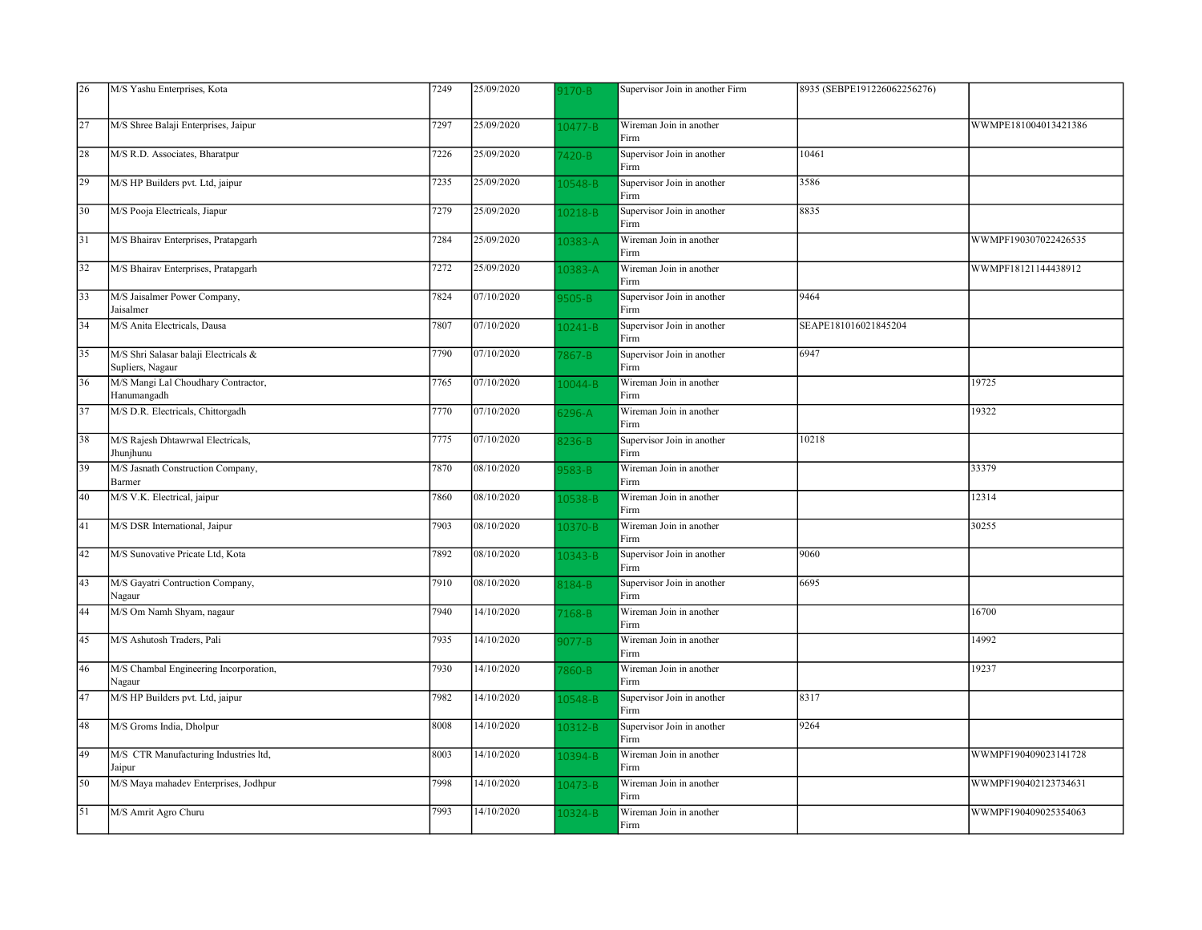| | | | | | | | |
|---|---|---|---|---|---|---|---|
| 26 | M/S Yashu Enterprises, Kota | 7249 | 25/09/2020 | 9170-B | Supervisor Join in another Firm | 8935 (SEBPE191226062256276) | |
| 27 | M/S Shree Balaji Enterprises, Jaipur | 7297 | 25/09/2020 | 10477-B | Wireman Join in another Firm | | WWMPE181004013421386 |
| 28 | M/S R.D. Associates, Bharatpur | 7226 | 25/09/2020 | 7420-B | Supervisor Join in another Firm | 10461 | |
| 29 | M/S HP Builders pvt. Ltd, jaipur | 7235 | 25/09/2020 | 10548-B | Supervisor Join in another Firm | 3586 | |
| 30 | M/S Pooja Electricals, Jiapur | 7279 | 25/09/2020 | 10218-B | Supervisor Join in another Firm | 8835 | |
| 31 | M/S Bhairav Enterprises, Pratapgarh | 7284 | 25/09/2020 | 10383-A | Wireman Join in another Firm | | WWMPF190307022426535 |
| 32 | M/S Bhairav Enterprises, Pratapgarh | 7272 | 25/09/2020 | 10383-A | Wireman Join in another Firm | | WWMPF18121144438912 |
| 33 | M/S Jaisalmer Power Company, Jaisalmer | 7824 | 07/10/2020 | 9505-B | Supervisor Join in another Firm | 9464 | |
| 34 | M/S Anita Electricals, Dausa | 7807 | 07/10/2020 | 10241-B | Supervisor Join in another Firm | SEAPE181016021845204 | |
| 35 | M/S Shri Salasar balaji Electricals & Supliers, Nagaur | 7790 | 07/10/2020 | 7867-B | Supervisor Join in another Firm | 6947 | |
| 36 | M/S Mangi Lal Choudhary Contractor, Hanumangadh | 7765 | 07/10/2020 | 10044-B | Wireman Join in another Firm | | 19725 |
| 37 | M/S D.R. Electricals, Chittorgadh | 7770 | 07/10/2020 | 6296-A | Wireman Join in another Firm | | 19322 |
| 38 | M/S Rajesh Dhtawrwal Electricals, Jhunjhunu | 7775 | 07/10/2020 | 8236-B | Supervisor Join in another Firm | 10218 | |
| 39 | M/S Jasnath Construction Company, Barmer | 7870 | 08/10/2020 | 9583-B | Wireman Join in another Firm | | 33379 |
| 40 | M/S V.K. Electrical, jaipur | 7860 | 08/10/2020 | 10538-B | Wireman Join in another Firm | | 12314 |
| 41 | M/S DSR International, Jaipur | 7903 | 08/10/2020 | 10370-B | Wireman Join in another Firm | | 30255 |
| 42 | M/S Sunovative Pricate Ltd, Kota | 7892 | 08/10/2020 | 10343-B | Supervisor Join in another Firm | 9060 | |
| 43 | M/S Gayatri Contruction Company, Nagaur | 7910 | 08/10/2020 | 8184-B | Supervisor Join in another Firm | 6695 | |
| 44 | M/S Om Namh Shyam, nagaur | 7940 | 14/10/2020 | 7168-B | Wireman Join in another Firm | | 16700 |
| 45 | M/S Ashutosh Traders, Pali | 7935 | 14/10/2020 | 9077-B | Wireman Join in another Firm | | 14992 |
| 46 | M/S Chambal Engineering Incorporation, Nagaur | 7930 | 14/10/2020 | 7860-B | Wireman Join in another Firm | | 19237 |
| 47 | M/S HP Builders pvt. Ltd, jaipur | 7982 | 14/10/2020 | 10548-B | Supervisor Join in another Firm | 8317 | |
| 48 | M/S Groms India, Dholpur | 8008 | 14/10/2020 | 10312-B | Supervisor Join in another Firm | 9264 | |
| 49 | M/S CTR Manufacturing Industries ltd, Jaipur | 8003 | 14/10/2020 | 10394-B | Wireman Join in another Firm | | WWMPF190409023141728 |
| 50 | M/S Maya mahadev Enterprises, Jodhpur | 7998 | 14/10/2020 | 10473-B | Wireman Join in another Firm | | WWMPF190402123734631 |
| 51 | M/S Amrit Agro Churu | 7993 | 14/10/2020 | 10324-B | Wireman Join in another Firm | | WWMPF190409025354063 |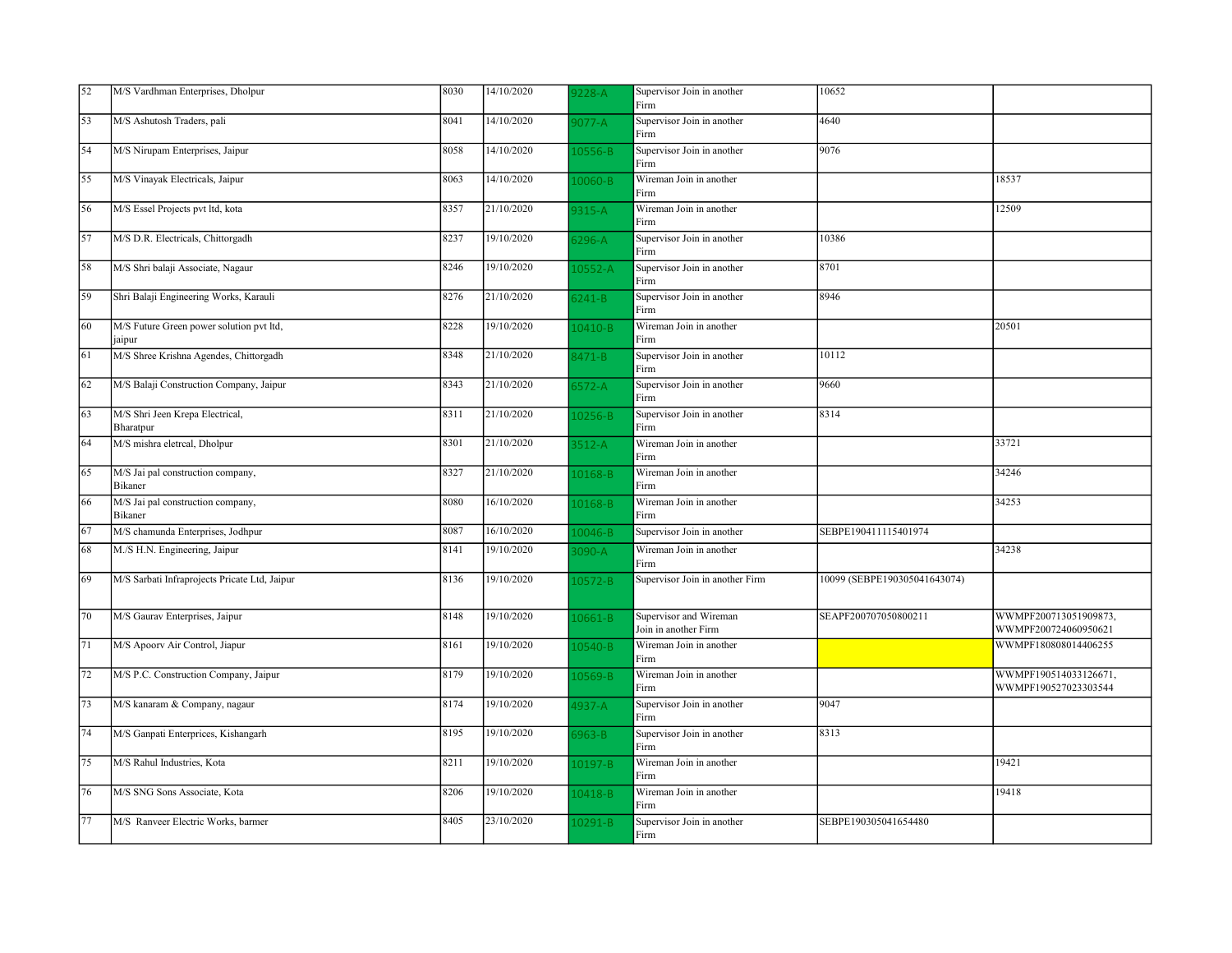| | | | | | | | |
|---|---|---|---|---|---|---|---|
| 52 | M/S Vardhman Enterprises, Dholpur | 8030 | 14/10/2020 | 9228-A | Supervisor Join in another Firm | 10652 | |
| 53 | M/S Ashutosh Traders, pali | 8041 | 14/10/2020 | 9077-A | Supervisor Join in another Firm | 4640 | |
| 54 | M/S Nirupam Enterprises, Jaipur | 8058 | 14/10/2020 | 10556-B | Supervisor Join in another Firm | 9076 | |
| 55 | M/S Vinayak Electricals, Jaipur | 8063 | 14/10/2020 | 10060-B | Wireman Join in another Firm | | 18537 |
| 56 | M/S Essel Projects pvt ltd, kota | 8357 | 21/10/2020 | 9315-A | Wireman Join in another Firm | | 12509 |
| 57 | M/S D.R. Electricals, Chittorgadh | 8237 | 19/10/2020 | 6296-A | Supervisor Join in another Firm | 10386 | |
| 58 | M/S Shri balaji Associate, Nagaur | 8246 | 19/10/2020 | 10552-A | Supervisor Join in another Firm | 8701 | |
| 59 | Shri Balaji Engineering Works, Karauli | 8276 | 21/10/2020 | 6241-B | Supervisor Join in another Firm | 8946 | |
| 60 | M/S Future Green power solution pvt ltd, jaipur | 8228 | 19/10/2020 | 10410-B | Wireman Join in another Firm | | 20501 |
| 61 | M/S Shree Krishna Agendes, Chittorgadh | 8348 | 21/10/2020 | 8471-B | Supervisor Join in another Firm | 10112 | |
| 62 | M/S Balaji Construction Company, Jaipur | 8343 | 21/10/2020 | 6572-A | Supervisor Join in another Firm | 9660 | |
| 63 | M/S Shri Jeen Krepa Electrical, Bharatpur | 8311 | 21/10/2020 | 10256-B | Supervisor Join in another Firm | 8314 | |
| 64 | M/S mishra eletrcal, Dholpur | 8301 | 21/10/2020 | 3512-A | Wireman Join in another Firm | | 33721 |
| 65 | M/S Jai pal construction company, Bikaner | 8327 | 21/10/2020 | 10168-B | Wireman Join in another Firm | | 34246 |
| 66 | M/S Jai pal construction company, Bikaner | 8080 | 16/10/2020 | 10168-B | Wireman Join in another Firm | | 34253 |
| 67 | M/S chamunda Enterprises, Jodhpur | 8087 | 16/10/2020 | 10046-B | Supervisor Join in another | SEBPE190411115401974 | |
| 68 | M./S H.N. Engineering, Jaipur | 8141 | 19/10/2020 | 3090-A | Wireman Join in another Firm | | 34238 |
| 69 | M/S Sarbati Infraprojects Pricate Ltd, Jaipur | 8136 | 19/10/2020 | 10572-B | Supervisor Join in another Firm | 10099 (SEBPE190305041643074) | |
| 70 | M/S Gaurav Enterprises, Jaipur | 8148 | 19/10/2020 | 10661-B | Supervisor and Wireman Join in another Firm | SEAPF200707050800211 | WWMPF200713051909873, WWMPF200724060950621 |
| 71 | M/S Apoorv Air Control, Jiapur | 8161 | 19/10/2020 | 10540-B | Wireman Join in another Firm | | WWMPF180808014406255 |
| 72 | M/S P.C. Construction Company, Jaipur | 8179 | 19/10/2020 | 10569-B | Wireman Join in another Firm | | WWMPF190514033126671, WWMPF190527023303544 |
| 73 | M/S kanaram & Company, nagaur | 8174 | 19/10/2020 | 4937-A | Supervisor Join in another Firm | 9047 | |
| 74 | M/S Ganpati Enterprices, Kishangarh | 8195 | 19/10/2020 | 6963-B | Supervisor Join in another Firm | 8313 | |
| 75 | M/S Rahul Industries, Kota | 8211 | 19/10/2020 | 10197-B | Wireman Join in another Firm | | 19421 |
| 76 | M/S SNG Sons Associate, Kota | 8206 | 19/10/2020 | 10418-B | Wireman Join in another Firm | | 19418 |
| 77 | M/S Ranveer Electric Works, barmer | 8405 | 23/10/2020 | 10291-B | Supervisor Join in another Firm | SEBPE190305041654480 | |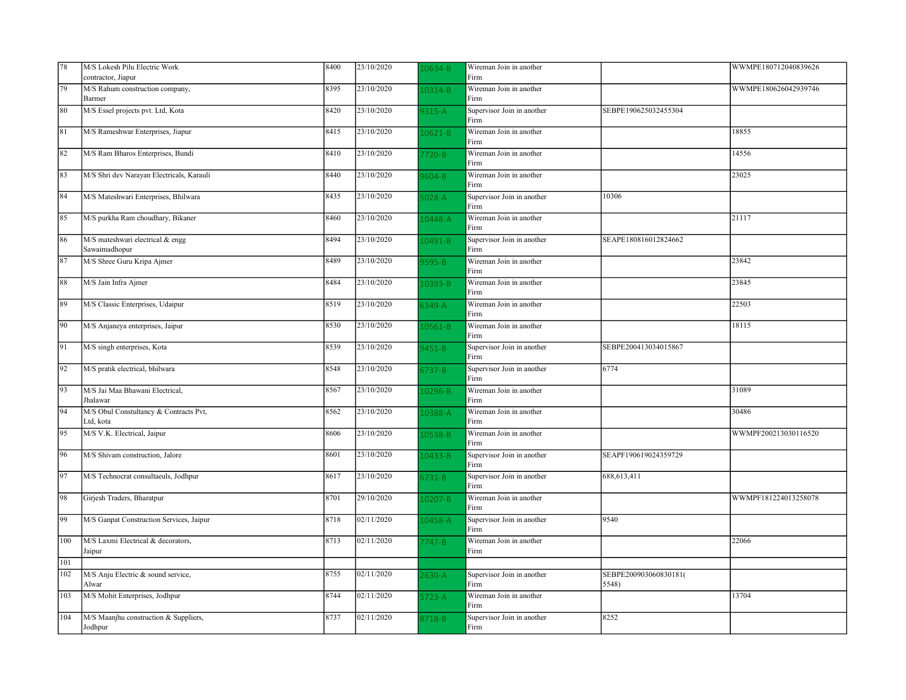| | | | | | | | |
|---|---|---|---|---|---|---|---|
| 78 | M/S Lokesh Pilu Electric Work contractor, Jiapur | 8400 | 23/10/2020 | 10634-B | Wireman Join in another Firm | | WWMPE180712040839626 |
| 79 | M/S Rahum construction company, Barmer | 8395 | 23/10/2020 | 10314-B | Wireman Join in another Firm | | WWMPE180626042939746 |
| 80 | M/S Essel projects pvt. Ltd, Kota | 8420 | 23/10/2020 | 9315-A | Supervisor Join in another Firm | SEBPE190625032455304 | |
| 81 | M/S Rameshwar Enterprises, Jiapur | 8415 | 23/10/2020 | 10621-B | Wireman Join in another Firm | | 18855 |
| 82 | M/S Ram Bharos Enterprises, Bundi | 8410 | 23/10/2020 | 7720-B | Wireman Join in another Firm | | 14556 |
| 83 | M/S Shri dev Narayan Electricals, Karauli | 8440 | 23/10/2020 | 9604-B | Wireman Join in another Firm | | 23025 |
| 84 | M/S Mateshwari Enterprises, Bhilwara | 8435 | 23/10/2020 | 5028-A | Supervisor Join in another Firm | 10306 | |
| 85 | M/S purkha Ram choudhary, Bikaner | 8460 | 23/10/2020 | 10448-A | Wireman Join in another Firm | | 21117 |
| 86 | M/S mateshwari electrical & engg Sawaimadhopur | 8494 | 23/10/2020 | 10491-B | Supervisor Join in another Firm | SEAPE180816012824662 | |
| 87 | M/S Shree Guru Kripa Ajmer | 8489 | 23/10/2020 | 9595-B | Wireman Join in another Firm | | 23842 |
| 88 | M/S Jain Infra Ajmer | 8484 | 23/10/2020 | 10393-B | Wireman Join in another Firm | | 23845 |
| 89 | M/S Classic Enterprises, Udaipur | 8519 | 23/10/2020 | 6349-A | Wireman Join in another Firm | | 22503 |
| 90 | M/S Anjaneya enterprises, Jaipur | 8530 | 23/10/2020 | 10561-B | Wireman Join in another Firm | | 18115 |
| 91 | M/S singh enterprises, Kota | 8539 | 23/10/2020 | 9451-B | Supervisor Join in another Firm | SEBPE200413034015867 | |
| 92 | M/S pratik electrical, bhilwara | 8548 | 23/10/2020 | 6737-B | Supervisor Join in another Firm | 6774 | |
| 93 | M/S Jai Maa Bhawani Electrical, Jhalawar | 8567 | 23/10/2020 | 10296-B | Wireman Join in another Firm | | 31089 |
| 94 | M/S Obul Constultancy & Contracts Pvt, Ltd, kota | 8562 | 23/10/2020 | 10388-A | Wireman Join in another Firm | | 30486 |
| 95 | M/S V.K. Electrical, Jaipur | 8606 | 23/10/2020 | 10538-B | Wireman Join in another Firm | | WWMPF200213030116520 |
| 96 | M/S Shivam construction, Jalore | 8601 | 23/10/2020 | 10433-B | Supervisor Join in another Firm | SEAPF190619024359729 | |
| 97 | M/S Technocrat consultaeuls, Jodhpur | 8617 | 23/10/2020 | 6731-B | Supervisor Join in another Firm | 688,613,411 | |
| 98 | Girjesh Traders, Bharatpur | 8701 | 29/10/2020 | 10207-B | Wireman Join in another Firm | | WWMPF181224013258078 |
| 99 | M/S Ganpat Construction Services, Jaipur | 8718 | 02/11/2020 | 10458-A | Supervisor Join in another Firm | 9540 | |
| 100 | M/S Laxmi Electrical & decorators, Jaipur | 8713 | 02/11/2020 | 7747-B | Wireman Join in another Firm | | 22066 |
| 101 | | | | | | | |
| 102 | M/S Anju Electric & sound service, Alwar | 8755 | 02/11/2020 | 2630-A | Supervisor Join in another Firm | SEBPE200903060830181(5548) | |
| 103 | M/S Mohit Enterprises, Jodhpur | 8744 | 02/11/2020 | 5723-A | Wireman Join in another Firm | | 13704 |
| 104 | M/S Maanjhu construction & Suppliers, Jodhpur | 8737 | 02/11/2020 | 8718-B | Supervisor Join in another Firm | 8252 | |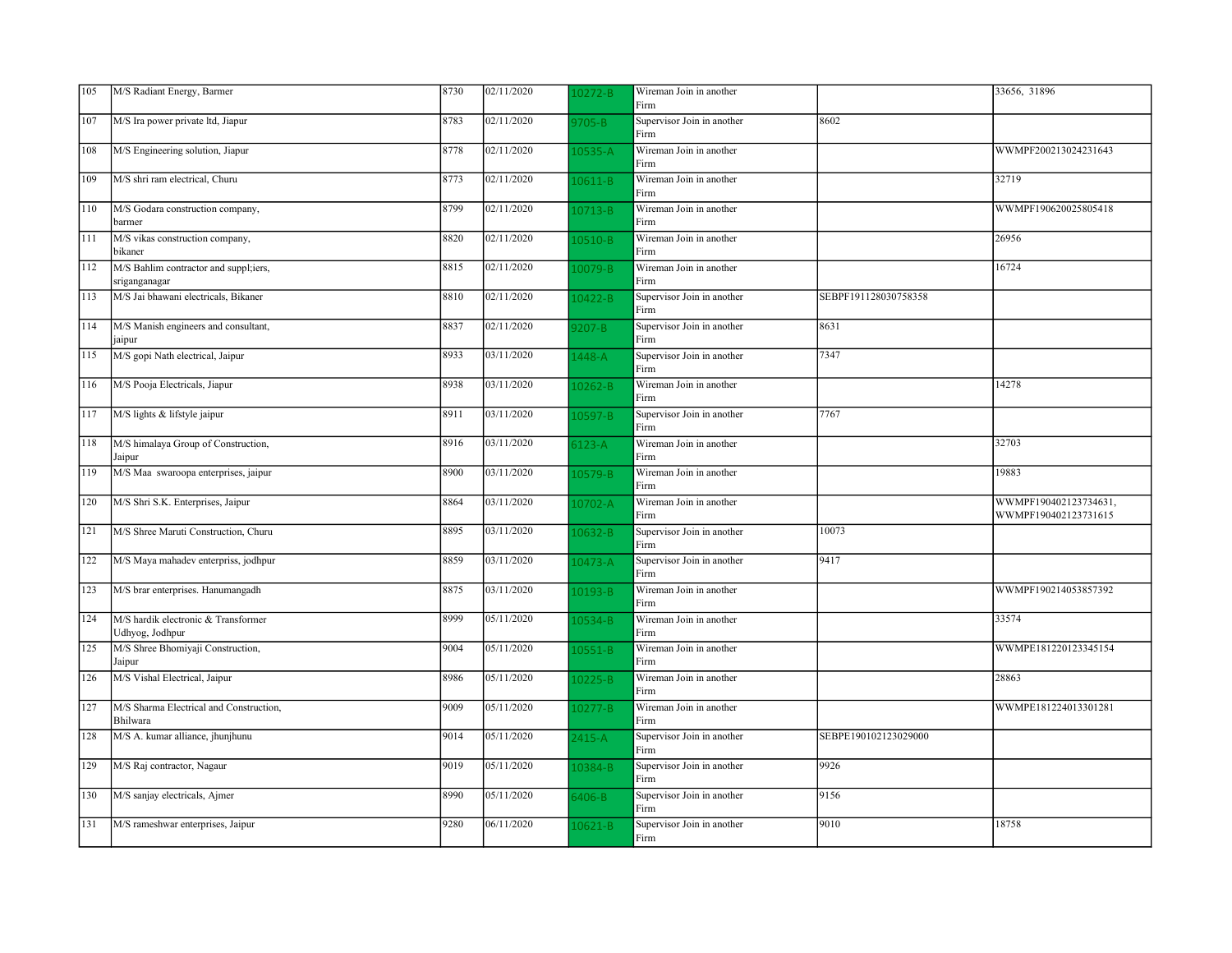| 105 | M/S Radiant Energy, Barmer | 8730 | 02/11/2020 | 10272-B | Wireman Join in another Firm | | 33656, 31896 |
|---|---|---|---|---|---|---|---|
| 107 | M/S Ira power private ltd, Jiapur | 8783 | 02/11/2020 | 9705-B | Supervisor Join in another Firm | 8602 | |
| 108 | M/S Engineering solution, Jiapur | 8778 | 02/11/2020 | 10535-A | Wireman Join in another Firm | | WWMPF200213024231643 |
| 109 | M/S shri ram electrical, Churu | 8773 | 02/11/2020 | 10611-B | Wireman Join in another Firm | | 32719 |
| 110 | M/S Godara construction company, barmer | 8799 | 02/11/2020 | 10713-B | Wireman Join in another Firm | | WWMPF190620025805418 |
| 111 | M/S vikas construction company, bikaner | 8820 | 02/11/2020 | 10510-B | Wireman Join in another Firm | | 26956 |
| 112 | M/S Bahlim contractor and suppl;iers, sriganganagar | 8815 | 02/11/2020 | 10079-B | Wireman Join in another Firm | | 16724 |
| 113 | M/S Jai bhawani electricals, Bikaner | 8810 | 02/11/2020 | 10422-B | Supervisor Join in another Firm | SEBPF191128030758358 | |
| 114 | M/S Manish engineers and consultant, jaipur | 8837 | 02/11/2020 | 9207-B | Supervisor Join in another Firm | 8631 | |
| 115 | M/S gopi Nath electrical, Jaipur | 8933 | 03/11/2020 | 1448-A | Supervisor Join in another Firm | 7347 | |
| 116 | M/S Pooja Electricals, Jiapur | 8938 | 03/11/2020 | 10262-B | Wireman Join in another Firm | | 14278 |
| 117 | M/S lights & lifstyle jaipur | 8911 | 03/11/2020 | 10597-B | Supervisor Join in another Firm | 7767 | |
| 118 | M/S himalaya Group of Construction, Jaipur | 8916 | 03/11/2020 | 6123-A | Wireman Join in another Firm | | 32703 |
| 119 | M/S Maa swaroopa enterprises, jaipur | 8900 | 03/11/2020 | 10579-B | Wireman Join in another Firm | | 19883 |
| 120 | M/S Shri S.K. Enterprises, Jaipur | 8864 | 03/11/2020 | 10702-A | Wireman Join in another Firm | | WWMPF190402123734631, WWMPF190402123731615 |
| 121 | M/S Shree Maruti Construction, Churu | 8895 | 03/11/2020 | 10632-B | Supervisor Join in another Firm | 10073 | |
| 122 | M/S Maya mahadev enterpriss, jodhpur | 8859 | 03/11/2020 | 10473-A | Supervisor Join in another Firm | 9417 | |
| 123 | M/S brar enterprises. Hanumangadh | 8875 | 03/11/2020 | 10193-B | Wireman Join in another Firm | | WWMPF190214053857392 |
| 124 | M/S hardik electronic & Transformer Udhyog, Jodhpur | 8999 | 05/11/2020 | 10534-B | Wireman Join in another Firm | | 33574 |
| 125 | M/S Shree Bhomiyaji Construction, Jaipur | 9004 | 05/11/2020 | 10551-B | Wireman Join in another Firm | | WWMPE181220123345154 |
| 126 | M/S Vishal Electrical, Jaipur | 8986 | 05/11/2020 | 10225-B | Wireman Join in another Firm | | 28863 |
| 127 | M/S Sharma Electrical and Construction, Bhilwara | 9009 | 05/11/2020 | 10277-B | Wireman Join in another Firm | | WWMPE181224013301281 |
| 128 | M/S A. kumar alliance, jhunjhunu | 9014 | 05/11/2020 | 2415-A | Supervisor Join in another Firm | SEBPE190102123029000 | |
| 129 | M/S Raj contractor, Nagaur | 9019 | 05/11/2020 | 10384-B | Supervisor Join in another Firm | 9926 | |
| 130 | M/S sanjay electricals, Ajmer | 8990 | 05/11/2020 | 6406-B | Supervisor Join in another Firm | 9156 | |
| 131 | M/S rameshwar enterprises, Jaipur | 9280 | 06/11/2020 | 10621-B | Supervisor Join in another Firm | 9010 | 18758 |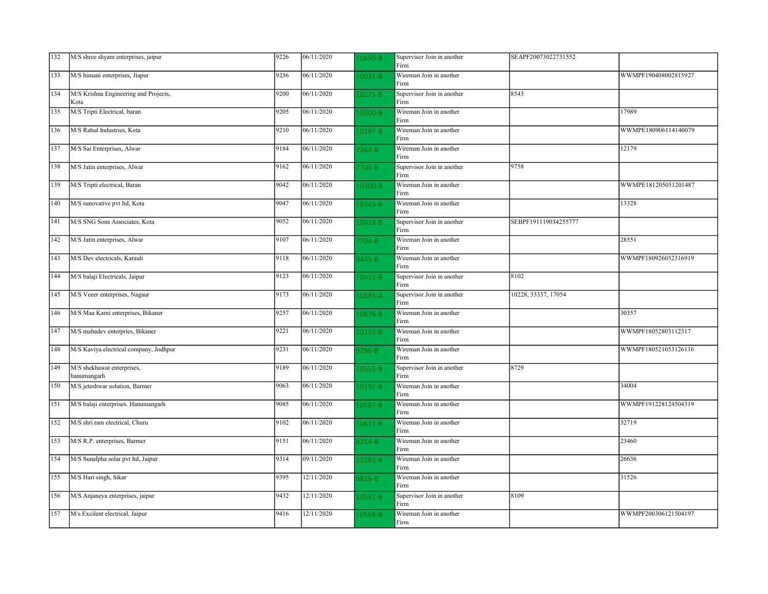| 132 | M/S shree shyam enterprises, jaipur | 9226 | 06/11/2020 | 10650-B | Supervisor Join in another Firm | SEAPF20073022731552 | |
|---|---|---|---|---|---|---|---|
| 133 | M/S himani enterprises, Jiapur | 9236 | 06/11/2020 | 10031-B | Wireman Join in another Firm | | WWMPF190408002815927 |
| 134 | M/S Krishna Engineering and Projects, Kota | 9200 | 06/11/2020 | 10275-B | Supervisor Join in another Firm | 8543 | |
| 135 | M/S Tripti Electrical, baran | 9205 | 06/11/2020 | 10300-B | Wireman Join in another Firm | | 17989 |
| 136 | M/S Rahul Industries, Kota | 9210 | 06/11/2020 | 10197-B | Wireman Join in another Firm | | WWMPE180906114140079 |
| 137 | M/S Sai Enterprises, Alwar | 9184 | 06/11/2020 | 7362-B | Wireman Join in another Firm | | 12179 |
| 138 | M/S Jatin enterprises, Alwar | 9162 | 06/11/2020 | 7704-B | Supervisor Join in another Firm | 9758 | |
| 139 | M/S Tripti electrical, Baran | 9042 | 06/11/2020 | 10300-B | Wireman Join in another Firm | | WWMPE181205051201487 |
| 140 | M/S sunovative pvt ltd, Kota | 9047 | 06/11/2020 | 10343-B | Wireman Join in another Firm | | 13328 |
| 141 | M/S SNG Sons Associates, Kota | 9052 | 06/11/2020 | 10418-B | Supervisor Join in another Firm | SEBPF191119034255777 | |
| 142 | M/S Jatin enterprises, Alwar | 9107 | 06/11/2020 | 7704-B | Wireman Join in another Firm | | 28551 |
| 143 | M/S Dev electricals, Karauli | 9118 | 06/11/2020 | 9445-B | Wireman Join in another Firm | | WWMPF180926052316919 |
| 144 | M/S balaji Electricals, Jaipur | 9123 | 06/11/2020 | 10415-B | Supervisor Join in another Firm | 8102 | |
| 145 | M/S Veeer enterprises, Nagaur | 9173 | 06/11/2020 | 10685-A | Supervisor Join in another Firm | 10228, 33337, 17054 | |
| 146 | M/S Maa Karni enterprises, Bikaner | 9257 | 06/11/2020 | 10676-B | Wireman Join in another Firm | | 30357 |
| 147 | M/S mahadev enterpries, Bikaner | 9221 | 06/11/2020 | 10133-B | Wireman Join in another Firm | | WWMPF18052803112317 |
| 148 | M/S Kaviya electrical company, Jodhpur | 9231 | 06/11/2020 | 9296-B | Wireman Join in another Firm | | WWMPF180521053126116 |
| 149 | M/S shekhawat enterprises, hanumangarh | 9189 | 06/11/2020 | 10555-B | Supervisor Join in another Firm | 8729 | |
| 150 | M/S jeteshwar solution, Barmer | 9063 | 06/11/2020 | 10192-B | Wireman Join in another Firm | | 34004 |
| 151 | M/S balaji enterprises. Hanumangarh | 9085 | 06/11/2020 | 10567-B | Wireman Join in another Firm | | WWMPF191228124504319 |
| 152 | M/S shri ram electrical, Churu | 9102 | 06/11/2020 | 10611-B | Wireman Join in another Firm | | 32719 |
| 153 | M/S R.P. enterprises, Barmer | 9151 | 06/11/2020 | 8214-B | Wireman Join in another Firm | | 23460 |
| 154 | M/S Sunalpha solar pvt ltd, Jaipur | 9314 | 09/11/2020 | 10283-B | Wireman Join in another Firm | | 26636 |
| 155 | M/S Hari singh, Sikar | 9395 | 12/11/2020 | 8826-B | Wireman Join in another Firm | | 31526 |
| 156 | M/S Anjaneya enterprises, jaipur | 9432 | 12/11/2020 | 10561-B | Supervisor Join in another Firm | 8109 | |
| 157 | M/s Excilent electrical, Jaipur | 9416 | 12/11/2020 | 10568-B | Wireman Join in another Firm | | WWMPF200306121504197 |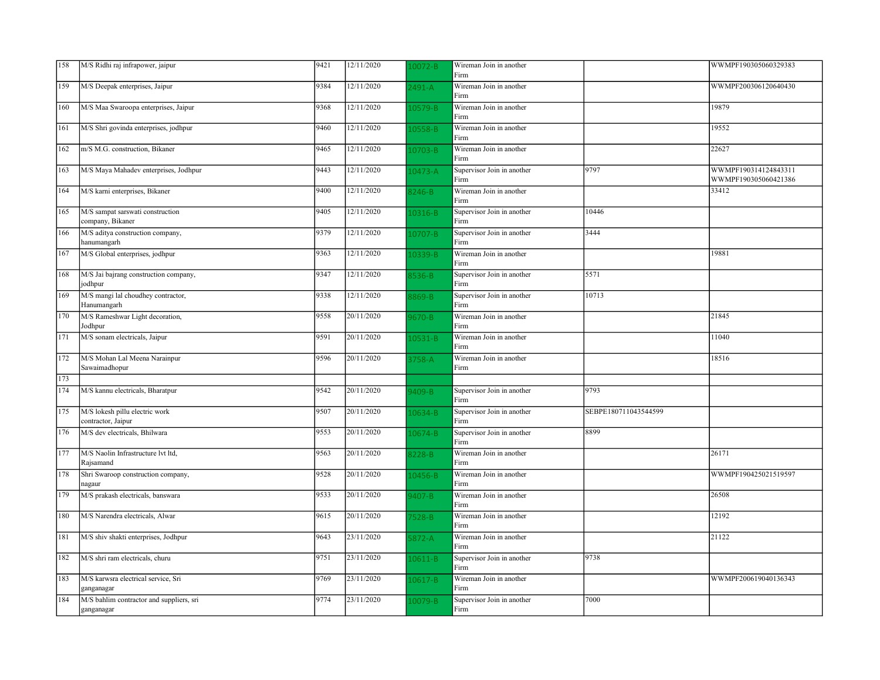| | | | | | | | |
|---|---|---|---|---|---|---|---|
| 158 | M/S Ridhi raj infrapower, jaipur | 9421 | 12/11/2020 | 10072-B | Wireman Join in another Firm | | WWMPF190305060329383 |
| 159 | M/S Deepak enterprises, Jaipur | 9384 | 12/11/2020 | 2491-A | Wireman Join in another Firm | | WWMPF200306120640430 |
| 160 | M/S Maa Swaroopa enterprises, Jaipur | 9368 | 12/11/2020 | 10579-B | Wireman Join in another Firm | | 19879 |
| 161 | M/S Shri govinda enterprises, jodhpur | 9460 | 12/11/2020 | 10558-B | Wireman Join in another Firm | | 19552 |
| 162 | m/S M.G. construction, Bikaner | 9465 | 12/11/2020 | 10703-B | Wireman Join in another Firm | | 22627 |
| 163 | M/S Maya Mahadev enterprises, Jodhpur | 9443 | 12/11/2020 | 10473-A | Supervisor Join in another Firm | 9797 | WWMPF190314124843311 WWMPF190305060421386 |
| 164 | M/S karni enterprises, Bikaner | 9400 | 12/11/2020 | 8246-B | Wireman Join in another Firm | | 33412 |
| 165 | M/S sampat sarswati construction company, Bikaner | 9405 | 12/11/2020 | 10316-B | Supervisor Join in another Firm | 10446 | |
| 166 | M/S aditya construction company, hanumangarh | 9379 | 12/11/2020 | 10707-B | Supervisor Join in another Firm | 3444 | |
| 167 | M/S Global enterprises, jodhpur | 9363 | 12/11/2020 | 10339-B | Wireman Join in another Firm | | 19881 |
| 168 | M/S Jai bajrang construction company, jodhpur | 9347 | 12/11/2020 | 8536-B | Supervisor Join in another Firm | 5571 | |
| 169 | M/S mangi lal choudhey contractor, Hanumangarh | 9338 | 12/11/2020 | 8869-B | Supervisor Join in another Firm | 10713 | |
| 170 | M/S Rameshwar Light decoration, Jodhpur | 9558 | 20/11/2020 | 9670-B | Wireman Join in another Firm | | 21845 |
| 171 | M/S sonam electricals, Jaipur | 9591 | 20/11/2020 | 10531-B | Wireman Join in another Firm | | 11040 |
| 172 | M/S Mohan Lal Meena Narainpur Sawaimadhopur | 9596 | 20/11/2020 | 3758-A | Wireman Join in another Firm | | 18516 |
| 173 | | | | | | | |
| 174 | M/S kannu electricals, Bharatpur | 9542 | 20/11/2020 | 9409-B | Supervisor Join in another Firm | 9793 | |
| 175 | M/S lokesh pillu electric work contractor, Jaipur | 9507 | 20/11/2020 | 10634-B | Supervisor Join in another Firm | SEBPE180711043544599 | |
| 176 | M/S dev electricals, Bhilwara | 9553 | 20/11/2020 | 10674-B | Supervisor Join in another Firm | 8899 | |
| 177 | M/S Naolin Infrastructure lvt ltd, Rajsamand | 9563 | 20/11/2020 | 8228-B | Wireman Join in another Firm | | 26171 |
| 178 | Shri Swaroop construction company, nagaur | 9528 | 20/11/2020 | 10456-B | Wireman Join in another Firm | | WWMPF190425021519597 |
| 179 | M/S prakash electricals, banswara | 9533 | 20/11/2020 | 9407-B | Wireman Join in another Firm | | 26508 |
| 180 | M/S Narendra electricals, Alwar | 9615 | 20/11/2020 | 7528-B | Wireman Join in another Firm | | 12192 |
| 181 | M/S shiv shakti enterprises, Jodhpur | 9643 | 23/11/2020 | 5872-A | Wireman Join in another Firm | | 21122 |
| 182 | M/S shri ram electricals, churu | 9751 | 23/11/2020 | 10611-B | Supervisor Join in another Firm | 9738 | |
| 183 | M/S karwsra electrical service, Sri ganganagar | 9769 | 23/11/2020 | 10617-B | Wireman Join in another Firm | | WWMPF200619040136343 |
| 184 | M/S bahlim contractor and suppliers, sri ganganagar | 9774 | 23/11/2020 | 10079-B | Supervisor Join in another Firm | 7000 | |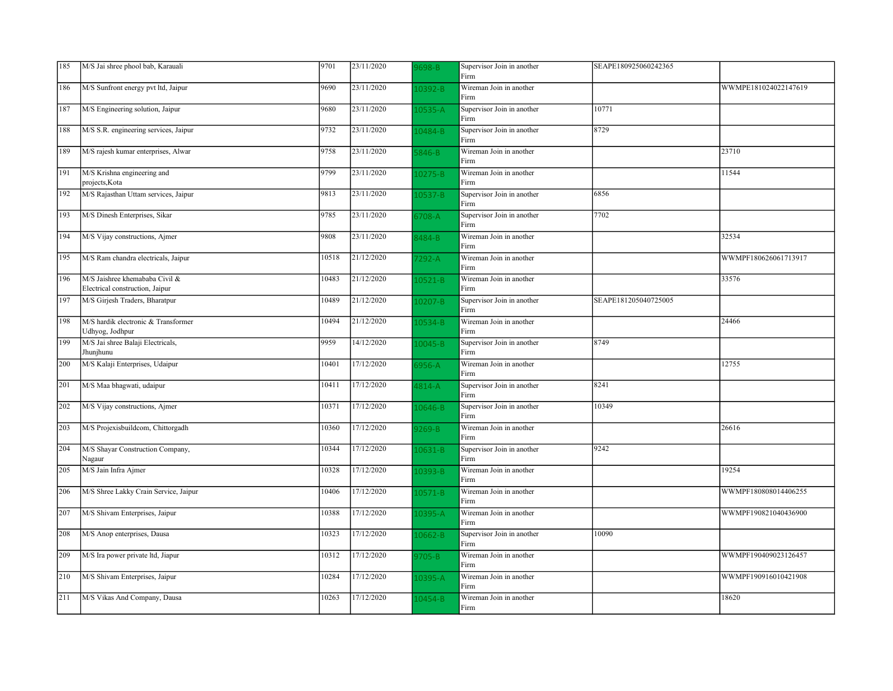| 185 | M/S Jai shree phool bab, Karauali | 9701 | 23/11/2020 | 9698-B | Supervisor Join in another Firm | SEAPE180925060242365 | |
|---|---|---|---|---|---|---|---|
| 186 | M/S Sunfront energy pvt ltd, Jaipur | 9690 | 23/11/2020 | 10392-B | Wireman Join in another Firm | | WWMPE181024022147619 |
| 187 | M/S Engineering solution, Jaipur | 9680 | 23/11/2020 | 10535-A | Supervisor Join in another Firm | 10771 | |
| 188 | M/S S.R. engineering services, Jaipur | 9732 | 23/11/2020 | 10484-B | Supervisor Join in another Firm | 8729 | |
| 189 | M/S rajesh kumar enterprises, Alwar | 9758 | 23/11/2020 | 5846-B | Wireman Join in another Firm | | 23710 |
| 191 | M/S Krishna engineering and projects,Kota | 9799 | 23/11/2020 | 10275-B | Wireman Join in another Firm | | 11544 |
| 192 | M/S Rajasthan Uttam services, Jaipur | 9813 | 23/11/2020 | 10537-B | Supervisor Join in another Firm | 6856 | |
| 193 | M/S Dinesh Enterprises, Sikar | 9785 | 23/11/2020 | 6708-A | Supervisor Join in another Firm | 7702 | |
| 194 | M/S Vijay constructions, Ajmer | 9808 | 23/11/2020 | 8484-B | Wireman Join in another Firm | | 32534 |
| 195 | M/S Ram chandra electricals, Jaipur | 10518 | 21/12/2020 | 7292-A | Wireman Join in another Firm | | WWMPF180626061713917 |
| 196 | M/S Jaishree khemababa Civil & Electrical construction, Jaipur | 10483 | 21/12/2020 | 10521-B | Wireman Join in another Firm | | 33576 |
| 197 | M/S Girjesh Traders, Bharatpur | 10489 | 21/12/2020 | 10207-B | Supervisor Join in another Firm | SEAPE181205040725005 | |
| 198 | M/S hardik electronic & Transformer Udhyog, Jodhpur | 10494 | 21/12/2020 | 10534-B | Wireman Join in another Firm | | 24466 |
| 199 | M/S Jai shree Balaji Electricals, Jhunjhunu | 9959 | 14/12/2020 | 10045-B | Supervisor Join in another Firm | 8749 | |
| 200 | M/S Kalaji Enterprises, Udaipur | 10401 | 17/12/2020 | 6956-A | Wireman Join in another Firm | | 12755 |
| 201 | M/S Maa bhagwati, udaipur | 10411 | 17/12/2020 | 4814-A | Supervisor Join in another Firm | 8241 | |
| 202 | M/S Vijay constructions, Ajmer | 10371 | 17/12/2020 | 10646-B | Supervisor Join in another Firm | 10349 | |
| 203 | M/S Projexisbuildcom, Chittorgadh | 10360 | 17/12/2020 | 9269-B | Wireman Join in another Firm | | 26616 |
| 204 | M/S Shayar Construction Company, Nagaur | 10344 | 17/12/2020 | 10631-B | Supervisor Join in another Firm | 9242 | |
| 205 | M/S Jain Infra Ajmer | 10328 | 17/12/2020 | 10393-B | Wireman Join in another Firm | | 19254 |
| 206 | M/S Shree Lakky Crain Service, Jaipur | 10406 | 17/12/2020 | 10571-B | Wireman Join in another Firm | | WWMPF180808014406255 |
| 207 | M/S Shivam Enterprises, Jaipur | 10388 | 17/12/2020 | 10395-A | Wireman Join in another Firm | | WWMPF190821040436900 |
| 208 | M/S Anop enterprises, Dausa | 10323 | 17/12/2020 | 10662-B | Supervisor Join in another Firm | 10090 | |
| 209 | M/S Ira power private ltd, Jiapur | 10312 | 17/12/2020 | 9705-B | Wireman Join in another Firm | | WWMPF190409023126457 |
| 210 | M/S Shivam Enterprises, Jaipur | 10284 | 17/12/2020 | 10395-A | Wireman Join in another Firm | | WWMPF190916010421908 |
| 211 | M/S Vikas And Company, Dausa | 10263 | 17/12/2020 | 10454-B | Wireman Join in another Firm | | 18620 |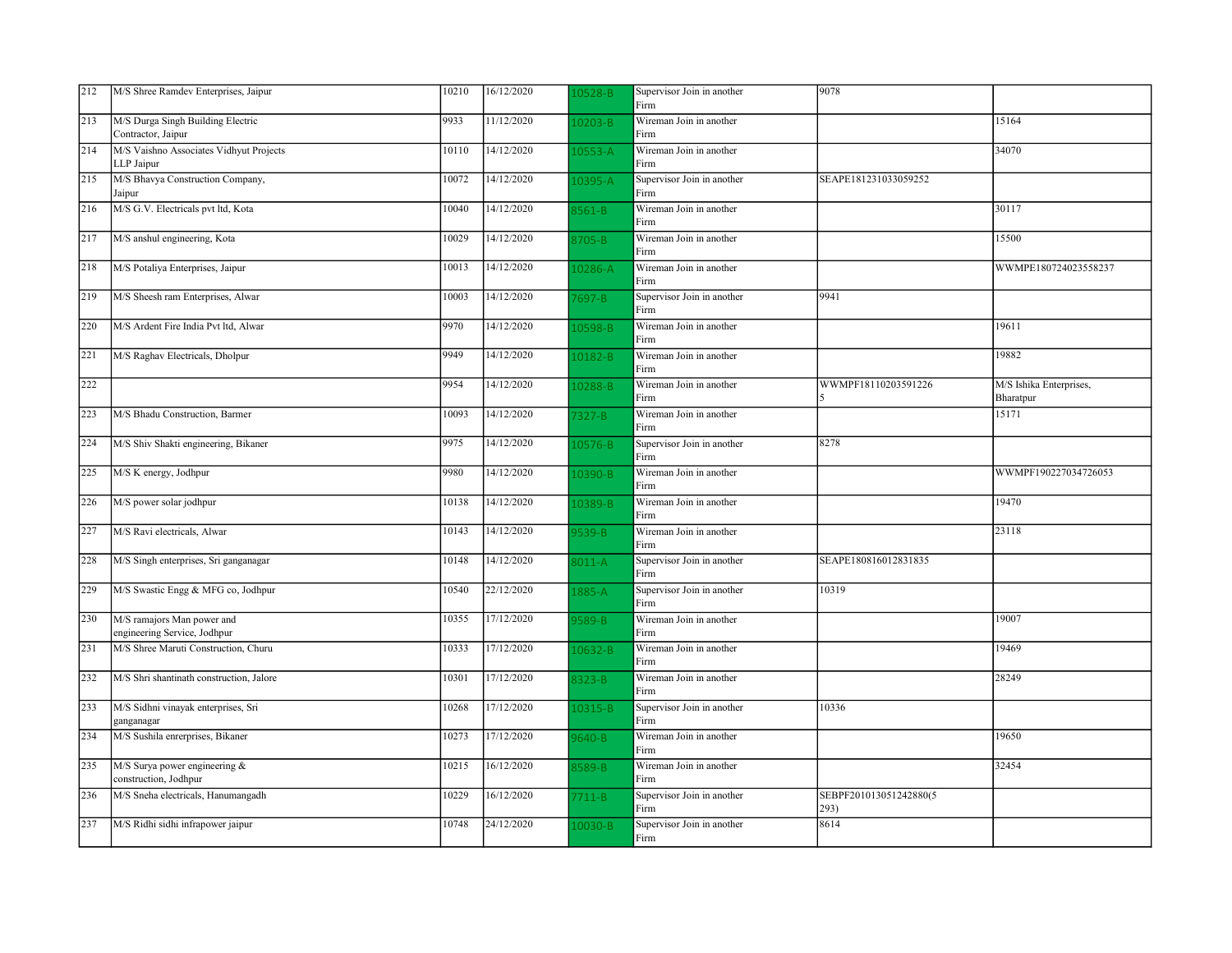| 212 | M/S Shree Ramdev Enterprises, Jaipur | 10210 | 16/12/2020 | 10528-B | Supervisor Join in another Firm | 9078 | |
|---|---|---|---|---|---|---|---|
| 213 | M/S Durga Singh Building Electric Contractor, Jaipur | 9933 | 11/12/2020 | 10203-B | Wireman Join in another Firm | | 15164 |
| 214 | M/S Vaishno Associates Vidhyut Projects LLP Jaipur | 10110 | 14/12/2020 | 10553-A | Wireman Join in another Firm | | 34070 |
| 215 | M/S Bhavya Construction Company, Jaipur | 10072 | 14/12/2020 | 10395-A | Supervisor Join in another Firm | SEAPE181231033059252 | |
| 216 | M/S G.V. Electricals pvt ltd, Kota | 10040 | 14/12/2020 | 8561-B | Wireman Join in another Firm | | 30117 |
| 217 | M/S anshul engineering, Kota | 10029 | 14/12/2020 | 8705-B | Wireman Join in another Firm | | 15500 |
| 218 | M/S Potaliya Enterprises, Jaipur | 10013 | 14/12/2020 | 10286-A | Wireman Join in another Firm | | WWMPE180724023558237 |
| 219 | M/S Sheesh ram Enterprises, Alwar | 10003 | 14/12/2020 | 7697-B | Supervisor Join in another Firm | 9941 | |
| 220 | M/S Ardent Fire India Pvt ltd, Alwar | 9970 | 14/12/2020 | 10598-B | Wireman Join in another Firm | | 19611 |
| 221 | M/S Raghav Electricals, Dholpur | 9949 | 14/12/2020 | 10182-B | Wireman Join in another Firm | | 19882 |
| 222 | | 9954 | 14/12/2020 | 10288-B | Wireman Join in another Firm | WWMPF18110203591226 5 | M/S Ishika Enterprises, Bharatpur |
| 223 | M/S Bhadu Construction, Barmer | 10093 | 14/12/2020 | 7327-B | Wireman Join in another Firm | | 15171 |
| 224 | M/S Shiv Shakti engineering, Bikaner | 9975 | 14/12/2020 | 10576-B | Supervisor Join in another Firm | 8278 | |
| 225 | M/S K energy, Jodhpur | 9980 | 14/12/2020 | 10390-B | Wireman Join in another Firm | | WWMPF190227034726053 |
| 226 | M/S power solar jodhpur | 10138 | 14/12/2020 | 10389-B | Wireman Join in another Firm | | 19470 |
| 227 | M/S Ravi electricals, Alwar | 10143 | 14/12/2020 | 9539-B | Wireman Join in another Firm | | 23118 |
| 228 | M/S Singh enterprises, Sri ganganagar | 10148 | 14/12/2020 | 8011-A | Supervisor Join in another Firm | SEAPE180816012831835 | |
| 229 | M/S Swastic Engg & MFG co, Jodhpur | 10540 | 22/12/2020 | 1885-A | Supervisor Join in another Firm | 10319 | |
| 230 | M/S ramajors Man power and engineering Service, Jodhpur | 10355 | 17/12/2020 | 9589-B | Wireman Join in another Firm | | 19007 |
| 231 | M/S Shree Maruti Construction, Churu | 10333 | 17/12/2020 | 10632-B | Wireman Join in another Firm | | 19469 |
| 232 | M/S Shri shantinath construction, Jalore | 10301 | 17/12/2020 | 8323-B | Wireman Join in another Firm | | 28249 |
| 233 | M/S Sidhni vinayak enterprises, Sri ganganagar | 10268 | 17/12/2020 | 10315-B | Supervisor Join in another Firm | 10336 | |
| 234 | M/S Sushila enrerprises, Bikaner | 10273 | 17/12/2020 | 9640-B | Wireman Join in another Firm | | 19650 |
| 235 | M/S Surya power engineering & construction, Jodhpur | 10215 | 16/12/2020 | 8589-B | Wireman Join in another Firm | | 32454 |
| 236 | M/S Sneha electricals, Hanumangadh | 10229 | 16/12/2020 | 7711-B | Supervisor Join in another Firm | SEBPF201013051242880(5 293) | |
| 237 | M/S Ridhi sidhi infrapower jaipur | 10748 | 24/12/2020 | 10030-B | Supervisor Join in another Firm | 8614 | |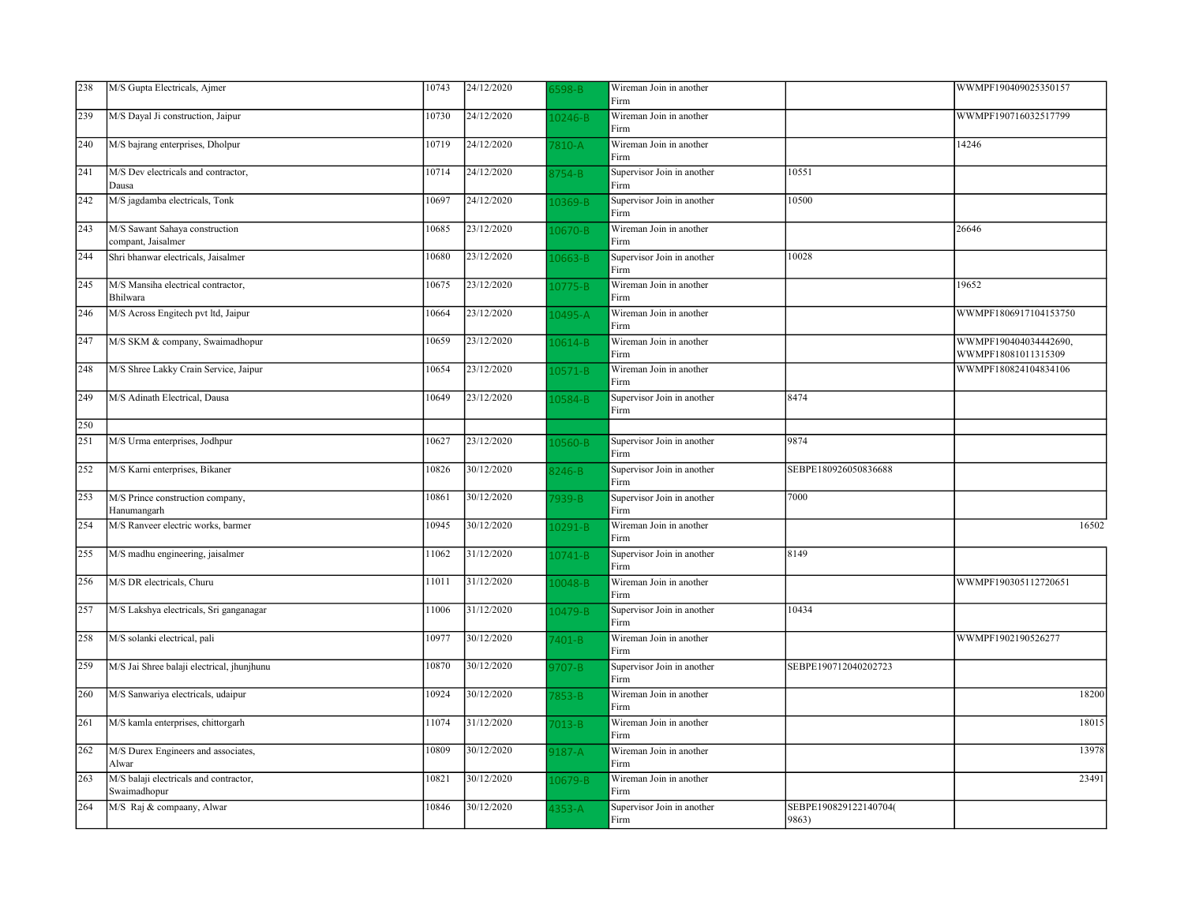| | | | | | | | |
|---|---|---|---|---|---|---|---|
| 238 | M/S Gupta Electricals, Ajmer | 10743 | 24/12/2020 | 6598-B | Wireman Join in another Firm | | WWMPF190409025350157 |
| 239 | M/S Dayal Ji construction, Jaipur | 10730 | 24/12/2020 | 10246-B | Wireman Join in another Firm | | WWMPF190716032517799 |
| 240 | M/S bajrang enterprises, Dholpur | 10719 | 24/12/2020 | 7810-A | Wireman Join in another Firm | | 14246 |
| 241 | M/S Dev electricals and contractor, Dausa | 10714 | 24/12/2020 | 8754-B | Supervisor Join in another Firm | 10551 | |
| 242 | M/S jagdamba electricals, Tonk | 10697 | 24/12/2020 | 10369-B | Supervisor Join in another Firm | 10500 | |
| 243 | M/S Sawant Sahaya construction compant, Jaisalmer | 10685 | 23/12/2020 | 10670-B | Wireman Join in another Firm | | 26646 |
| 244 | Shri bhanwar electricals, Jaisalmer | 10680 | 23/12/2020 | 10663-B | Supervisor Join in another Firm | 10028 | |
| 245 | M/S Mansiha electrical contractor, Bhilwara | 10675 | 23/12/2020 | 10775-B | Wireman Join in another Firm | | 19652 |
| 246 | M/S Across Engitech pvt ltd, Jaipur | 10664 | 23/12/2020 | 10495-A | Wireman Join in another Firm | | WWMPF1806917104153750 |
| 247 | M/S SKM & company, Swaimadhopur | 10659 | 23/12/2020 | 10614-B | Wireman Join in another Firm | | WWMPF190404034442690, WWMPF18081011315309 |
| 248 | M/S Shree Lakky Crain Service, Jaipur | 10654 | 23/12/2020 | 10571-B | Wireman Join in another Firm | | WWMPF180824104834106 |
| 249 | M/S Adinath Electrical, Dausa | 10649 | 23/12/2020 | 10584-B | Supervisor Join in another Firm | 8474 | |
| 250 | | | | | | | |
| 251 | M/S Urma enterprises, Jodhpur | 10627 | 23/12/2020 | 10560-B | Supervisor Join in another Firm | 9874 | |
| 252 | M/S Karni enterprises, Bikaner | 10826 | 30/12/2020 | 8246-B | Supervisor Join in another Firm | SEBPE180926050836688 | |
| 253 | M/S Prince construction company, Hanumangarh | 10861 | 30/12/2020 | 7939-B | Supervisor Join in another Firm | 7000 | |
| 254 | M/S Ranveer electric works, barmer | 10945 | 30/12/2020 | 10291-B | Wireman Join in another Firm | | 16502 |
| 255 | M/S madhu engineering, jaisalmer | 11062 | 31/12/2020 | 10741-B | Supervisor Join in another Firm | 8149 | |
| 256 | M/S DR electricals, Churu | 11011 | 31/12/2020 | 10048-B | Wireman Join in another Firm | | WWMPF190305112720651 |
| 257 | M/S Lakshya electricals, Sri ganganagar | 11006 | 31/12/2020 | 10479-B | Supervisor Join in another Firm | 10434 | |
| 258 | M/S solanki electrical, pali | 10977 | 30/12/2020 | 7401-B | Wireman Join in another Firm | | WWMPF1902190526277 |
| 259 | M/S Jai Shree balaji electrical, jhunjhunu | 10870 | 30/12/2020 | 9707-B | Supervisor Join in another Firm | SEBPE190712040202723 | |
| 260 | M/S Sanwariya electricals, udaipur | 10924 | 30/12/2020 | 7853-B | Wireman Join in another Firm | | 18200 |
| 261 | M/S kamla enterprises, chittorgarh | 11074 | 31/12/2020 | 7013-B | Wireman Join in another Firm | | 18015 |
| 262 | M/S Durex Engineers and associates, Alwar | 10809 | 30/12/2020 | 9187-A | Wireman Join in another Firm | | 13978 |
| 263 | M/S balaji electricals and contractor, Swaimadhopur | 10821 | 30/12/2020 | 10679-B | Wireman Join in another Firm | | 23491 |
| 264 | M/S Raj & compaany, Alwar | 10846 | 30/12/2020 | 4353-A | Supervisor Join in another Firm | SEBPE190829122140704( 9863) | |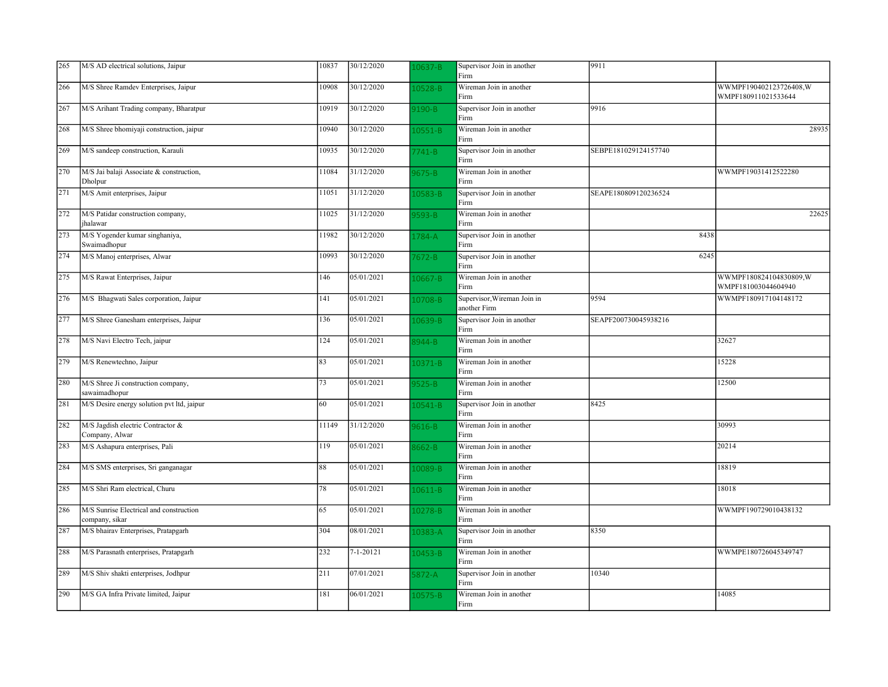| | | | | | | | |
|---|---|---|---|---|---|---|---|
| 265 | M/S AD electrical solutions, Jaipur | 10837 | 30/12/2020 | 10637-B | Supervisor Join in another Firm | 9911 | |
| 266 | M/S Shree Ramdev Enterprises, Jaipur | 10908 | 30/12/2020 | 10528-B | Wireman Join in another Firm | | WWMPF190402123726408,WWMPF180911021533644 |
| 267 | M/S Arihant Trading company, Bharatpur | 10919 | 30/12/2020 | 9190-B | Supervisor Join in another Firm | 9916 | |
| 268 | M/S Shree bhomiyaji construction, jaipur | 10940 | 30/12/2020 | 10551-B | Wireman Join in another Firm | | 28935 |
| 269 | M/S sandeep construction, Karauli | 10935 | 30/12/2020 | 7741-B | Supervisor Join in another Firm | SEBPE181029124157740 | |
| 270 | M/S Jai balaji Associate & construction, Dholpur | 11084 | 31/12/2020 | 9675-B | Wireman Join in another Firm | | WWMPF19031412522280 |
| 271 | M/S Amit enterprises, Jaipur | 11051 | 31/12/2020 | 10583-B | Supervisor Join in another Firm | SEAPE180809120236524 | |
| 272 | M/S Patidar construction company, jhalawar | 11025 | 31/12/2020 | 9593-B | Wireman Join in another Firm | | 22625 |
| 273 | M/S Yogender kumar singhaniya, Swaimadhopur | 11982 | 30/12/2020 | 1784-A | Supervisor Join in another Firm | 8438 | |
| 274 | M/S Manoj enterprises, Alwar | 10993 | 30/12/2020 | 7672-B | Supervisor Join in another Firm | 6245 | |
| 275 | M/S Rawat Enterprises, Jaipur | 146 | 05/01/2021 | 10667-B | Wireman Join in another Firm | | WWMPF180824104830809,WWMPF181003044604940 |
| 276 | M/S Bhagwati Sales corporation, Jaipur | 141 | 05/01/2021 | 10708-B | Supervisor,Wireman Join in another Firm | 9594 | WWMPF180917104148172 |
| 277 | M/S Shree Ganesham enterprises, Jaipur | 136 | 05/01/2021 | 10639-B | Supervisor Join in another Firm | SEAPF200730045938216 | |
| 278 | M/S Navi Electro Tech, jaipur | 124 | 05/01/2021 | 8944-B | Wireman Join in another Firm | | 32627 |
| 279 | M/S Renewtechno, Jaipur | 83 | 05/01/2021 | 10371-B | Wireman Join in another Firm | | 15228 |
| 280 | M/S Shree Ji construction company, sawaimadhopur | 73 | 05/01/2021 | 9525-B | Wireman Join in another Firm | | 12500 |
| 281 | M/S Desire energy solution pvt ltd, jaipur | 60 | 05/01/2021 | 10541-B | Supervisor Join in another Firm | 8425 | |
| 282 | M/S Jagdish electric Contractor & Company, Alwar | 11149 | 31/12/2020 | 9616-B | Wireman Join in another Firm | | 30993 |
| 283 | M/S Ashapura enterprises, Pali | 119 | 05/01/2021 | 8662-B | Wireman Join in another Firm | | 20214 |
| 284 | M/S SMS enterprises, Sri ganganagar | 88 | 05/01/2021 | 10089-B | Wireman Join in another Firm | | 18819 |
| 285 | M/S Shri Ram electrical, Churu | 78 | 05/01/2021 | 10611-B | Wireman Join in another Firm | | 18018 |
| 286 | M/S Sunrise Electrical and construction company, sikar | 65 | 05/01/2021 | 10278-B | Wireman Join in another Firm | | WWMPF190729010438132 |
| 287 | M/S bhairav Enterprises, Pratapgarh | 304 | 08/01/2021 | 10383-A | Supervisor Join in another Firm | 8350 | |
| 288 | M/S Parasnath enterprises, Pratapgarh | 232 | 7-1-20121 | 10453-B | Wireman Join in another Firm | | WWMPE180726045349747 |
| 289 | M/S Shiv shakti enterprises, Jodhpur | 211 | 07/01/2021 | 5872-A | Supervisor Join in another Firm | 10340 | |
| 290 | M/S GA Infra Private limited, Jaipur | 181 | 06/01/2021 | 10575-B | Wireman Join in another Firm | | 14085 |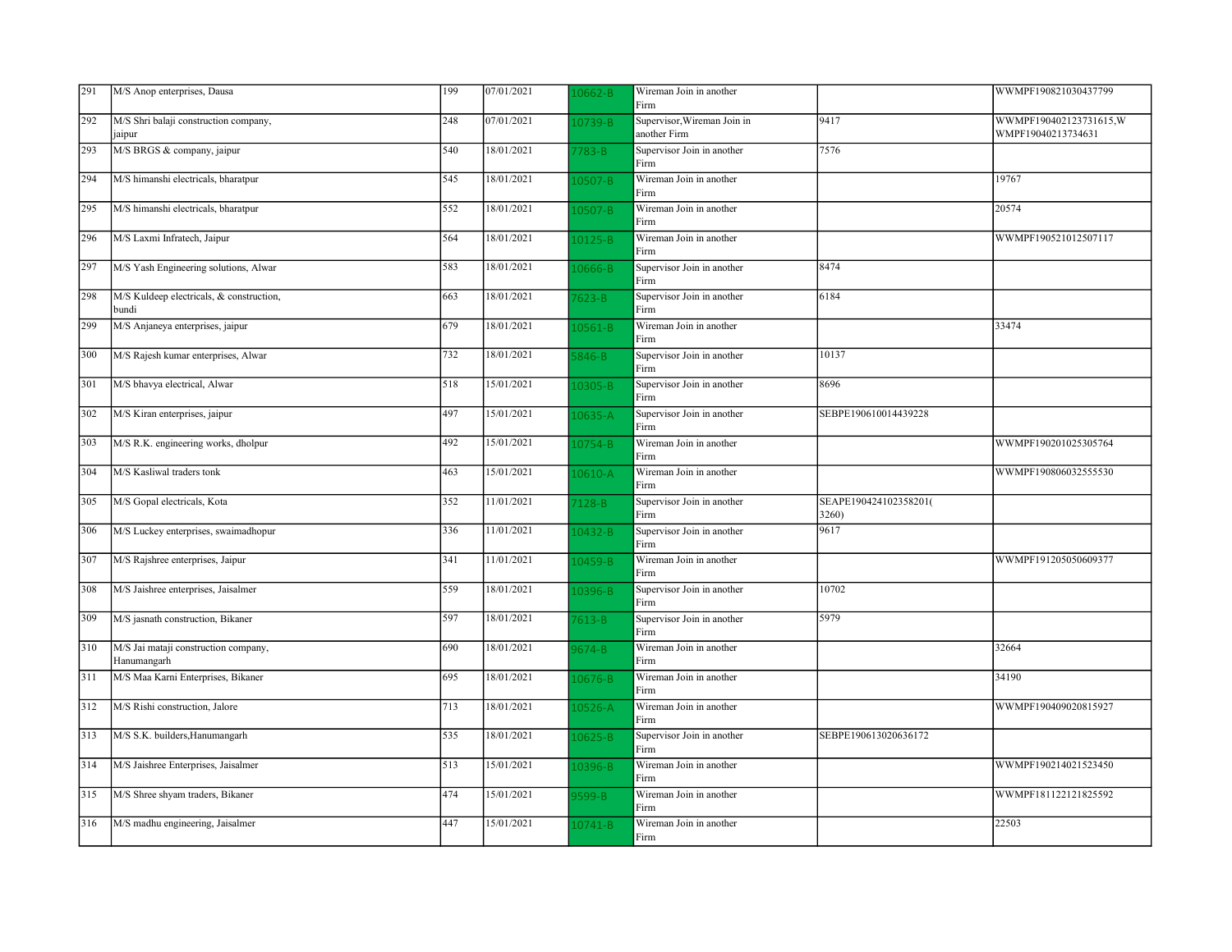| 291 | M/S Anop enterprises, Dausa | 199 | 07/01/2021 | 10662-B | Wireman Join in another Firm | | WWMPF190821030437799 |
|---|---|---|---|---|---|---|---|
| 292 | M/S Shri balaji construction company, jaipur | 248 | 07/01/2021 | 10739-B | Supervisor,Wireman Join in another Firm | 9417 | WWMPF190402123731615,WWMPF19040213734631 |
| 293 | M/S BRGS & company, jaipur | 540 | 18/01/2021 | 7783-B | Supervisor Join in another Firm | 7576 | |
| 294 | M/S himanshi electricals, bharatpur | 545 | 18/01/2021 | 10507-B | Wireman Join in another Firm | | 19767 |
| 295 | M/S himanshi electricals, bharatpur | 552 | 18/01/2021 | 10507-B | Wireman Join in another Firm | | 20574 |
| 296 | M/S Laxmi Infratech, Jaipur | 564 | 18/01/2021 | 10125-B | Wireman Join in another Firm | | WWMPF190521012507117 |
| 297 | M/S Yash Engineering solutions, Alwar | 583 | 18/01/2021 | 10666-B | Supervisor Join in another Firm | 8474 | |
| 298 | M/S Kuldeep electricals, & construction, bundi | 663 | 18/01/2021 | 7623-B | Supervisor Join in another Firm | 6184 | |
| 299 | M/S Anjaneya enterprises, jaipur | 679 | 18/01/2021 | 10561-B | Wireman Join in another Firm | | 33474 |
| 300 | M/S Rajesh kumar enterprises, Alwar | 732 | 18/01/2021 | 5846-B | Supervisor Join in another Firm | 10137 | |
| 301 | M/S bhavya electrical, Alwar | 518 | 15/01/2021 | 10305-B | Supervisor Join in another Firm | 8696 | |
| 302 | M/S Kiran enterprises, jaipur | 497 | 15/01/2021 | 10635-A | Supervisor Join in another Firm | SEBPE190610014439228 | |
| 303 | M/S R.K. engineering works, dholpur | 492 | 15/01/2021 | 10754-B | Wireman Join in another Firm | | WWMPF190201025305764 |
| 304 | M/S Kasliwal traders tonk | 463 | 15/01/2021 | 10610-A | Wireman Join in another Firm | | WWMPF190806032555530 |
| 305 | M/S Gopal electricals, Kota | 352 | 11/01/2021 | 7128-B | Supervisor Join in another Firm | SEAPE190424102358201(3260) | |
| 306 | M/S Luckey enterprises, swaimadhopur | 336 | 11/01/2021 | 10432-B | Supervisor Join in another Firm | 9617 | |
| 307 | M/S Rajshree enterprises, Jaipur | 341 | 11/01/2021 | 10459-B | Wireman Join in another Firm | | WWMPF191205050609377 |
| 308 | M/S Jaishree enterprises, Jaisalmer | 559 | 18/01/2021 | 10396-B | Supervisor Join in another Firm | 10702 | |
| 309 | M/S jasnath construction, Bikaner | 597 | 18/01/2021 | 7613-B | Supervisor Join in another Firm | 5979 | |
| 310 | M/S Jai mataji construction company, Hanumangarh | 690 | 18/01/2021 | 9674-B | Wireman Join in another Firm | | 32664 |
| 311 | M/S Maa Karni Enterprises, Bikaner | 695 | 18/01/2021 | 10676-B | Wireman Join in another Firm | | 34190 |
| 312 | M/S Rishi construction, Jalore | 713 | 18/01/2021 | 10526-A | Wireman Join in another Firm | | WWMPF190409020815927 |
| 313 | M/S S.K. builders,Hanumangarh | 535 | 18/01/2021 | 10625-B | Supervisor Join in another Firm | SEBPE190613020636172 | |
| 314 | M/S Jaishree Enterprises, Jaisalmer | 513 | 15/01/2021 | 10396-B | Wireman Join in another Firm | | WWMPF190214021523450 |
| 315 | M/S Shree shyam traders, Bikaner | 474 | 15/01/2021 | 9599-B | Wireman Join in another Firm | | WWMPF181122121825592 |
| 316 | M/S madhu engineering, Jaisalmer | 447 | 15/01/2021 | 10741-B | Wireman Join in another Firm | | 22503 |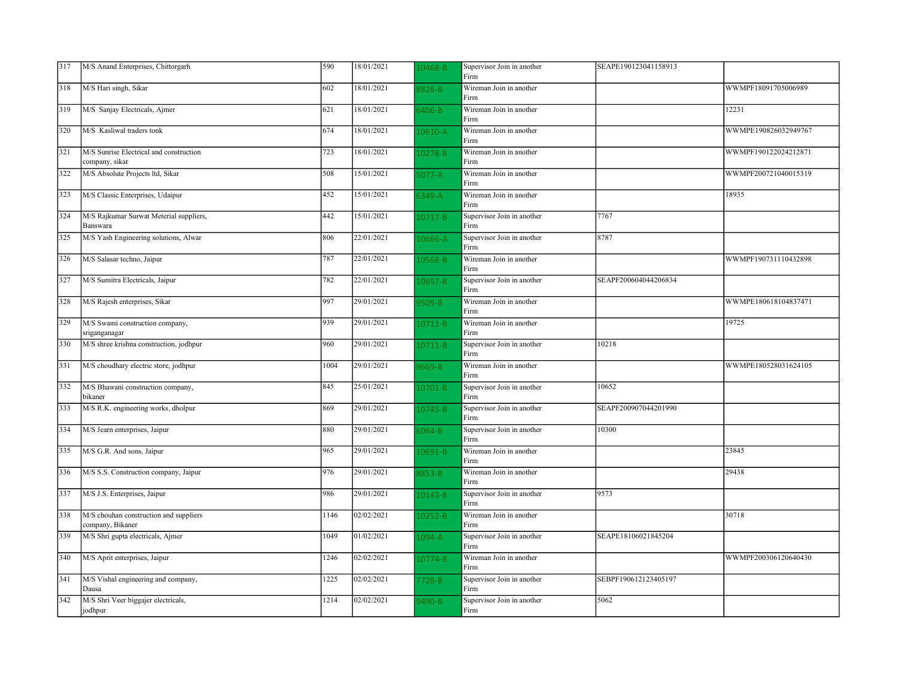| 317 | M/S Anand Enterprises, Chittorgarh | 590 | 18/01/2021 | 10468-B | Supervisor Join in another Firm | SEAPE190123041158913 | |
|---|---|---|---|---|---|---|---|
| 318 | M/S Hari singh, Sikar | 602 | 18/01/2021 | 8826-B | Wireman Join in another Firm | | WWMPF18091705006989 |
| 319 | M/S Sanjay Electricals, Ajmer | 621 | 18/01/2021 | 6406-B | Wireman Join in another Firm | | 12231 |
| 320 | M/S Kasliwal traders tonk | 674 | 18/01/2021 | 10610-A | Wireman Join in another Firm | | WWMPE190826032949767 |
| 321 | M/S Sunrise Electrical and construction company, sikar | 723 | 18/01/2021 | 10278-B | Wireman Join in another Firm | | WWMPF190122024212871 |
| 322 | M/S Absolute Projects ltd, Sikar | 508 | 15/01/2021 | 5077-A | Wireman Join in another Firm | | WWMPF200721040015319 |
| 323 | M/S Classic Enterprises, Udaipur | 452 | 15/01/2021 | 6349-A | Wireman Join in another Firm | | 18935 |
| 324 | M/S Rajkumar Surwat Meterial suppliers, Banswara | 442 | 15/01/2021 | 10717-B | Supervisor Join in another Firm | 7767 | |
| 325 | M/S Yash Engineering solutions, Alwar | 806 | 22/01/2021 | 10666-A | Supervisor Join in another Firm | 8787 | |
| 326 | M/S Salasar techno, Jaipur | 787 | 22/01/2021 | 10568-B | Wireman Join in another Firm | | WWMPF190731110432898 |
| 327 | M/S Sumitra Electricals, Jaipur | 782 | 22/01/2021 | 10657-B | Supervisor Join in another Firm | SEAPF200604044206834 | |
| 328 | M/S Rajesh enterprises, Sikar | 997 | 29/01/2021 | 9509-B | Wireman Join in another Firm | | WWMPE180618104837471 |
| 329 | M/S Swami construction company, sriganganagar | 939 | 29/01/2021 | 10711-B | Wireman Join in another Firm | | 19725 |
| 330 | M/S shree krishna construction, jodhpur | 960 | 29/01/2021 | 10711-B | Supervisor Join in another Firm | 10218 | |
| 331 | M/S choudhary electric store, jodhpur | 1004 | 29/01/2021 | 9669-B | Wireman Join in another Firm | | WWMPE180528031624105 |
| 332 | M/S Bhawani construction company, bikaner | 845 | 25/01/2021 | 10701-B | Supervisor Join in another Firm | 10652 | |
| 333 | M/S R.K. engineering works, dholpur | 869 | 29/01/2021 | 10745-B | Supervisor Join in another Firm | SEAPF200907044201990 | |
| 334 | M/S Jearn enterprises, Jaipur | 880 | 29/01/2021 | 6064-B | Supervisor Join in another Firm | 10300 | |
| 335 | M/S G.R. And sons, Jaipur | 965 | 29/01/2021 | 10691-B | Wireman Join in another Firm | | 23845 |
| 336 | M/S S.S. Construction company, Jaipur | 976 | 29/01/2021 | 8853-B | Wireman Join in another Firm | | 29438 |
| 337 | M/S J.S. Enterprises, Jaipur | 986 | 29/01/2021 | 10143-B | Supervisor Join in another Firm | 9573 | |
| 338 | M/S chouhan construction and suppliers company, Bikaner | 1146 | 02/02/2021 | 10252-B | Wireman Join in another Firm | | 30718 |
| 339 | M/S Shri gupta electricals, Ajmer | 1049 | 01/02/2021 | 1094-A | Supervisor Join in another Firm | SEAPE18106021845204 | |
| 340 | M/S Aprit enterprises, Jaipur | 1246 | 02/02/2021 | 10774-B | Wireman Join in another Firm | | WWMPF200306120640430 |
| 341 | M/S Vishal engineering and company, Dausa | 1225 | 02/02/2021 | 7728-B | Supervisor Join in another Firm | SEBPF190612123405197 | |
| 342 | M/S Shri Veer biggajer electricals, jodhpur | 1214 | 02/02/2021 | 9490-B | Supervisor Join in another Firm | 5062 | |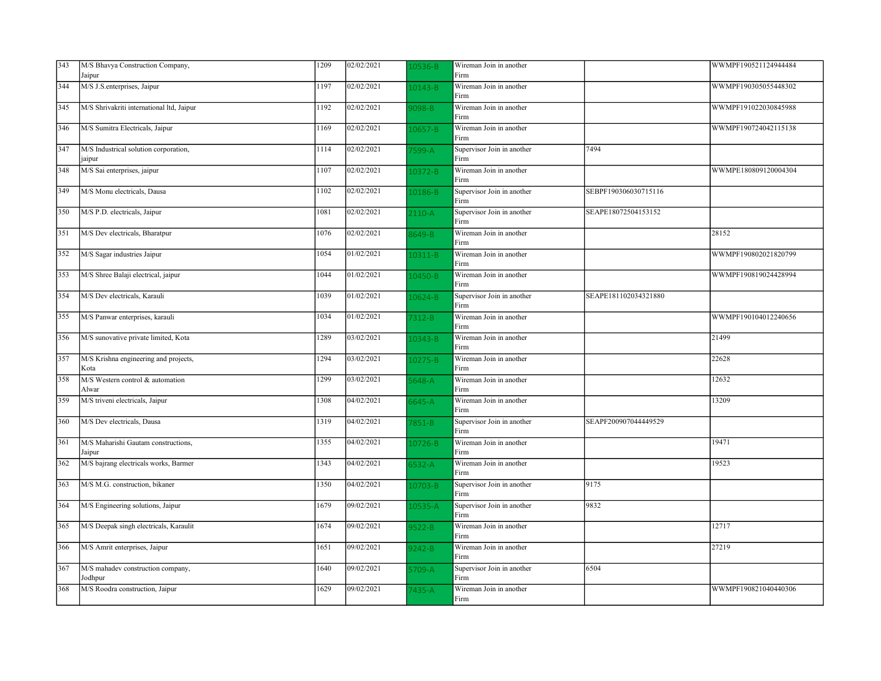| 343 | M/S Bhavya Construction Company, Jaipur | 1209 | 02/02/2021 | 10536-B | Wireman Join in another Firm | | WWMPF190521124944484 |
|---|---|---|---|---|---|---|---|
| 344 | M/S J.S.enterprises, Jaipur | 1197 | 02/02/2021 | 10143-B | Wireman Join in another Firm | | WWMPF190305055448302 |
| 345 | M/S Shrivakriti international ltd, Jaipur | 1192 | 02/02/2021 | 9098-B | Wireman Join in another Firm | | WWMPF191022030845988 |
| 346 | M/S Sumitra Electricals, Jaipur | 1169 | 02/02/2021 | 10657-B | Wireman Join in another Firm | | WWMPF190724042115138 |
| 347 | M/S Industrical solution corporation, jaipur | 1114 | 02/02/2021 | 7599-A | Supervisor Join in another Firm | 7494 | |
| 348 | M/S Sai enterprises, jaipur | 1107 | 02/02/2021 | 10372-B | Wireman Join in another Firm | | WWMPE180809120004304 |
| 349 | M/S Monu electricals, Dausa | 1102 | 02/02/2021 | 10186-B | Supervisor Join in another Firm | SEBPF190306030715116 | |
| 350 | M/S P.D. electricals, Jaipur | 1081 | 02/02/2021 | 2110-A | Supervisor Join in another Firm | SEAPE18072504153152 | |
| 351 | M/S Dev electricals, Bharatpur | 1076 | 02/02/2021 | 8649-B | Wireman Join in another Firm | | 28152 |
| 352 | M/S Sagar industries Jaipur | 1054 | 01/02/2021 | 10311-B | Wireman Join in another Firm | | WWMPF190802021820799 |
| 353 | M/S Shree Balaji electrical, jaipur | 1044 | 01/02/2021 | 10450-B | Wireman Join in another Firm | | WWMPF190819024428994 |
| 354 | M/S Dev electricals, Karauli | 1039 | 01/02/2021 | 10624-B | Supervisor Join in another Firm | SEAPE181102034321880 | |
| 355 | M/S Panwar enterprises, karauli | 1034 | 01/02/2021 | 7312-B | Wireman Join in another Firm | | WWMPF190104012240656 |
| 356 | M/S sunovative private limited, Kota | 1289 | 03/02/2021 | 10343-B | Wireman Join in another Firm | | 21499 |
| 357 | M/S Krishna engineering and projects, Kota | 1294 | 03/02/2021 | 10275-B | Wireman Join in another Firm | | 22628 |
| 358 | M/S Western control & automation Alwar | 1299 | 03/02/2021 | 5648-A | Wireman Join in another Firm | | 12632 |
| 359 | M/S triveni electricals, Jaipur | 1308 | 04/02/2021 | 6645-A | Wireman Join in another Firm | | 13209 |
| 360 | M/S Dev electricals, Dausa | 1319 | 04/02/2021 | 7851-B | Supervisor Join in another Firm | SEAPF200907044449529 | |
| 361 | M/S Maharishi Gautam constructions, Jaipur | 1355 | 04/02/2021 | 10726-B | Wireman Join in another Firm | | 19471 |
| 362 | M/S bajrang electricals works, Barmer | 1343 | 04/02/2021 | 6532-A | Wireman Join in another Firm | | 19523 |
| 363 | M/S M.G. construction, bikaner | 1350 | 04/02/2021 | 10703-B | Supervisor Join in another Firm | 9175 | |
| 364 | M/S Engineering solutions, Jaipur | 1679 | 09/02/2021 | 10535-A | Supervisor Join in another Firm | 9832 | |
| 365 | M/S Deepak singh electricals, Karaulit | 1674 | 09/02/2021 | 9522-B | Wireman Join in another Firm | | 12717 |
| 366 | M/S Amrit enterprises, Jaipur | 1651 | 09/02/2021 | 9242-B | Wireman Join in another Firm | | 27219 |
| 367 | M/S mahadev construction company, Jodhpur | 1640 | 09/02/2021 | 5709-A | Supervisor Join in another Firm | 6504 | |
| 368 | M/S Roodra construction, Jaipur | 1629 | 09/02/2021 | 7435-A | Wireman Join in another Firm | | WWMPF190821040440306 |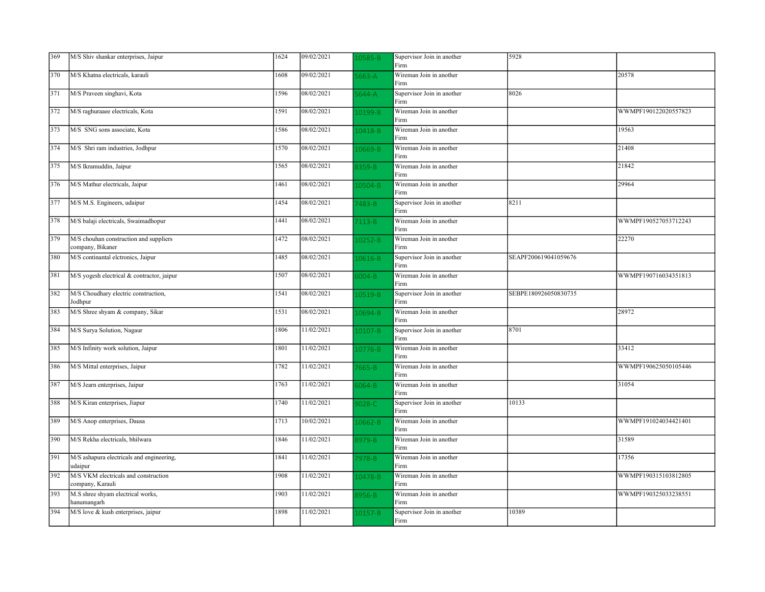| 369 | M/S Shiv shankar enterprises, Jaipur | 1624 | 09/02/2021 | 10585-B | Supervisor Join in another Firm | 5928 | |
|---|---|---|---|---|---|---|---|
| 370 | M/S Khatna electricals, karauli | 1608 | 09/02/2021 | 5663-A | Wireman Join in another Firm | | 20578 |
| 371 | M/S Praveen singhavi, Kota | 1596 | 08/02/2021 | 5644-A | Supervisor Join in another Firm | 8026 | |
| 372 | M/S raghuraaee electricals, Kota | 1591 | 08/02/2021 | 10199-B | Wireman Join in another Firm | | WWMPF190122020557823 |
| 373 | M/S SNG sons associate, Kota | 1586 | 08/02/2021 | 10418-B | Wireman Join in another Firm | | 19563 |
| 374 | M/S Shri ram industries, Jodhpur | 1570 | 08/02/2021 | 10669-B | Wireman Join in another Firm | | 21408 |
| 375 | M/S Ikramuddin, Jaipur | 1565 | 08/02/2021 | 8359-B | Wireman Join in another Firm | | 21842 |
| 376 | M/S Mathur electricals, Jaipur | 1461 | 08/02/2021 | 10504-B | Wireman Join in another Firm | | 29964 |
| 377 | M/S M.S. Engineers, udaipur | 1454 | 08/02/2021 | 7483-B | Supervisor Join in another Firm | 8211 | |
| 378 | M/S balaji electricals, Swaimadhopur | 1441 | 08/02/2021 | 7113-B | Wireman Join in another Firm | | WWMPF190527053712243 |
| 379 | M/S chouhan construction and suppliers company, Bikaner | 1472 | 08/02/2021 | 10252-B | Wireman Join in another Firm | | 22270 |
| 380 | M/S continantal elctronics, Jaipur | 1485 | 08/02/2021 | 10616-B | Supervisor Join in another Firm | SEAPF200619041059676 | |
| 381 | M/S yogesh electrical & contractor, jaipur | 1507 | 08/02/2021 | 6004-B | Wireman Join in another Firm | | WWMPF190716034351813 |
| 382 | M/S Choudhary electric construction, Jodhpur | 1541 | 08/02/2021 | 10519-B | Supervisor Join in another Firm | SEBPE180926050830735 | |
| 383 | M/S Shree shyam & company, Sikar | 1531 | 08/02/2021 | 10694-B | Wireman Join in another Firm | | 28972 |
| 384 | M/S Surya Solution, Nagaur | 1806 | 11/02/2021 | 10107-B | Supervisor Join in another Firm | 8701 | |
| 385 | M/S Infinity work solution, Jaipur | 1801 | 11/02/2021 | 10776-B | Wireman Join in another Firm | | 33412 |
| 386 | M/S Mittal enterprises, Jaipur | 1782 | 11/02/2021 | 7665-B | Wireman Join in another Firm | | WWMPF190625050105446 |
| 387 | M/S Jearn enterprises, Jaipur | 1763 | 11/02/2021 | 6064-B | Wireman Join in another Firm | | 31054 |
| 388 | M/S Kiran enterprises, Jiapur | 1740 | 11/02/2021 | 9028-C | Supervisor Join in another Firm | 10133 | |
| 389 | M/S Anop enterprises, Dausa | 1713 | 10/02/2021 | 10662-B | Wireman Join in another Firm | | WWMPF191024034421401 |
| 390 | M/S Rekha electricals, bhilwara | 1846 | 11/02/2021 | 8979-B | Wireman Join in another Firm | | 31589 |
| 391 | M/S ashapura electricals and engineering, udaipur | 1841 | 11/02/2021 | 7978-B | Wireman Join in another Firm | | 17356 |
| 392 | M/S VKM electricals and construction company, Karauli | 1908 | 11/02/2021 | 10478-B | Wireman Join in another Firm | | WWMPF190315103812805 |
| 393 | M.S shree shyam electrical works, hanumangarh | 1903 | 11/02/2021 | 8956-B | Wireman Join in another Firm | | WWMPF190325033238551 |
| 394 | M/S love & kush enterprises, jaipur | 1898 | 11/02/2021 | 10157-B | Supervisor Join in another Firm | 10389 | |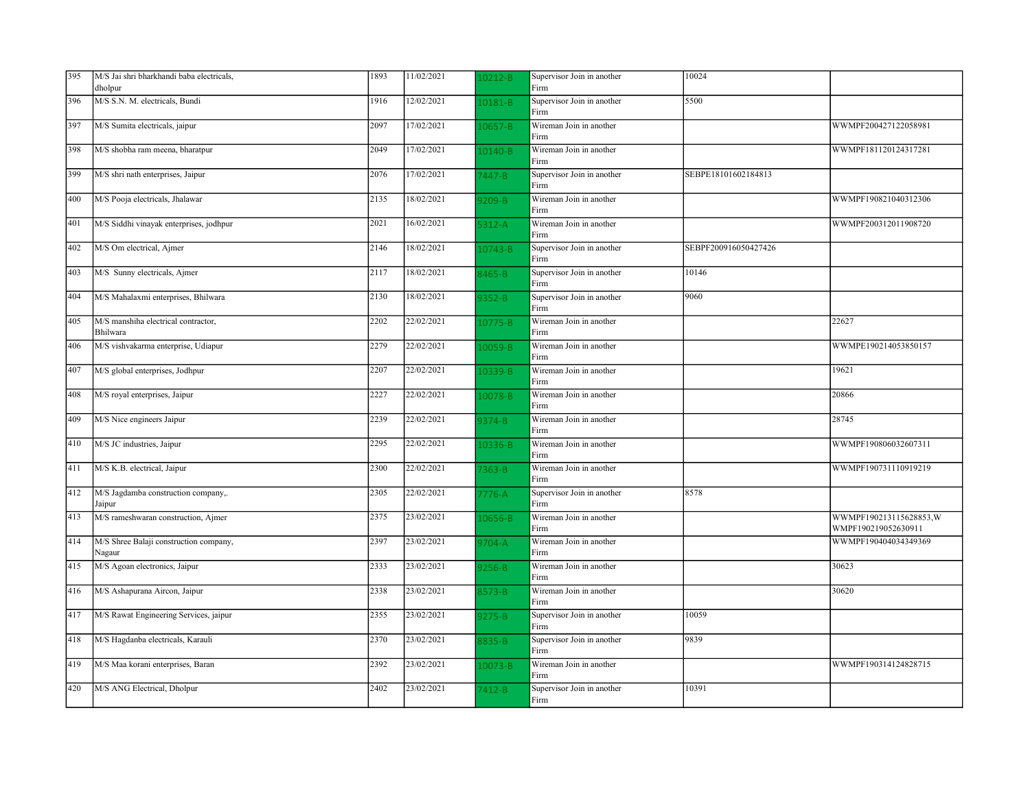| | | | | | | | |
|---|---|---|---|---|---|---|---|
| 395 | M/S Jai shri bharkhandi baba electricals, dholpur | 1893 | 11/02/2021 | 10212-B | Supervisor Join in another Firm | 10024 | |
| 396 | M/S S.N. M. electricals, Bundi | 1916 | 12/02/2021 | 10181-B | Supervisor Join in another Firm | 5500 | |
| 397 | M/S Sumita electricals, jaipur | 2097 | 17/02/2021 | 10657-B | Wireman Join in another Firm | | WWMPF200427122058981 |
| 398 | M/S shobha ram meena, bharatpur | 2049 | 17/02/2021 | 10140-B | Wireman Join in another Firm | | WWMPF181120124317281 |
| 399 | M/S shri nath enterprises, Jaipur | 2076 | 17/02/2021 | 7447-B | Supervisor Join in another Firm | SEBPE18101602184813 | |
| 400 | M/S Pooja electricals, Jhalawar | 2135 | 18/02/2021 | 9209-B | Wireman Join in another Firm | | WWMPF190821040312306 |
| 401 | M/S Siddhi vinayak enterprises, jodhpur | 2021 | 16/02/2021 | 5312-A | Wireman Join in another Firm | | WWMPF200312011908720 |
| 402 | M/S Om electrical, Ajmer | 2146 | 18/02/2021 | 10743-B | Supervisor Join in another Firm | SEBPF200916050427426 | |
| 403 | M/S Sunny electricals, Ajmer | 2117 | 18/02/2021 | 8465-B | Supervisor Join in another Firm | 10146 | |
| 404 | M/S Mahalaxmi enterprises, Bhilwara | 2130 | 18/02/2021 | 9352-B | Supervisor Join in another Firm | 9060 | |
| 405 | M/S manshiha electrical contractor, Bhilwara | 2202 | 22/02/2021 | 10775-B | Wireman Join in another Firm | | 22627 |
| 406 | M/S vishvakarma enterprise, Udiapur | 2279 | 22/02/2021 | 10059-B | Wireman Join in another Firm | | WWMPE190214053850157 |
| 407 | M/S global enterprises, Jodhpur | 2207 | 22/02/2021 | 10339-B | Wireman Join in another Firm | | 19621 |
| 408 | M/S royal enterprises, Jaipur | 2227 | 22/02/2021 | 10078-B | Wireman Join in another Firm | | 20866 |
| 409 | M/S Nice engineers Jaipur | 2239 | 22/02/2021 | 9374-B | Wireman Join in another Firm | | 28745 |
| 410 | M/S JC industries, Jaipur | 2295 | 22/02/2021 | 10336-B | Wireman Join in another Firm | | WWMPF190806032607311 |
| 411 | M/S K.B. electrical, Jaipur | 2300 | 22/02/2021 | 7363-B | Wireman Join in another Firm | | WWMPF190731110919219 |
| 412 | M/S Jagdamba construction company,. Jaipur | 2305 | 22/02/2021 | 7776-A | Supervisor Join in another Firm | 8578 | |
| 413 | M/S rameshwaran construction, Ajmer | 2375 | 23/02/2021 | 10656-B | Wireman Join in another Firm | | WWMPF190213115628853,WWMPF190219052630911 |
| 414 | M/S Shree Balaji construction company, Nagaur | 2397 | 23/02/2021 | 9704-A | Wireman Join in another Firm | | WWMPF190404034349369 |
| 415 | M/S Agoan electronics, Jaipur | 2333 | 23/02/2021 | 9256-B | Wireman Join in another Firm | | 30623 |
| 416 | M/S Ashapurana Aircon, Jaipur | 2338 | 23/02/2021 | 8573-B | Wireman Join in another Firm | | 30620 |
| 417 | M/S Rawat Engineering Services, jaipur | 2355 | 23/02/2021 | 9275-B | Supervisor Join in another Firm | 10059 | |
| 418 | M/S Hagdanba electricals, Karauli | 2370 | 23/02/2021 | 8835-B | Supervisor Join in another Firm | 9839 | |
| 419 | M/S Maa korani enterprises, Baran | 2392 | 23/02/2021 | 10073-B | Wireman Join in another Firm | | WWMPF190314124828715 |
| 420 | M/S ANG Electrical, Dholpur | 2402 | 23/02/2021 | 7412-B | Supervisor Join in another Firm | 10391 | |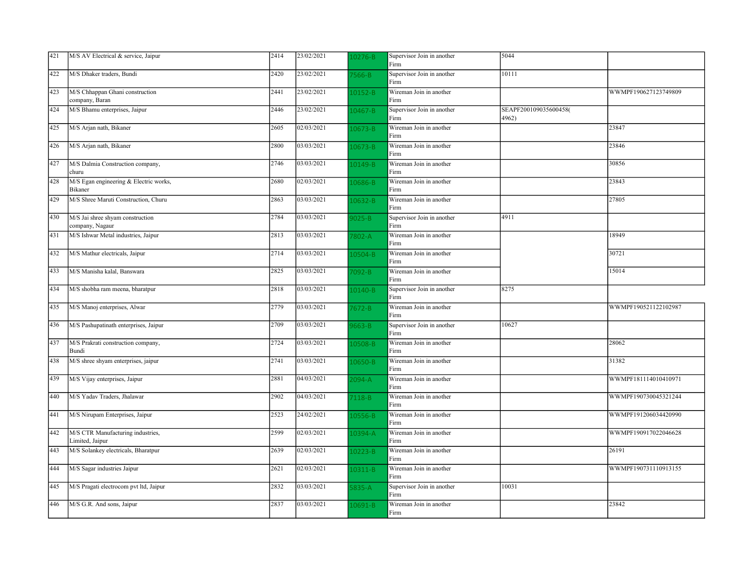| 421 | M/S AV Electrical & service, Jaipur | 2414 | 23/02/2021 | 10276-B | Supervisor Join in another Firm | 5044 | |
|---|---|---|---|---|---|---|---|
| 422 | M/S Dhaker traders, Bundi | 2420 | 23/02/2021 | 7566-B | Supervisor Join in another Firm | 10111 | |
| 423 | M/S Chhappan Ghani construction company, Baran | 2441 | 23/02/2021 | 10152-B | Wireman Join in another Firm | | WWMPF190627123749809 |
| 424 | M/S Bhamu enterprises, Jaipur | 2446 | 23/02/2021 | 10467-B | Supervisor Join in another Firm | SEAPF200109035600458(4962) | |
| 425 | M/S Arjan nath, Bikaner | 2605 | 02/03/2021 | 10673-B | Wireman Join in another Firm | | 23847 |
| 426 | M/S Arjan nath, Bikaner | 2800 | 03/03/2021 | 10673-B | Wireman Join in another Firm | | 23846 |
| 427 | M/S Dalmia Construction company, churu | 2746 | 03/03/2021 | 10149-B | Wireman Join in another Firm | | 30856 |
| 428 | M/S Egan engineering & Electric works, Bikaner | 2680 | 02/03/2021 | 10686-B | Wireman Join in another Firm | | 23843 |
| 429 | M/S Shree Maruti Construction, Churu | 2863 | 03/03/2021 | 10632-B | Wireman Join in another Firm | | 27805 |
| 430 | M/S Jai shree shyam construction company, Nagaur | 2784 | 03/03/2021 | 9025-B | Supervisor Join in another Firm | 4911 | |
| 431 | M/S Ishwar Metal industries, Jaipur | 2813 | 03/03/2021 | 7802-A | Wireman Join in another Firm | | 18949 |
| 432 | M/S Mathur electricals, Jaipur | 2714 | 03/03/2021 | 10504-B | Wireman Join in another Firm | | 30721 |
| 433 | M/S Manisha kalal, Banswara | 2825 | 03/03/2021 | 7092-B | Wireman Join in another Firm | | 15014 |
| 434 | M/S shobha ram meena, bharatpur | 2818 | 03/03/2021 | 10140-B | Supervisor Join in another Firm | 8275 | |
| 435 | M/S Manoj enterprises, Alwar | 2779 | 03/03/2021 | 7672-B | Wireman Join in another Firm | | WWMPF190521122102987 |
| 436 | M/S Pashupatinath enterprises, Jaipur | 2709 | 03/03/2021 | 9663-B | Supervisor Join in another Firm | 10627 | |
| 437 | M/S Prakrati construction company, Bundi | 2724 | 03/03/2021 | 10508-B | Wireman Join in another Firm | | 28062 |
| 438 | M/S shree shyam enterprises, jaipur | 2741 | 03/03/2021 | 10650-B | Wireman Join in another Firm | | 31382 |
| 439 | M/S Vijay enterprises, Jaipur | 2881 | 04/03/2021 | 2094-A | Wireman Join in another Firm | | WWMPF181114010410971 |
| 440 | M/S Yadav Traders, Jhalawar | 2902 | 04/03/2021 | 7118-B | Wireman Join in another Firm | | WWMPF190730045321244 |
| 441 | M/S Nirupam Enterprises, Jaipur | 2523 | 24/02/2021 | 10556-B | Wireman Join in another Firm | | WWMPF191206034420990 |
| 442 | M/S CTR Manufacturing industries, Limited, Jaipur | 2599 | 02/03/2021 | 10394-A | Wireman Join in another Firm | | WWMPF190917022046628 |
| 443 | M/S Solankey electricals, Bharatpur | 2639 | 02/03/2021 | 10223-B | Wireman Join in another Firm | | 26191 |
| 444 | M/S Sagar industries Jaipur | 2621 | 02/03/2021 | 10311-B | Wireman Join in another Firm | | WWMPF190731110913155 |
| 445 | M/S Pragati electrocom pvt ltd, Jaipur | 2832 | 03/03/2021 | 5835-A | Supervisor Join in another Firm | 10031 | |
| 446 | M/S G.R. And sons, Jaipur | 2837 | 03/03/2021 | 10691-B | Wireman Join in another Firm | | 23842 |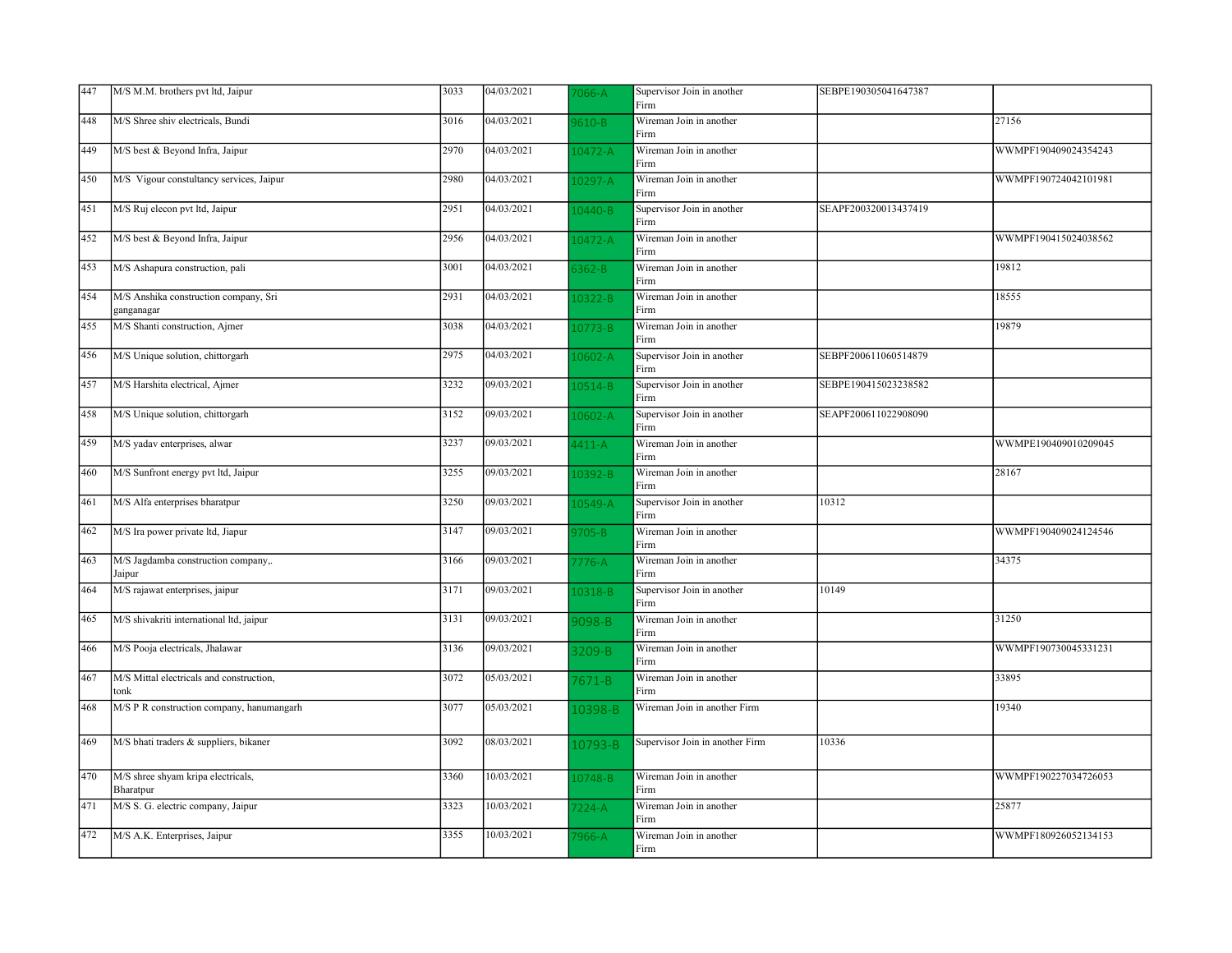| 447 | M/S M.M. brothers pvt ltd, Jaipur | 3033 | 04/03/2021 | 7066-A | Supervisor Join in another Firm | SEBPE190305041647387 | |
|---|---|---|---|---|---|---|---|
| 448 | M/S Shree shiv electricals, Bundi | 3016 | 04/03/2021 | 9610-B | Wireman Join in another Firm | | 27156 |
| 449 | M/S best & Beyond Infra, Jaipur | 2970 | 04/03/2021 | 10472-A | Wireman Join in another Firm | | WWMPF190409024354243 |
| 450 | M/S Vigour constultancy services, Jaipur | 2980 | 04/03/2021 | 10297-A | Wireman Join in another Firm | | WWMPF190724042101981 |
| 451 | M/S Ruj elecon pvt ltd, Jaipur | 2951 | 04/03/2021 | 10440-B | Supervisor Join in another Firm | SEAPF200320013437419 | |
| 452 | M/S best & Beyond Infra, Jaipur | 2956 | 04/03/2021 | 10472-A | Wireman Join in another Firm | | WWMPF190415024038562 |
| 453 | M/S Ashapura construction, pali | 3001 | 04/03/2021 | 6362-B | Wireman Join in another Firm | | 19812 |
| 454 | M/S Anshika construction company, Sri ganganagar | 2931 | 04/03/2021 | 10322-B | Wireman Join in another Firm | | 18555 |
| 455 | M/S Shanti construction, Ajmer | 3038 | 04/03/2021 | 10773-B | Wireman Join in another Firm | | 19879 |
| 456 | M/S Unique solution, chittorgarh | 2975 | 04/03/2021 | 10602-A | Supervisor Join in another Firm | SEBPF200611060514879 | |
| 457 | M/S Harshita electrical, Ajmer | 3232 | 09/03/2021 | 10514-B | Supervisor Join in another Firm | SEBPE190415023238582 | |
| 458 | M/S Unique solution, chittorgarh | 3152 | 09/03/2021 | 10602-A | Supervisor Join in another Firm | SEAPF200611022908090 | |
| 459 | M/S yadav enterprises, alwar | 3237 | 09/03/2021 | 4411-A | Wireman Join in another Firm | | WWMPE190409010209045 |
| 460 | M/S Sunfront energy pvt ltd, Jaipur | 3255 | 09/03/2021 | 10392-B | Wireman Join in another Firm | | 28167 |
| 461 | M/S Alfa enterprises bharatpur | 3250 | 09/03/2021 | 10549-A | Supervisor Join in another Firm | 10312 | |
| 462 | M/S Ira power private ltd, Jiapur | 3147 | 09/03/2021 | 9705-B | Wireman Join in another Firm | | WWMPF190409024124546 |
| 463 | M/S Jagdamba construction company,. Jaipur | 3166 | 09/03/2021 | 7776-A | Wireman Join in another Firm | | 34375 |
| 464 | M/S rajawat enterprises, jaipur | 3171 | 09/03/2021 | 10318-B | Supervisor Join in another Firm | 10149 | |
| 465 | M/S shivakriti international ltd, jaipur | 3131 | 09/03/2021 | 9098-B | Wireman Join in another Firm | | 31250 |
| 466 | M/S Pooja electricals, Jhalawar | 3136 | 09/03/2021 | 3209-B | Wireman Join in another Firm | | WWMPF190730045331231 |
| 467 | M/S Mittal electricals and construction, tonk | 3072 | 05/03/2021 | 7671-B | Wireman Join in another Firm | | 33895 |
| 468 | M/S P R construction company, hanumangarh | 3077 | 05/03/2021 | 10398-B | Wireman Join in another Firm | | 19340 |
| 469 | M/S bhati traders & suppliers, bikaner | 3092 | 08/03/2021 | 10793-B | Supervisor Join in another Firm | 10336 | |
| 470 | M/S shree shyam kripa electricals, Bharatpur | 3360 | 10/03/2021 | 10748-B | Wireman Join in another Firm | | WWMPF190227034726053 |
| 471 | M/S S. G. electric company, Jaipur | 3323 | 10/03/2021 | 7224-A | Wireman Join in another Firm | | 25877 |
| 472 | M/S A.K. Enterprises, Jaipur | 3355 | 10/03/2021 | 7966-A | Wireman Join in another Firm | | WWMPF180926052134153 |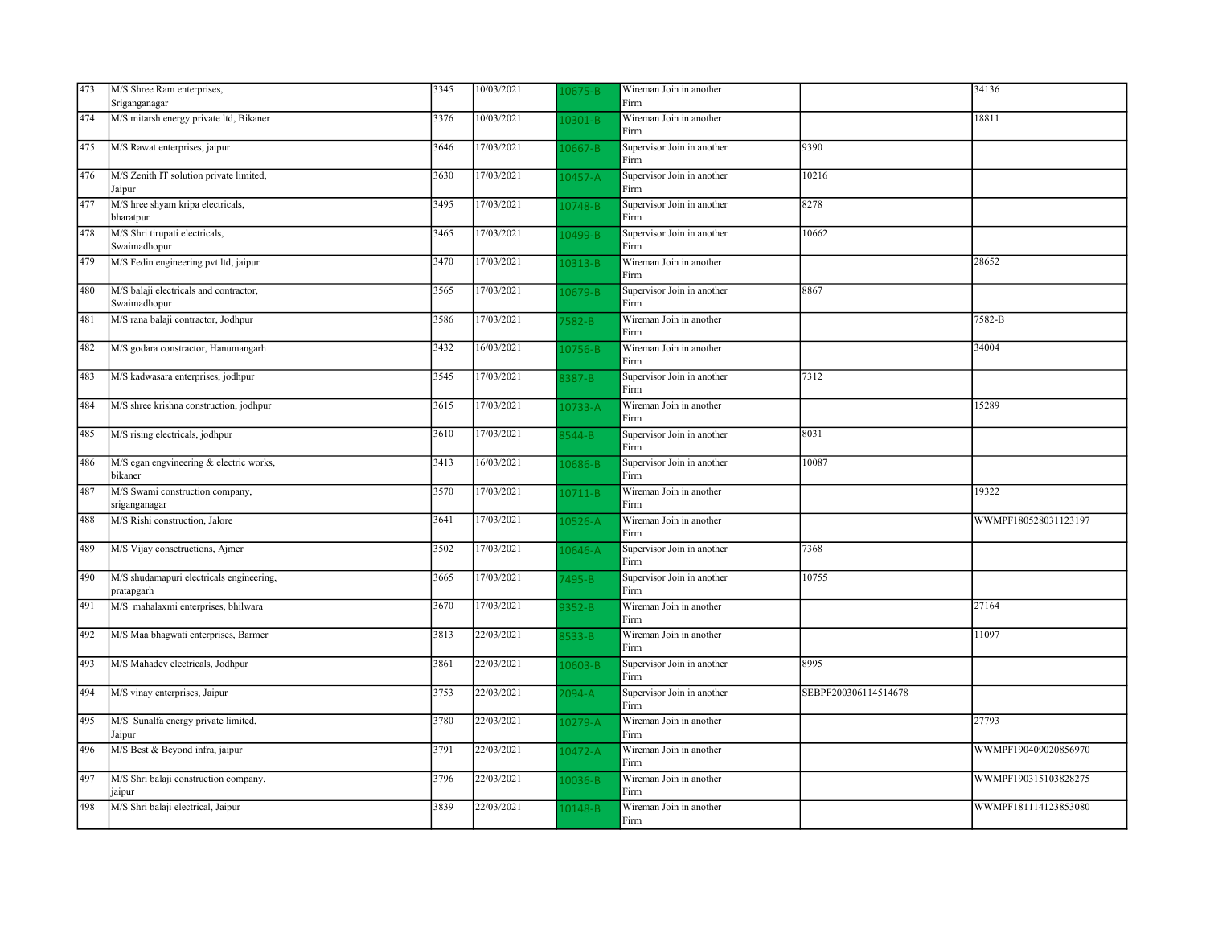| 473 | M/S Shree Ram enterprises, Sriganganagar | 3345 | 10/03/2021 | 10675-B | Wireman Join in another Firm | | 34136 |
|---|---|---|---|---|---|---|---|
| 474 | M/S mitarsh energy private ltd, Bikaner | 3376 | 10/03/2021 | 10301-B | Wireman Join in another Firm | | 18811 |
| 475 | M/S Rawat enterprises, jaipur | 3646 | 17/03/2021 | 10667-B | Supervisor Join in another Firm | 9390 | |
| 476 | M/S Zenith IT solution private limited, Jaipur | 3630 | 17/03/2021 | 10457-A | Supervisor Join in another Firm | 10216 | |
| 477 | M/S hree shyam kripa electricals, bharatpur | 3495 | 17/03/2021 | 10748-B | Supervisor Join in another Firm | 8278 | |
| 478 | M/S Shri tirupati electricals, Swaimadhopur | 3465 | 17/03/2021 | 10499-B | Supervisor Join in another Firm | 10662 | |
| 479 | M/S Fedin engineering pvt ltd, jaipur | 3470 | 17/03/2021 | 10313-B | Wireman Join in another Firm | | 28652 |
| 480 | M/S balaji electricals and contractor, Swaimadhopur | 3565 | 17/03/2021 | 10679-B | Supervisor Join in another Firm | 8867 | |
| 481 | M/S rana balaji contractor, Jodhpur | 3586 | 17/03/2021 | 7582-B | Wireman Join in another Firm | | 7582-B |
| 482 | M/S godara constractor, Hanumangarh | 3432 | 16/03/2021 | 10756-B | Wireman Join in another Firm | | 34004 |
| 483 | M/S kadwasara enterprises, jodhpur | 3545 | 17/03/2021 | 8387-B | Supervisor Join in another Firm | 7312 | |
| 484 | M/S shree krishna construction, jodhpur | 3615 | 17/03/2021 | 10733-A | Wireman Join in another Firm | | 15289 |
| 485 | M/S rising electricals, jodhpur | 3610 | 17/03/2021 | 8544-B | Supervisor Join in another Firm | 8031 | |
| 486 | M/S egan engvineering & electric works, bikaner | 3413 | 16/03/2021 | 10686-B | Supervisor Join in another Firm | 10087 | |
| 487 | M/S Swami construction company, sriganganagar | 3570 | 17/03/2021 | 10711-B | Wireman Join in another Firm | | 19322 |
| 488 | M/S Rishi construction, Jalore | 3641 | 17/03/2021 | 10526-A | Wireman Join in another Firm | | WWMPF180528031123197 |
| 489 | M/S Vijay consctructions, Ajmer | 3502 | 17/03/2021 | 10646-A | Supervisor Join in another Firm | 7368 | |
| 490 | M/S shudamapuri electricals engineering, pratapgarh | 3665 | 17/03/2021 | 7495-B | Supervisor Join in another Firm | 10755 | |
| 491 | M/S mahalaxmi enterprises, bhilwara | 3670 | 17/03/2021 | 9352-B | Wireman Join in another Firm | | 27164 |
| 492 | M/S Maa bhagwati enterprises, Barmer | 3813 | 22/03/2021 | 8533-B | Wireman Join in another Firm | | 11097 |
| 493 | M/S Mahadev electricals, Jodhpur | 3861 | 22/03/2021 | 10603-B | Supervisor Join in another Firm | 8995 | |
| 494 | M/S vinay enterprises, Jaipur | 3753 | 22/03/2021 | 2094-A | Supervisor Join in another Firm | SEBPF200306114514678 | |
| 495 | M/S Sunalfa energy private limited, Jaipur | 3780 | 22/03/2021 | 10279-A | Wireman Join in another Firm | | 27793 |
| 496 | M/S Best & Beyond infra, jaipur | 3791 | 22/03/2021 | 10472-A | Wireman Join in another Firm | | WWMPF190409020856970 |
| 497 | M/S Shri balaji construction company, jaipur | 3796 | 22/03/2021 | 10036-B | Wireman Join in another Firm | | WWMPF190315103828275 |
| 498 | M/S Shri balaji electrical, Jaipur | 3839 | 22/03/2021 | 10148-B | Wireman Join in another Firm | | WWMPF181114123853080 |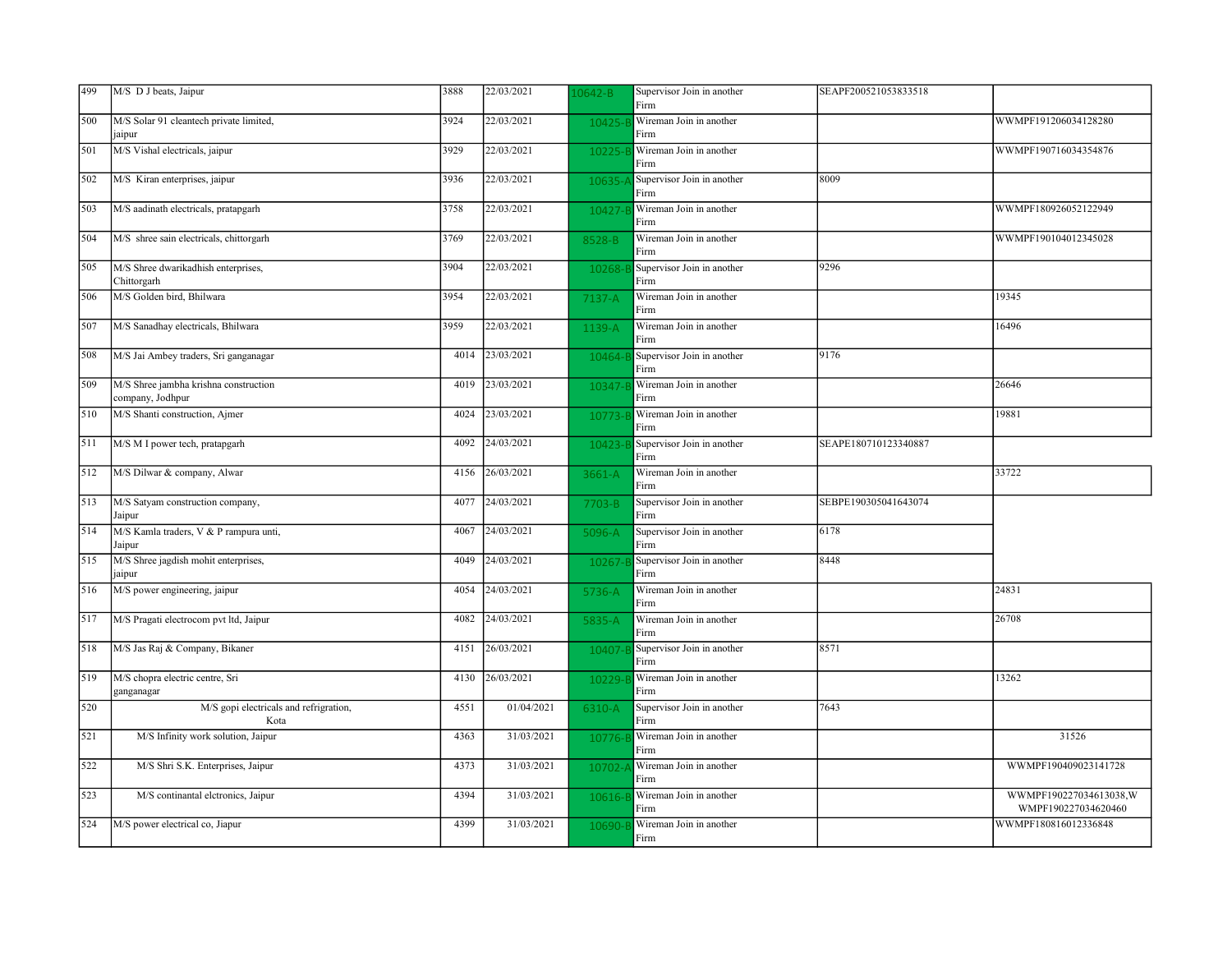| 499 | M/S D J beats, Jaipur | 3888 | 22/03/2021 | 10642-B | Supervisor Join in another Firm | SEAPF200521053833518 | |
|---|---|---|---|---|---|---|---|
| 500 | M/S Solar 91 cleantech private limited, jaipur | 3924 | 22/03/2021 | 10425-B | Wireman Join in another Firm | | WWMPF191206034128280 |
| 501 | M/S Vishal electricals, jaipur | 3929 | 22/03/2021 | 10225-B | Wireman Join in another Firm | | WWMPF190716034354876 |
| 502 | M/S Kiran enterprises, jaipur | 3936 | 22/03/2021 | 10635-A | Supervisor Join in another Firm | 8009 | |
| 503 | M/S aadinath electricals, pratapgarh | 3758 | 22/03/2021 | 10427-B | Wireman Join in another Firm | | WWMPF180926052122949 |
| 504 | M/S shree sain electricals, chittorgarh | 3769 | 22/03/2021 | 8528-B | Wireman Join in another Firm | | WWMPF190104012345028 |
| 505 | M/S Shree dwarikadhish enterprises, Chittorgarh | 3904 | 22/03/2021 | 10268-B | Supervisor Join in another Firm | 9296 | |
| 506 | M/S Golden bird, Bhilwara | 3954 | 22/03/2021 | 7137-A | Wireman Join in another Firm | | 19345 |
| 507 | M/S Sanadhay electricals, Bhilwara | 3959 | 22/03/2021 | 1139-A | Wireman Join in another Firm | | 16496 |
| 508 | M/S Jai Ambey traders, Sri ganganagar | 4014 | 23/03/2021 | 10464-B | Supervisor Join in another Firm | 9176 | |
| 509 | M/S Shree jambha krishna construction company, Jodhpur | 4019 | 23/03/2021 | 10347-B | Wireman Join in another Firm | | 26646 |
| 510 | M/S Shanti construction, Ajmer | 4024 | 23/03/2021 | 10773-B | Wireman Join in another Firm | | 19881 |
| 511 | M/S M I power tech, pratapgarh | 4092 | 24/03/2021 | 10423-B | Supervisor Join in another Firm | SEAPE180710123340887 | |
| 512 | M/S Dilwar & company, Alwar | 4156 | 26/03/2021 | 3661-A | Wireman Join in another Firm | | 33722 |
| 513 | M/S Satyam construction company, Jaipur | 4077 | 24/03/2021 | 7703-B | Supervisor Join in another Firm | SEBPE190305041643074 | |
| 514 | M/S Kamla traders, V & P rampura unti, Jaipur | 4067 | 24/03/2021 | 5096-A | Supervisor Join in another Firm | 6178 | |
| 515 | M/S Shree jagdish mohit enterprises, jaipur | 4049 | 24/03/2021 | 10267-B | Supervisor Join in another Firm | 8448 | |
| 516 | M/S power engineering, jaipur | 4054 | 24/03/2021 | 5736-A | Wireman Join in another Firm | | 24831 |
| 517 | M/S Pragati electrocom pvt ltd, Jaipur | 4082 | 24/03/2021 | 5835-A | Wireman Join in another Firm | | 26708 |
| 518 | M/S Jas Raj & Company, Bikaner | 4151 | 26/03/2021 | 10407-B | Supervisor Join in another Firm | 8571 | |
| 519 | M/S chopra electric centre, Sri ganganagar | 4130 | 26/03/2021 | 10229-B | Wireman Join in another Firm | | 13262 |
| 520 | M/S gopi electricals and refrigration, Kota | 4551 | 01/04/2021 | 6310-A | Supervisor Join in another Firm | 7643 | |
| 521 | M/S Infinity work solution, Jaipur | 4363 | 31/03/2021 | 10776-B | Wireman Join in another Firm | | 31526 |
| 522 | M/S Shri S.K. Enterprises, Jaipur | 4373 | 31/03/2021 | 10702-A | Wireman Join in another Firm | | WWMPF190409023141728 |
| 523 | M/S continantal elctronics, Jaipur | 4394 | 31/03/2021 | 10616-B | Wireman Join in another Firm | | WWMPF190227034613038,WWMPF190227034620460 |
| 524 | M/S power electrical co, Jiapur | 4399 | 31/03/2021 | 10690-B | Wireman Join in another Firm | | WWMPF180816012336848 |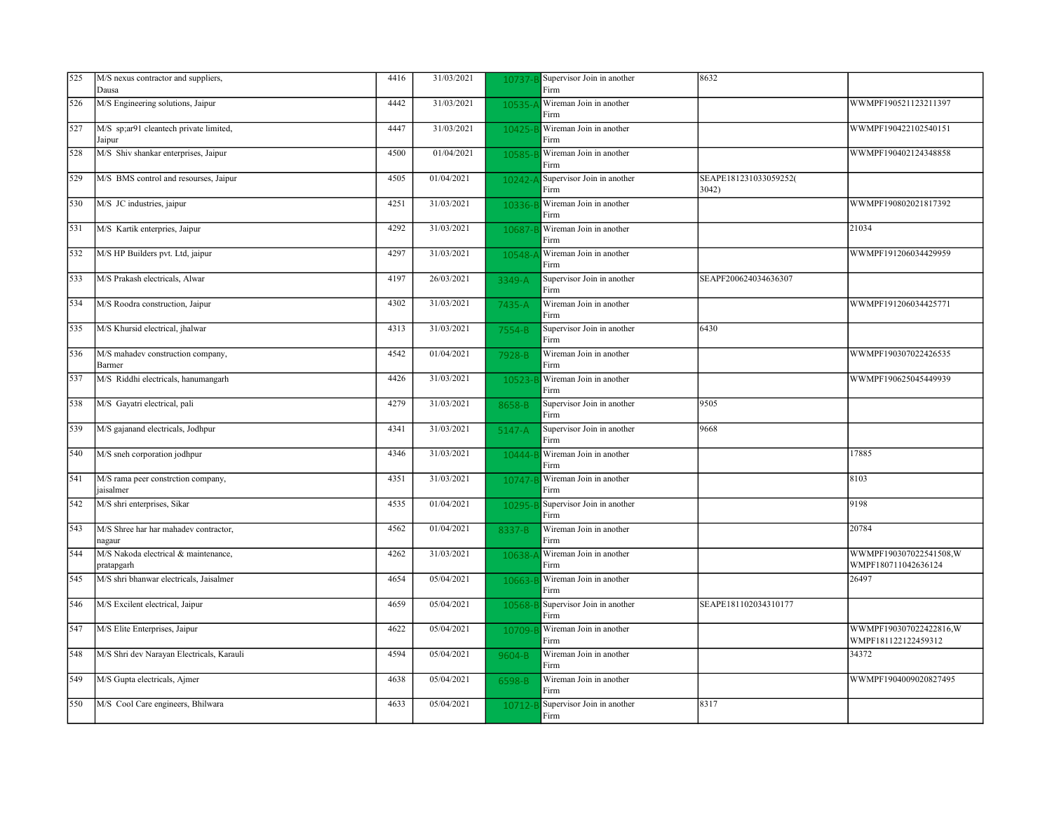| 525 | M/S nexus contractor and suppliers, Dausa | 4416 | 31/03/2021 | 10737-B | Supervisor Join in another Firm | 8632 | |
|---|---|---|---|---|---|---|---|
| 526 | M/S Engineering solutions, Jaipur | 4442 | 31/03/2021 | 10535-A | Wireman Join in another Firm | | WWMPF190521123211397 |
| 527 | M/S sp;ar91 cleantech private limited, Jaipur | 4447 | 31/03/2021 | 10425-B | Wireman Join in another Firm | | WWMPF190422102540151 |
| 528 | M/S Shiv shankar enterprises, Jaipur | 4500 | 01/04/2021 | 10585-B | Wireman Join in another Firm | | WWMPF190402124348858 |
| 529 | M/S BMS control and resourses, Jaipur | 4505 | 01/04/2021 | 10242-A | Supervisor Join in another Firm | SEAPE181231033059252(3042) | |
| 530 | M/S JC industries, jaipur | 4251 | 31/03/2021 | 10336-B | Wireman Join in another Firm | | WWMPF190802021817392 |
| 531 | M/S Kartik enterpries, Jaipur | 4292 | 31/03/2021 | 10687-B | Wireman Join in another Firm | | 21034 |
| 532 | M/S HP Builders pvt. Ltd, jaipur | 4297 | 31/03/2021 | 10548-A | Wireman Join in another Firm | | WWMPF191206034429959 |
| 533 | M/S Prakash electricals, Alwar | 4197 | 26/03/2021 | 3349-A | Supervisor Join in another Firm | SEAPF200624034636307 | |
| 534 | M/S Roodra construction, Jaipur | 4302 | 31/03/2021 | 7435-A | Wireman Join in another Firm | | WWMPF191206034425771 |
| 535 | M/S Khursid electrical, jhalwar | 4313 | 31/03/2021 | 7554-B | Supervisor Join in another Firm | 6430 | |
| 536 | M/S mahadev construction company, Barmer | 4542 | 01/04/2021 | 7928-B | Wireman Join in another Firm | | WWMPF190307022426535 |
| 537 | M/S Riddhi electricals, hanumangarh | 4426 | 31/03/2021 | 10523-B | Wireman Join in another Firm | | WWMPF190625045449939 |
| 538 | M/S Gayatri electrical, pali | 4279 | 31/03/2021 | 8658-B | Supervisor Join in another Firm | 9505 | |
| 539 | M/S gajanand electricals, Jodhpur | 4341 | 31/03/2021 | 5147-A | Supervisor Join in another Firm | 9668 | |
| 540 | M/S sneh corporation jodhpur | 4346 | 31/03/2021 | 10444-B | Wireman Join in another Firm | | 17885 |
| 541 | M/S rama peer constrction company, jaisalmer | 4351 | 31/03/2021 | 10747-B | Wireman Join in another Firm | | 8103 |
| 542 | M/S shri enterprises, Sikar | 4535 | 01/04/2021 | 10295-B | Supervisor Join in another Firm | | 9198 |
| 543 | M/S Shree har har mahadev contractor, nagaur | 4562 | 01/04/2021 | 8337-B | Wireman Join in another Firm | | 20784 |
| 544 | M/S Nakoda electrical & maintenance, pratapgarh | 4262 | 31/03/2021 | 10638-A | Wireman Join in another Firm | | WWMPF190307022541508,WWMPF180711042636124 |
| 545 | M/S shri bhanwar electricals, Jaisalmer | 4654 | 05/04/2021 | 10663-B | Wireman Join in another Firm | | 26497 |
| 546 | M/S Excilent electrical, Jaipur | 4659 | 05/04/2021 | 10568-B | Supervisor Join in another Firm | SEAPE181102034310177 | |
| 547 | M/S Elite Enterprises, Jaipur | 4622 | 05/04/2021 | 10709-B | Wireman Join in another Firm | | WWMPF190307022422816,WWMPF181122122459312 |
| 548 | M/S Shri dev Narayan Electricals, Karauli | 4594 | 05/04/2021 | 9604-B | Wireman Join in another Firm | | 34372 |
| 549 | M/S Gupta electricals, Ajmer | 4638 | 05/04/2021 | 6598-B | Wireman Join in another Firm | | WWMPF1904009020827495 |
| 550 | M/S Cool Care engineers, Bhilwara | 4633 | 05/04/2021 | 10712-B | Supervisor Join in another Firm | 8317 | |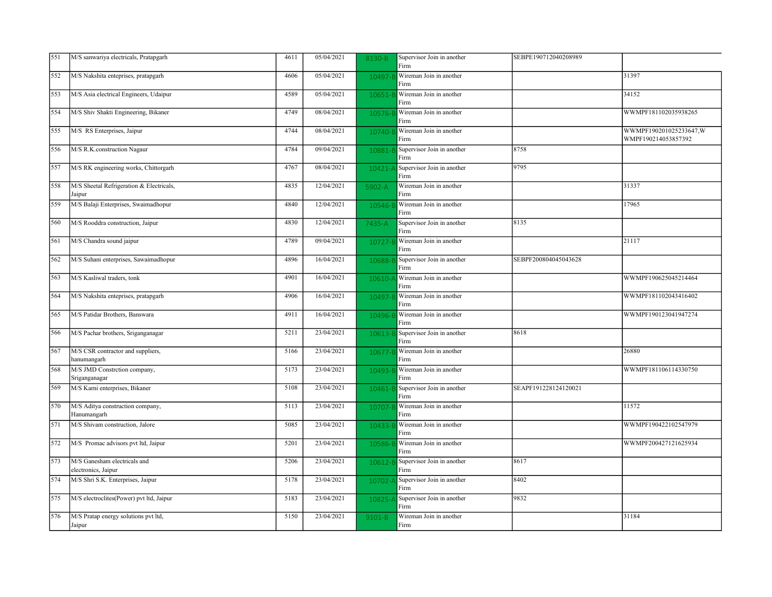| 551 | M/S sanwariya electricals, Pratapgarh | 4611 | 05/04/2021 | 8130-B | Supervisor Join in another Firm | SEBPE190712040208989 | |
|---|---|---|---|---|---|---|---|
| 552 | M/S Nakshita enteprises, pratapgarh | 4606 | 05/04/2021 | 10497-B | Wireman Join in another Firm | | 31397 |
| 553 | M/S Asia electrical Engineers, Udaipur | 4589 | 05/04/2021 | 10651-B | Wireman Join in another Firm | | 34152 |
| 554 | M/S Shiv Shakti Engineering, Bikaner | 4749 | 08/04/2021 | 10576-B | Wireman Join in another Firm | | WWMPF181102035938265 |
| 555 | M/S RS Enterprises, Jaipur | 4744 | 08/04/2021 | 10740-B | Wireman Join in another Firm | | WWMPF190201025233647,W WMPF190214053857392 |
| 556 | M/S R.K.construction Nagaur | 4784 | 09/04/2021 | 10881-B | Supervisor Join in another Firm | 8758 | |
| 557 | M/S RK engineering works, Chittorgarh | 4767 | 08/04/2021 | 10421-A | Supervisor Join in another Firm | 9795 | |
| 558 | M/S Sheetal Refrigeration & Electricals, Jaipur | 4835 | 12/04/2021 | 5902-A | Wireman Join in another Firm | | 31337 |
| 559 | M/S Balaji Enterprises, Swaimadhopur | 4840 | 12/04/2021 | 10546-B | Wireman Join in another Firm | | 17965 |
| 560 | M/S Rooddra construction, Jaipur | 4830 | 12/04/2021 | 7435-A | Supervisor Join in another Firm | 8135 | |
| 561 | M/S Chandra sound jaipur | 4789 | 09/04/2021 | 10727-B | Wireman Join in another Firm | | 21117 |
| 562 | M/S Suhani enterprises, Sawaimadhopur | 4896 | 16/04/2021 | 10688-B | Supervisor Join in another Firm | SEBPF200804045043628 | |
| 563 | M/S Kasliwal traders, tonk | 4901 | 16/04/2021 | 10610-A | Wireman Join in another Firm | | WWMPF190625045214464 |
| 564 | M/S Nakshita enteprises, pratapgarh | 4906 | 16/04/2021 | 10497-B | Wireman Join in another Firm | | WWMPF181102043416402 |
| 565 | M/S Patidar Brothers, Banswara | 4911 | 16/04/2021 | 10496-B | Wireman Join in another Firm | | WWMPF190123041947274 |
| 566 | M/S Pachar brothers, Sriganganagar | 5211 | 23/04/2021 | 10613-B | Supervisor Join in another Firm | 8618 | |
| 567 | M/S CSR contractor and suppliers, hanumangarh | 5166 | 23/04/2021 | 10677-B | Wireman Join in another Firm | | 26880 |
| 568 | M/S JMD Constrction company, Sriganganagar | 5173 | 23/04/2021 | 10493-B | Wireman Join in another Firm | | WWMPF181106114330750 |
| 569 | M/S Karni enterprises, Bikaner | 5108 | 23/04/2021 | 10461-B | Supervisor Join in another Firm | SEAPF191228124120021 | |
| 570 | M/S Aditya construction company, Hanumangarh | 5113 | 23/04/2021 | 10707-B | Wireman Join in another Firm | | 11572 |
| 571 | M/S Shivam construction, Jalore | 5085 | 23/04/2021 | 10433-B | Wireman Join in another Firm | | WWMPF190422102547979 |
| 572 | M/S Promac advisors pvt ltd, Jaipur | 5201 | 23/04/2021 | 10586-B | Wireman Join in another Firm | | WWMPF200427121625934 |
| 573 | M/S Ganesham electricals and electronics, Jaipur | 5206 | 23/04/2021 | 10612-B | Supervisor Join in another Firm | 8617 | |
| 574 | M/S Shri S.K. Enterprises, Jaipur | 5178 | 23/04/2021 | 10702-A | Supervisor Join in another Firm | 8402 | |
| 575 | M/S electroclites(Power) pvt ltd, Jaipur | 5183 | 23/04/2021 | 10825-A | Supervisor Join in another Firm | 9832 | |
| 576 | M/S Pratap energy solutions pvt ltd, Jaipur | 5150 | 23/04/2021 | 9101-B | Wireman Join in another Firm | | 31184 |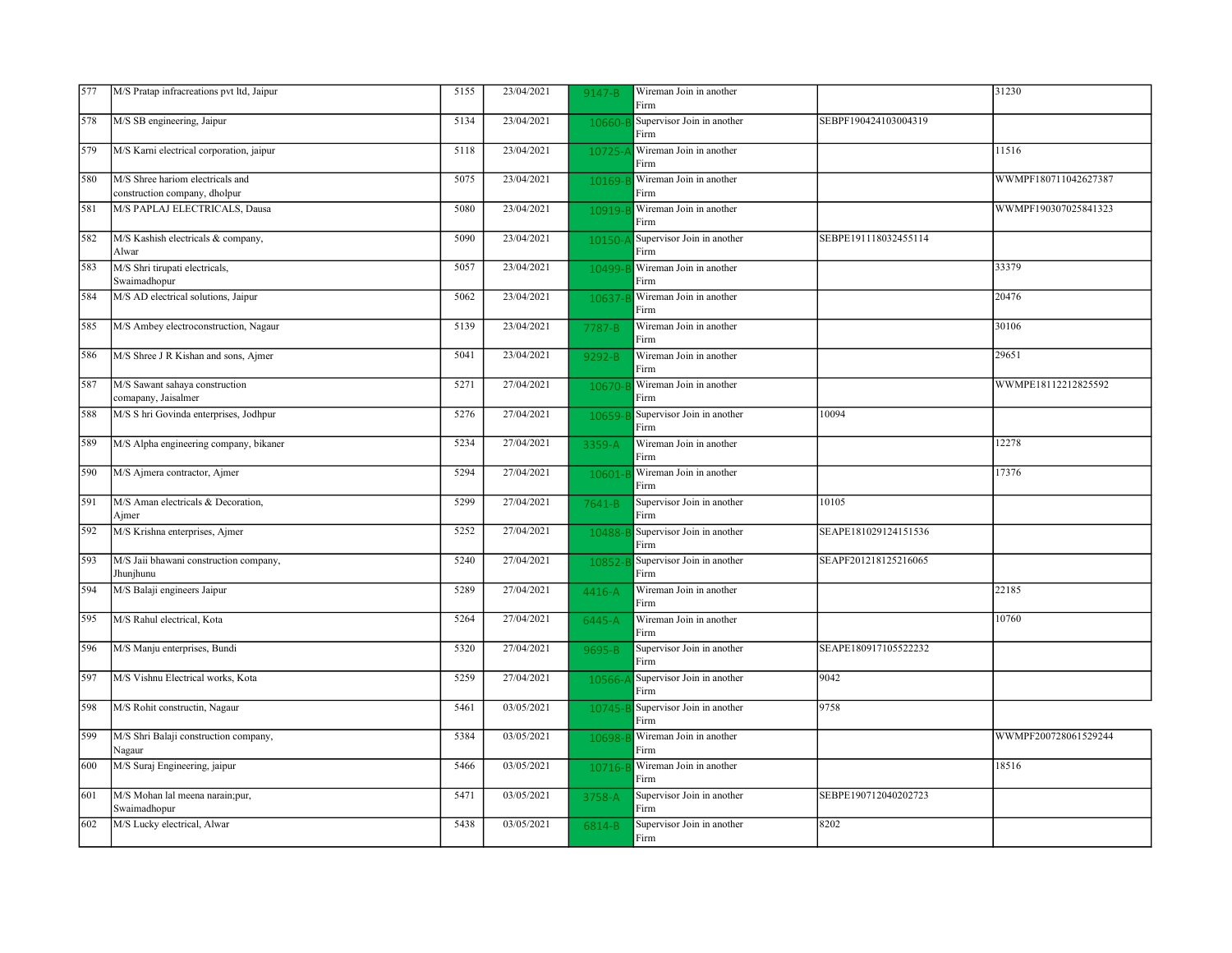| | | | | | | | |
|---|---|---|---|---|---|---|---|
| 577 | M/S Pratap infracreations pvt ltd, Jaipur | 5155 | 23/04/2021 | 9147-B | Wireman Join in another Firm | | 31230 |
| 578 | M/S SB engineering, Jaipur | 5134 | 23/04/2021 | 10660-B | Supervisor Join in another Firm | SEBPF190424103004319 | |
| 579 | M/S Karni electrical corporation, jaipur | 5118 | 23/04/2021 | 10725-A | Wireman Join in another Firm | | 11516 |
| 580 | M/S Shree hariom electricals and construction company, dholpur | 5075 | 23/04/2021 | 10169-B | Wireman Join in another Firm | | WWMPF180711042627387 |
| 581 | M/S PAPLAJ ELECTRICALS, Dausa | 5080 | 23/04/2021 | 10919-B | Wireman Join in another Firm | | WWMPF190307025841323 |
| 582 | M/S Kashish electricals & company, Alwar | 5090 | 23/04/2021 | 10150-A | Supervisor Join in another Firm | SEBPE191118032455114 | |
| 583 | M/S Shri tirupati electricals, Swaimadhopur | 5057 | 23/04/2021 | 10499-B | Wireman Join in another Firm | | 33379 |
| 584 | M/S AD electrical solutions, Jaipur | 5062 | 23/04/2021 | 10637-B | Wireman Join in another Firm | | 20476 |
| 585 | M/S Ambey electroconstruction, Nagaur | 5139 | 23/04/2021 | 7787-B | Wireman Join in another Firm | | 30106 |
| 586 | M/S Shree J R Kishan and sons, Ajmer | 5041 | 23/04/2021 | 9292-B | Wireman Join in another Firm | | 29651 |
| 587 | M/S Sawant sahaya construction comapany, Jaisalmer | 5271 | 27/04/2021 | 10670-B | Wireman Join in another Firm | | WWMPE18112212825592 |
| 588 | M/S S hri Govinda enterprises, Jodhpur | 5276 | 27/04/2021 | 10659-B | Supervisor Join in another Firm | 10094 | |
| 589 | M/S Alpha engineering company, bikaner | 5234 | 27/04/2021 | 3359-A | Wireman Join in another Firm | | 12278 |
| 590 | M/S Ajmera contractor, Ajmer | 5294 | 27/04/2021 | 10601-B | Wireman Join in another Firm | | 17376 |
| 591 | M/S Aman electricals & Decoration, Ajmer | 5299 | 27/04/2021 | 7641-B | Supervisor Join in another Firm | 10105 | |
| 592 | M/S Krishna enterprises, Ajmer | 5252 | 27/04/2021 | 10488-B | Supervisor Join in another Firm | SEAPE181029124151536 | |
| 593 | M/S Jaii bhawani construction company, Jhunjhunu | 5240 | 27/04/2021 | 10852-B | Supervisor Join in another Firm | SEAPF201218125216065 | |
| 594 | M/S Balaji engineers Jaipur | 5289 | 27/04/2021 | 4416-A | Wireman Join in another Firm | | 22185 |
| 595 | M/S Rahul electrical, Kota | 5264 | 27/04/2021 | 6445-A | Wireman Join in another Firm | | 10760 |
| 596 | M/S Manju enterprises, Bundi | 5320 | 27/04/2021 | 9695-B | Supervisor Join in another Firm | SEAPE180917105522232 | |
| 597 | M/S Vishnu Electrical works, Kota | 5259 | 27/04/2021 | 10566-A | Supervisor Join in another Firm | 9042 | |
| 598 | M/S Rohit constructin, Nagaur | 5461 | 03/05/2021 | 10745-B | Supervisor Join in another Firm | 9758 | |
| 599 | M/S Shri Balaji construction company, Nagaur | 5384 | 03/05/2021 | 10698-B | Wireman Join in another Firm | | WWMPF200728061529244 |
| 600 | M/S Suraj Engineering, jaipur | 5466 | 03/05/2021 | 10716-B | Wireman Join in another Firm | | 18516 |
| 601 | M/S Mohan lal meena narain;pur, Swaimadhopur | 5471 | 03/05/2021 | 3758-A | Supervisor Join in another Firm | SEBPE190712040202723 | |
| 602 | M/S Lucky electrical, Alwar | 5438 | 03/05/2021 | 6814-B | Supervisor Join in another Firm | 8202 | |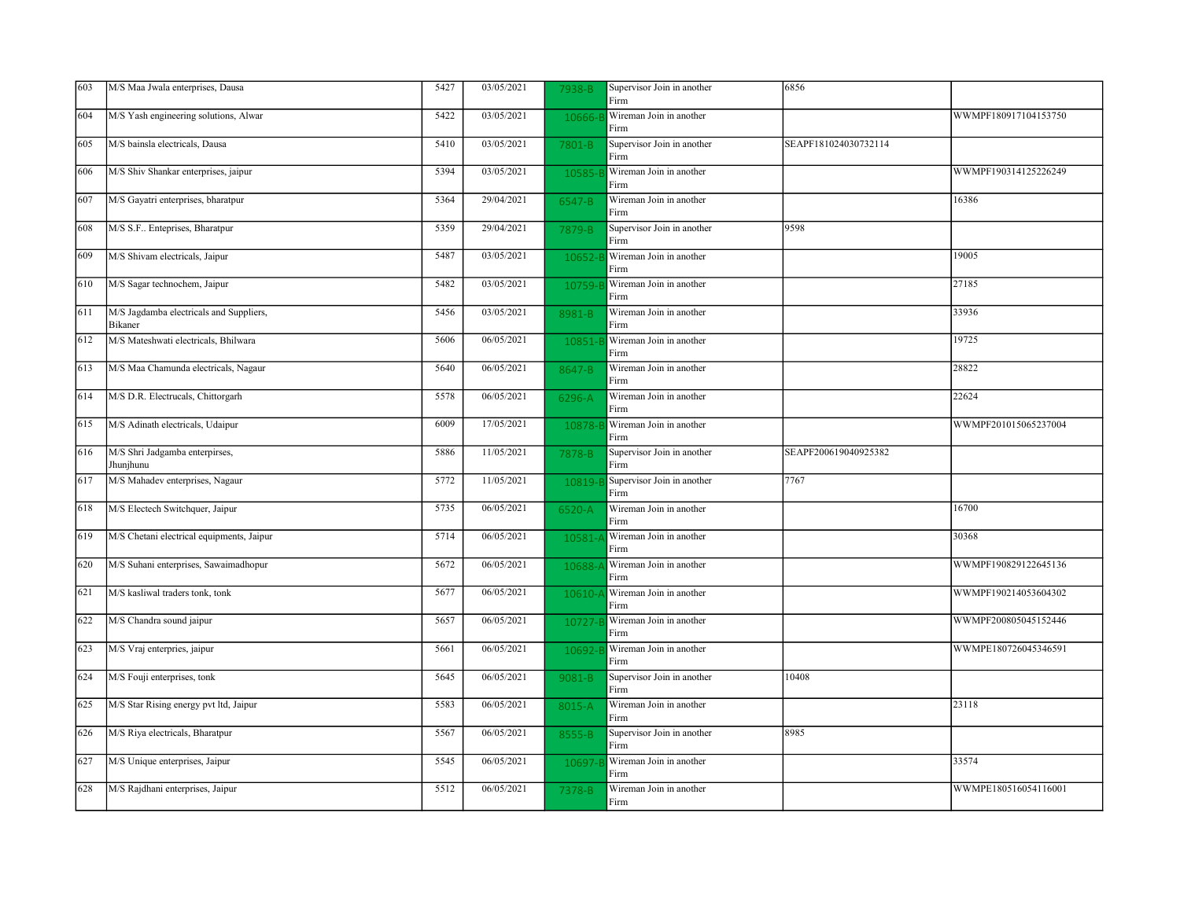| | | | | | | | |
|---|---|---|---|---|---|---|---|
| 603 | M/S Maa Jwala enterprises, Dausa | 5427 | 03/05/2021 | 7938-B | Supervisor Join in another Firm | 6856 | |
| 604 | M/S Yash engineering solutions, Alwar | 5422 | 03/05/2021 | 10666-B | Wireman Join in another Firm | | WWMPF180917104153750 |
| 605 | M/S bainsla electricals, Dausa | 5410 | 03/05/2021 | 7801-B | Supervisor Join in another Firm | SEAPF181024030732114 | |
| 606 | M/S Shiv Shankar enterprises, jaipur | 5394 | 03/05/2021 | 10585-B | Wireman Join in another Firm | | WWMPF190314125226249 |
| 607 | M/S Gayatri enterprises, bharatpur | 5364 | 29/04/2021 | 6547-B | Wireman Join in another Firm | | 16386 |
| 608 | M/S S.F.. Enteprises, Bharatpur | 5359 | 29/04/2021 | 7879-B | Supervisor Join in another Firm | 9598 | |
| 609 | M/S Shivam electricals, Jaipur | 5487 | 03/05/2021 | 10652-B | Wireman Join in another Firm | | 19005 |
| 610 | M/S Sagar technochem, Jaipur | 5482 | 03/05/2021 | 10759-B | Wireman Join in another Firm | | 27185 |
| 611 | M/S Jagdamba electricals and Suppliers, Bikaner | 5456 | 03/05/2021 | 8981-B | Wireman Join in another Firm | | 33936 |
| 612 | M/S Mateshwati electricals, Bhilwara | 5606 | 06/05/2021 | 10851-B | Wireman Join in another Firm | | 19725 |
| 613 | M/S Maa Chamunda electricals, Nagaur | 5640 | 06/05/2021 | 8647-B | Wireman Join in another Firm | | 28822 |
| 614 | M/S D.R. Electrucals, Chittorgarh | 5578 | 06/05/2021 | 6296-A | Wireman Join in another Firm | | 22624 |
| 615 | M/S Adinath electricals, Udaipur | 6009 | 17/05/2021 | 10878-B | Wireman Join in another Firm | | WWMPF201015065237004 |
| 616 | M/S Shri Jadgamba enterpirses, Jhunjhunu | 5886 | 11/05/2021 | 7878-B | Supervisor Join in another Firm | SEAPF200619040925382 | |
| 617 | M/S Mahadev enterprises, Nagaur | 5772 | 11/05/2021 | 10819-B | Supervisor Join in another Firm | 7767 | |
| 618 | M/S Electech Switchquer, Jaipur | 5735 | 06/05/2021 | 6520-A | Wireman Join in another Firm | | 16700 |
| 619 | M/S Chetani electrical equipments, Jaipur | 5714 | 06/05/2021 | 10581-A | Wireman Join in another Firm | | 30368 |
| 620 | M/S Suhani enterprises, Sawaimadhopur | 5672 | 06/05/2021 | 10688-A | Wireman Join in another Firm | | WWMPF190829122645136 |
| 621 | M/S kasliwal traders tonk, tonk | 5677 | 06/05/2021 | 10610-A | Wireman Join in another Firm | | WWMPF190214053604302 |
| 622 | M/S Chandra sound jaipur | 5657 | 06/05/2021 | 10727-B | Wireman Join in another Firm | | WWMPF200805045152446 |
| 623 | M/S Vraj enterprises, jaipur | 5661 | 06/05/2021 | 10692-B | Wireman Join in another Firm | | WWMPE180726045346591 |
| 624 | M/S Fouji enterprises, tonk | 5645 | 06/05/2021 | 9081-B | Supervisor Join in another Firm | 10408 | |
| 625 | M/S Star Rising energy pvt ltd, Jaipur | 5583 | 06/05/2021 | 8015-A | Wireman Join in another Firm | | 23118 |
| 626 | M/S Riya electricals, Bharatpur | 5567 | 06/05/2021 | 8555-B | Supervisor Join in another Firm | 8985 | |
| 627 | M/S Unique enterprises, Jaipur | 5545 | 06/05/2021 | 10697-B | Wireman Join in another Firm | | 33574 |
| 628 | M/S Rajdhani enterprises, Jaipur | 5512 | 06/05/2021 | 7378-B | Wireman Join in another Firm | | WWMPE180516054116001 |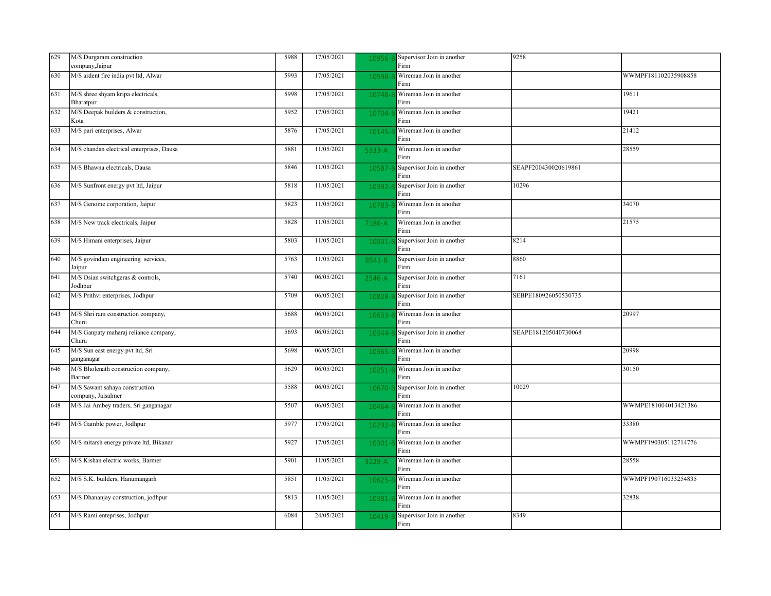| 629 | M/S Durgaram construction company,Jaipur | 5988 | 17/05/2021 | 10956-B | Supervisor Join in another Firm | 9258 | |
|---|---|---|---|---|---|---|---|
| 630 | M/S ardent fire india pvt ltd, Alwar | 5993 | 17/05/2021 | 10598-B | Wireman Join in another Firm | | WWMPF181102035908858 |
| 631 | M/S shree shyam kripa electricals, Bharatpur | 5998 | 17/05/2021 | 10748-B | Wireman Join in another Firm | | 19611 |
| 632 | M/S Deepak builders & construction, Kota | 5952 | 17/05/2021 | 10704-B | Wireman Join in another Firm | | 19421 |
| 633 | M/S pari enterprises, Alwar | 5876 | 17/05/2021 | 10145-B | Wireman Join in another Firm | | 21412 |
| 634 | M/S chandan electrical enterprises, Dausa | 5881 | 11/05/2021 | 5333-A | Wireman Join in another Firm | | 28559 |
| 635 | M/S Bhawna electricals, Dausa | 5846 | 11/05/2021 | 10587-B | Supervisor Join in another Firm | SEAPF200430020619861 | |
| 636 | M/S Sunfront energy pvt ltd, Jaipur | 5818 | 11/05/2021 | 10392-B | Supervisor Join in another Firm | 10296 | |
| 637 | M/S Genome corporation, Jaipur | 5823 | 11/05/2021 | 10783-B | Wireman Join in another Firm | | 34070 |
| 638 | M/S New track electricals, Jaipur | 5828 | 11/05/2021 | 7186-A | Wireman Join in another Firm | | 21575 |
| 639 | M/S Himani enterprises, Jaipur | 5803 | 11/05/2021 | 10031-B | Supervisor Join in another Firm | 8214 | |
| 640 | M/S govindam engineering services, Jaipur | 5763 | 11/05/2021 | 8541-B | Supervisor Join in another Firm | 8860 | |
| 641 | M/S Osian switchgeras & controls, Jodhpur | 5740 | 06/05/2021 | 2546-A | Supervisor Join in another Firm | 7161 | |
| 642 | M/S Prithvi enterprises, Jodhpur | 5709 | 06/05/2021 | 10828-B | Supervisor Join in another Firm | SEBPE180926050530735 | |
| 643 | M/S Shri ram construction company, Churu | 5688 | 06/05/2021 | 10633-B | Wireman Join in another Firm | | 20997 |
| 644 | M/S Ganpaty maharaj reliance company, Churu | 5693 | 06/05/2021 | 10344-B | Supervisor Join in another Firm | SEAPE181205040730068 | |
| 645 | M/S Sun east energy pvt ltd, Sri ganganagar | 5698 | 06/05/2021 | 10365-B | Wireman Join in another Firm | | 20998 |
| 646 | M/S Bholenath construction company, Barmer | 5629 | 06/05/2021 | 10251-B | Wireman Join in another Firm | | 30150 |
| 647 | M/S Sawant sahaya construction company, Jaisalmer | 5588 | 06/05/2021 | 10670-B | Supervisor Join in another Firm | 10029 | |
| 648 | M/S Jai Ambey traders, Sri ganganagar | 5507 | 06/05/2021 | 10464-B | Wireman Join in another Firm | | WWMPE181004013421386 |
| 649 | M/S Gamble power, Jodhpur | 5977 | 17/05/2021 | 10292-B | Wireman Join in another Firm | | 33380 |
| 650 | M/S mitarsh energy private ltd, Bikaner | 5927 | 17/05/2021 | 10301-B | Wireman Join in another Firm | | WWMPF190305112714776 |
| 651 | M/S Kishan electric works, Barmer | 5901 | 11/05/2021 | 3129-A | Wireman Join in another Firm | | 28558 |
| 652 | M/S S.K. builders, Hanumangarh | 5851 | 11/05/2021 | 10625-B | Wireman Join in another Firm | | WWMPF190716033254835 |
| 653 | M/S Dhananjay construction, jodhpur | 5813 | 11/05/2021 | 10381-B | Wireman Join in another Firm | | 32838 |
| 654 | M/S Rami enteprises, Jodhpur | 6084 | 24/05/2021 | 10419-B | Supervisor Join in another Firm | 8349 | |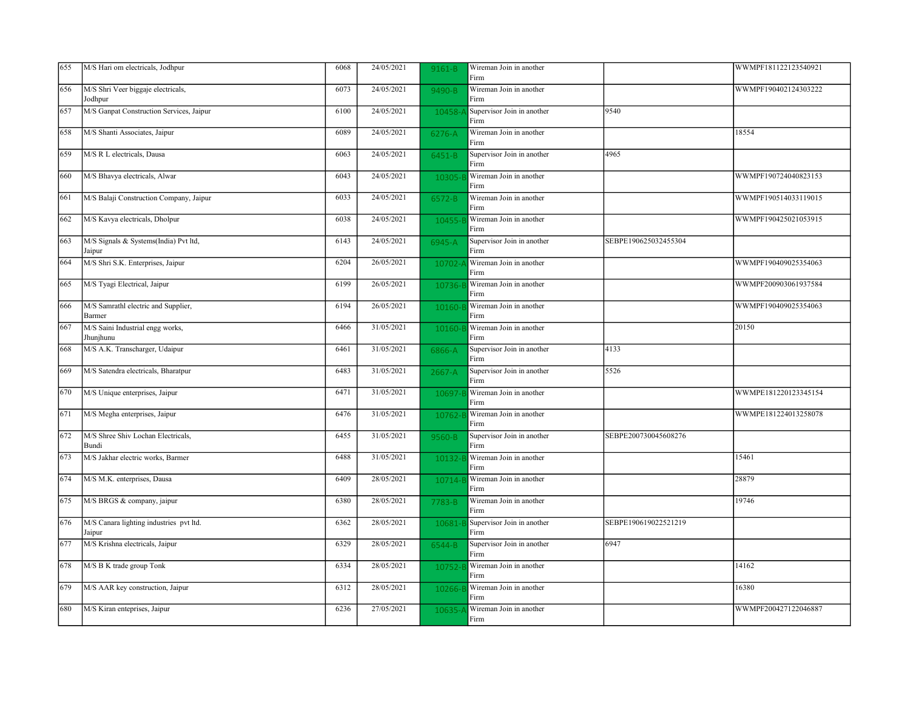| | | | | | | | |
|---|---|---|---|---|---|---|---|
| 655 | M/S Hari om electricals, Jodhpur | 6068 | 24/05/2021 | 9161-B | Wireman Join in another Firm | | WWMPF181122123540921 |
| 656 | M/S Shri Veer biggaje electricals, Jodhpur | 6073 | 24/05/2021 | 9490-B | Wireman Join in another Firm | | WWMPF190402124303222 |
| 657 | M/S Ganpat Construction Services, Jaipur | 6100 | 24/05/2021 | 10458-A | Supervisor Join in another Firm | 9540 | |
| 658 | M/S Shanti Associates, Jaipur | 6089 | 24/05/2021 | 6276-A | Wireman Join in another Firm | | 18554 |
| 659 | M/S R L electricals, Dausa | 6063 | 24/05/2021 | 6451-B | Supervisor Join in another Firm | 4965 | |
| 660 | M/S Bhavya electricals, Alwar | 6043 | 24/05/2021 | 10305-B | Wireman Join in another Firm | | WWMPF190724040823153 |
| 661 | M/S Balaji Construction Company, Jaipur | 6033 | 24/05/2021 | 6572-B | Wireman Join in another Firm | | WWMPF190514033119015 |
| 662 | M/S Kavya electricals, Dholpur | 6038 | 24/05/2021 | 10455-B | Wireman Join in another Firm | | WWMPF190425021053915 |
| 663 | M/S Signals & Systems(India) Pvt ltd, Jaipur | 6143 | 24/05/2021 | 6945-A | Supervisor Join in another Firm | SEBPE190625032455304 | |
| 664 | M/S Shri S.K. Enterprises, Jaipur | 6204 | 26/05/2021 | 10702-A | Wireman Join in another Firm | | WWMPF190409025354063 |
| 665 | M/S Tyagi Electrical, Jaipur | 6199 | 26/05/2021 | 10736-B | Wireman Join in another Firm | | WWMPF200903061937584 |
| 666 | M/S Samrathl electric and Supplier, Barmer | 6194 | 26/05/2021 | 10160-B | Wireman Join in another Firm | | WWMPF190409025354063 |
| 667 | M/S Saini Industrial engg works, Jhunjhunu | 6466 | 31/05/2021 | 10160-B | Wireman Join in another Firm | | 20150 |
| 668 | M/S A.K. Transcharger, Udaipur | 6461 | 31/05/2021 | 6866-A | Supervisor Join in another Firm | 4133 | |
| 669 | M/S Satendra electricals, Bharatpur | 6483 | 31/05/2021 | 2667-A | Supervisor Join in another Firm | 5526 | |
| 670 | M/S Unique enterprises, Jaipur | 6471 | 31/05/2021 | 10697-B | Wireman Join in another Firm | | WWMPE181220123345154 |
| 671 | M/S Megha enterprises, Jaipur | 6476 | 31/05/2021 | 10762-B | Wireman Join in another Firm | | WWMPE181224013258078 |
| 672 | M/S Shree Shiv Lochan Electricals, Bundi | 6455 | 31/05/2021 | 9560-B | Supervisor Join in another Firm | SEBPE200730045608276 | |
| 673 | M/S Jakhar electric works, Barmer | 6488 | 31/05/2021 | 10132-B | Wireman Join in another Firm | | 15461 |
| 674 | M/S M.K. enterprises, Dausa | 6409 | 28/05/2021 | 10714-B | Wireman Join in another Firm | | 28879 |
| 675 | M/S BRGS & company, jaipur | 6380 | 28/05/2021 | 7783-B | Wireman Join in another Firm | | 19746 |
| 676 | M/S Canara lighting industries pvt ltd. Jaipur | 6362 | 28/05/2021 | 10681-B | Supervisor Join in another Firm | SEBPE190619022521219 | |
| 677 | M/S Krishna electricals, Jaipur | 6329 | 28/05/2021 | 6544-B | Supervisor Join in another Firm | 6947 | |
| 678 | M/S B K trade group Tonk | 6334 | 28/05/2021 | 10752-B | Wireman Join in another Firm | | 14162 |
| 679 | M/S AAR key construction, Jaipur | 6312 | 28/05/2021 | 10266-B | Wireman Join in another Firm | | 16380 |
| 680 | M/S Kiran enteprises, Jaipur | 6236 | 27/05/2021 | 10635-A | Wireman Join in another Firm | | WWMPF200427122046887 |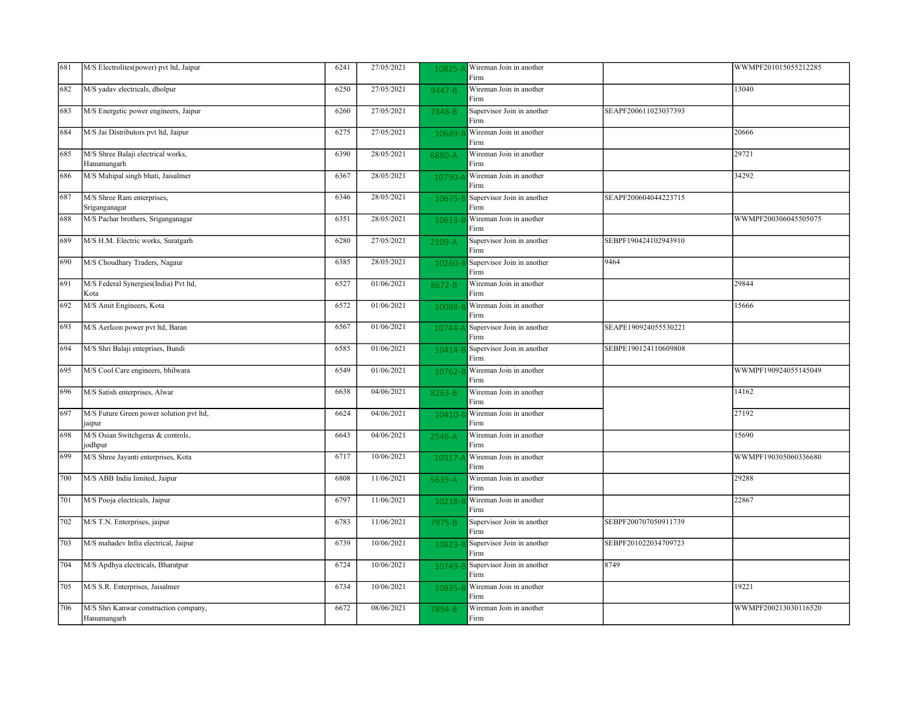| | | | | | | | |
|---|---|---|---|---|---|---|---|
| 681 | M/S Electrolites(power) pvt ltd, Jaipur | 6241 | 27/05/2021 | 10825-A | Wireman Join in another Firm | | WWMPF201015055212285 |
| 682 | M/S yadav electricals, dholpur | 6250 | 27/05/2021 | 9447-B | Wireman Join in another Firm | | 13040 |
| 683 | M/S Energetic power engineers, Jaipur | 6260 | 27/05/2021 | 7848-B | Supervisor Join in another Firm | SEAPF200611023037393 | |
| 684 | M/S Jai Distributors pvt ltd, Jaipur | 6275 | 27/05/2021 | 10689-B | Wireman Join in another Firm | | 20666 |
| 685 | M/S Shree Balaji electrical works, Hanumangarh | 6390 | 28/05/2021 | 6880-A | Wireman Join in another Firm | | 29721 |
| 686 | M/S Mahipal singh bhati, Jaisalmer | 6367 | 28/05/2021 | 10790-A | Wireman Join in another Firm | | 34292 |
| 687 | M/S Shree Ram enterprises, Sriganganagar | 6346 | 28/05/2021 | 10675-B | Supervisor Join in another Firm | SEAPF200604044223715 | |
| 688 | M/S Pachar brothers, Sriganganagar | 6351 | 28/05/2021 | 10613-B | Wireman Join in another Firm | | WWMPF200306045505075 |
| 689 | M/S H.M. Electric works, Suratgarh | 6280 | 27/05/2021 | 2109-A | Supervisor Join in another Firm | SEBPF190424102943910 | |
| 690 | M/S Choudhary Traders, Nagaur | 6385 | 28/05/2021 | 10260-B | Supervisor Join in another Firm | 9464 | |
| 691 | M/S Federal Synergies(India) Pvt ltd, Kota | 6527 | 01/06/2021 | 8672-B | Wireman Join in another Firm | | 29844 |
| 692 | M/S Amit Engineers, Kota | 6572 | 01/06/2021 | 10088-B | Wireman Join in another Firm | | 15666 |
| 693 | M/S AerIcon power pvt ltd, Baran | 6567 | 01/06/2021 | 10744-A | Supervisor Join in another Firm | SEAPE190924055530221 | |
| 694 | M/S Shri Balaji enteprises, Bundi | 6585 | 01/06/2021 | 10414-B | Supervisor Join in another Firm | SEBPE190124110609808 | |
| 695 | M/S Cool Care engineers, bhilwara | 6549 | 01/06/2021 | 10762-B | Wireman Join in another Firm | | WWMPF190924055145049 |
| 696 | M/S Satish enterprises, Alwar | 6638 | 04/06/2021 | 8263-B | Wireman Join in another Firm | | 14162 |
| 697 | M/S Future Green power solution pvt ltd, jaipur | 6624 | 04/06/2021 | 10410-B | Wireman Join in another Firm | | 27192 |
| 698 | M/S Osian Switchgeras & controls, jodhpur | 6643 | 04/06/2021 | 2546-A | Wireman Join in another Firm | | 15690 |
| 699 | M/S Shree Jayanti enterprises, Kota | 6717 | 10/06/2021 | 10317-A | Wireman Join in another Firm | | WWMPF190305060336680 |
| 700 | M/S ABB India limited, Jaipur | 6808 | 11/06/2021 | 5639-A | Wireman Join in another Firm | | 29288 |
| 701 | M/S Pooja electricals, Jaipur | 6797 | 11/06/2021 | 10218-B | Wireman Join in another Firm | | 22867 |
| 702 | M/S T.N. Enterprises, jaipur | 6783 | 11/06/2021 | 7975-B | Supervisor Join in another Firm | SEBPF200707050911739 | |
| 703 | M/S mahadev Infra electrical, Jaipur | 6739 | 10/06/2021 | 10823-B | Supervisor Join in another Firm | SEBPF201022034709723 | |
| 704 | M/S Apdhya electricals, Bharatpur | 6724 | 10/06/2021 | 10749-B | Supervisor Join in another Firm | 8749 | |
| 705 | M/S S.R. Enterprises, Jaisalmer | 6734 | 10/06/2021 | 10835-B | Wireman Join in another Firm | | 19221 |
| 706 | M/S Shri Kanwar construction company, Hanumangarh | 6672 | 08/06/2021 | 7894-B | Wireman Join in another Firm | | WWMPF200213030116520 |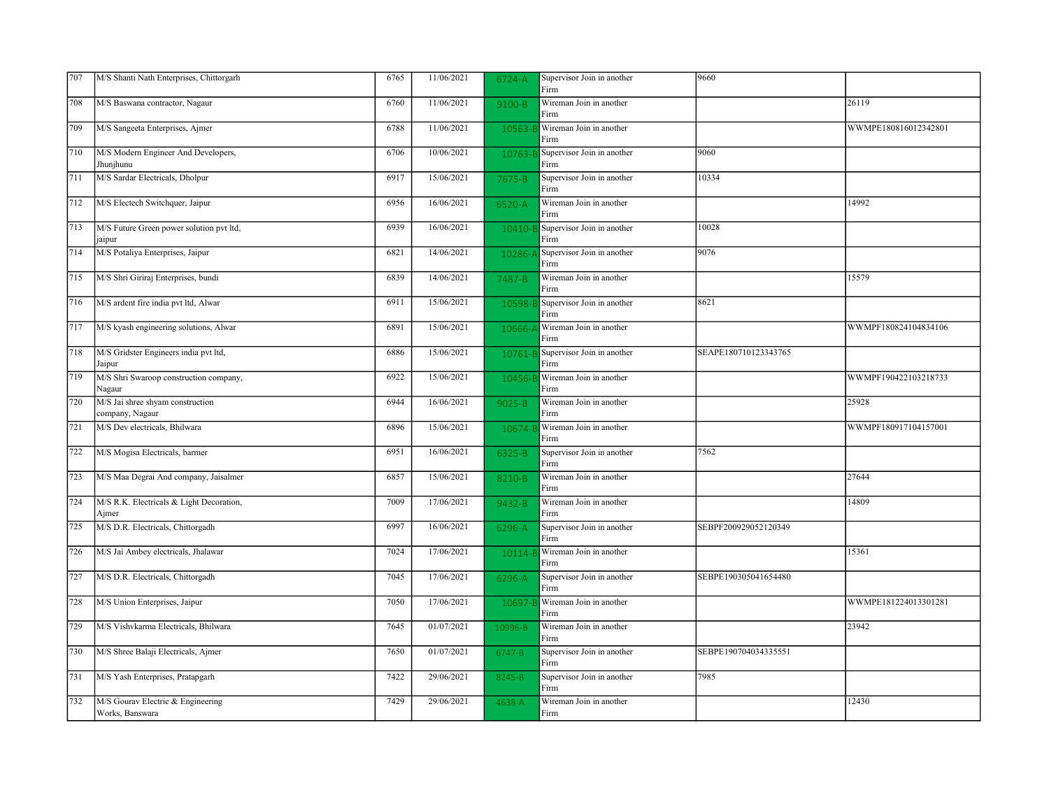| | | | | | | | |
|---|---|---|---|---|---|---|---|
| 707 | M/S Shanti Nath Enterprises, Chittorgarh | 6765 | 11/06/2021 | 6724-A | Supervisor Join in another Firm | 9660 | |
| 708 | M/S Baswana contractor, Nagaur | 6760 | 11/06/2021 | 9100-B | Wireman Join in another Firm | | 26119 |
| 709 | M/S Sangeeta Enterprises, Ajmer | 6788 | 11/06/2021 | 10563-B | Wireman Join in another Firm | | WWMPE180816012342801 |
| 710 | M/S Modern Engineer And Developers, Jhunjhunu | 6706 | 10/06/2021 | 10763-B | Supervisor Join in another Firm | 9060 | |
| 711 | M/S Sardar Electricals, Dholpur | 6917 | 15/06/2021 | 7675-B | Supervisor Join in another Firm | 10334 | |
| 712 | M/S Electech Switchquer, Jaipur | 6956 | 16/06/2021 | 6520-A | Wireman Join in another Firm | | 14992 |
| 713 | M/S Future Green power solution pvt ltd, jaipur | 6939 | 16/06/2021 | 10410-B | Supervisor Join in another Firm | 10028 | |
| 714 | M/S Potaliya Enterprises, Jaipur | 6821 | 14/06/2021 | 10286-A | Supervisor Join in another Firm | 9076 | |
| 715 | M/S Shri Giriraj Enterprises, bundi | 6839 | 14/06/2021 | 7487-B | Wireman Join in another Firm | | 15579 |
| 716 | M/S ardent fire india pvt ltd, Alwar | 6911 | 15/06/2021 | 10598-B | Supervisor Join in another Firm | 8621 | |
| 717 | M/S kyash engineering solutions, Alwar | 6891 | 15/06/2021 | 10666-A | Wireman Join in another Firm | | WWMPF180824104834106 |
| 718 | M/S Gridster Engineers india pvt ltd, Jaipur | 6886 | 15/06/2021 | 10761-B | Supervisor Join in another Firm | SEAPE180710123343765 | |
| 719 | M/S Shri Swaroop construction company, Nagaur | 6922 | 15/06/2021 | 10456-B | Wireman Join in another Firm | | WWMPF190422103218733 |
| 720 | M/S Jai shree shyam construction company, Nagaur | 6944 | 16/06/2021 | 9025-B | Wireman Join in another Firm | | 25928 |
| 721 | M/S Dev electricals, Bhilwara | 6896 | 15/06/2021 | 10674-B | Wireman Join in another Firm | | WWMPF180917104157001 |
| 722 | M/S Mogisa Electricals, barmer | 6951 | 16/06/2021 | 6325-B | Supervisor Join in another Firm | 7562 | |
| 723 | M/S Maa Degrai And company, Jaisalmer | 6857 | 15/06/2021 | 8210-B | Wireman Join in another Firm | | 27644 |
| 724 | M/S R.K. Electricals & Light Decoration, Ajmer | 7009 | 17/06/2021 | 9432-B | Wireman Join in another Firm | | 14809 |
| 725 | M/S D.R. Electricals, Chittorgadh | 6997 | 16/06/2021 | 6296-A | Supervisor Join in another Firm | SEBPF200929052120349 | |
| 726 | M/S Jai Ambey electricals, Jhalawar | 7024 | 17/06/2021 | 10114-B | Wireman Join in another Firm | | 15361 |
| 727 | M/S D.R. Electricals, Chittorgadh | 7045 | 17/06/2021 | 6296-A | Supervisor Join in another Firm | SEBPE190305041654480 | |
| 728 | M/S Union Enterprises, Jaipur | 7050 | 17/06/2021 | 10697-B | Wireman Join in another Firm | | WWMPE181224013301281 |
| 729 | M/S Vishvkarma Electricals, Bhilwara | 7645 | 01/07/2021 | 10996-B | Wireman Join in another Firm | | 23942 |
| 730 | M/S Shree Balaji Electricals, Ajmer | 7650 | 01/07/2021 | 6747-B | Supervisor Join in another Firm | SEBPE190704034335551 | |
| 731 | M/S Yash Enterprises, Pratapgarh | 7422 | 29/06/2021 | 8245-B | Supervisor Join in another Firm | 7985 | |
| 732 | M/S Gourav Electric & Engineering Works, Banswara | 7429 | 29/06/2021 | 4638-A | Wireman Join in another Firm | | 12430 |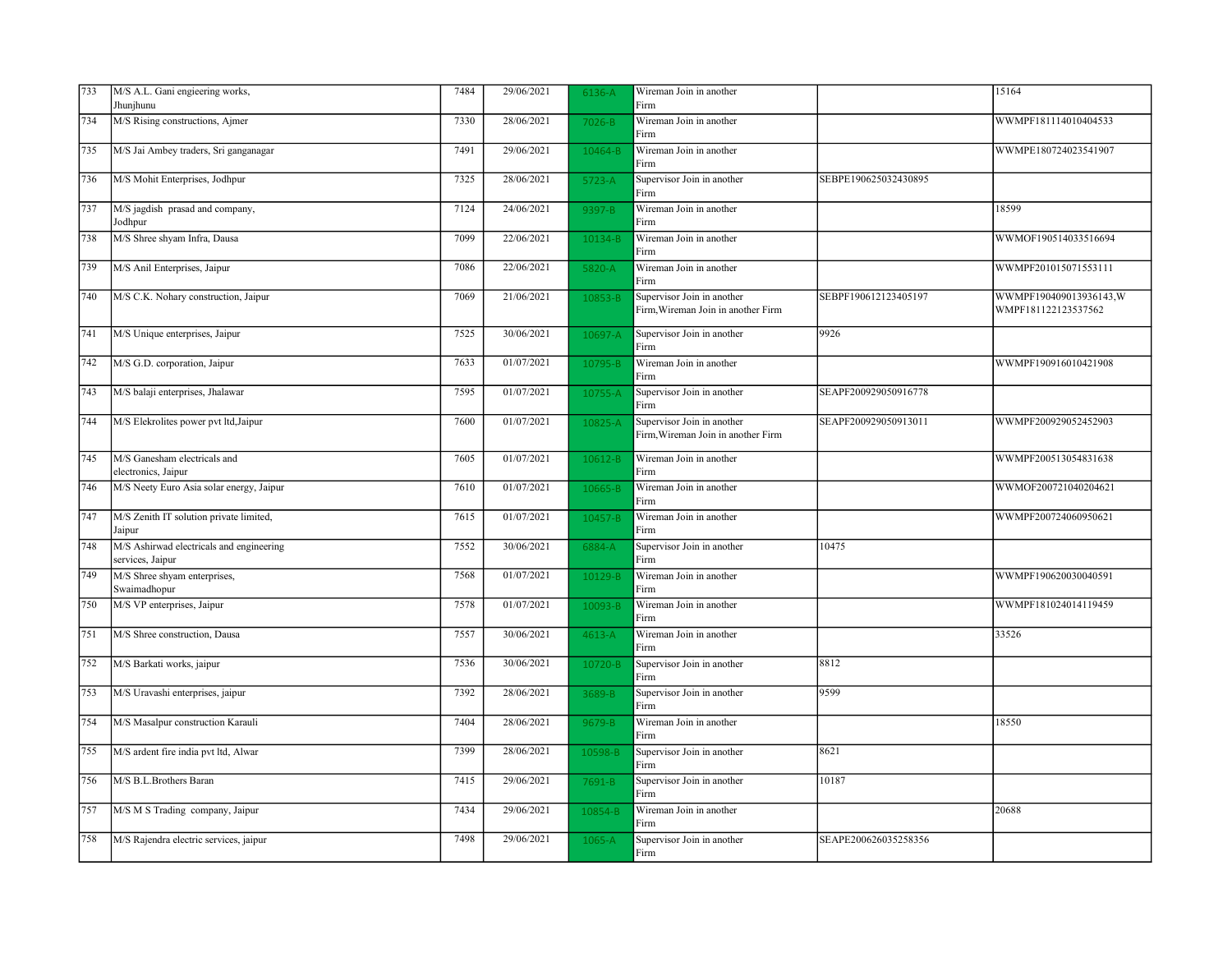| | | | | | | | |
|---|---|---|---|---|---|---|---|
| 733 | M/S A.L. Gani engieering works, Jhunjhunu | 7484 | 29/06/2021 | 6136-A | Wireman Join in another Firm | | 15164 |
| 734 | M/S Rising constructions, Ajmer | 7330 | 28/06/2021 | 7026-B | Wireman Join in another Firm | | WWMPF181114010404533 |
| 735 | M/S Jai Ambey traders, Sri ganganagar | 7491 | 29/06/2021 | 10464-B | Wireman Join in another Firm | | WWMPE180724023541907 |
| 736 | M/S Mohit Enterprises, Jodhpur | 7325 | 28/06/2021 | 5723-A | Supervisor Join in another Firm | SEBPE190625032430895 | |
| 737 | M/S jagdish prasad and company, Jodhpur | 7124 | 24/06/2021 | 9397-B | Wireman Join in another Firm | | 18599 |
| 738 | M/S Shree shyam Infra, Dausa | 7099 | 22/06/2021 | 10134-B | Wireman Join in another Firm | | WWMOF190514033516694 |
| 739 | M/S Anil Enterprises, Jaipur | 7086 | 22/06/2021 | 5820-A | Wireman Join in another Firm | | WWMPF201015071553111 |
| 740 | M/S C.K. Nohary construction, Jaipur | 7069 | 21/06/2021 | 10853-B | Supervisor Join in another Firm,Wireman Join in another Firm | SEBPF190612123405197 | WWMPF190409013936143,WWMPF181122123537562 |
| 741 | M/S Unique enterprises, Jaipur | 7525 | 30/06/2021 | 10697-A | Supervisor Join in another Firm | 9926 | |
| 742 | M/S G.D. corporation, Jaipur | 7633 | 01/07/2021 | 10795-B | Wireman Join in another Firm | | WWMPF190916010421908 |
| 743 | M/S balaji enterprises, Jhalawar | 7595 | 01/07/2021 | 10755-A | Supervisor Join in another Firm | SEAPF200929050916778 | |
| 744 | M/S Elekrolites power pvt ltd,Jaipur | 7600 | 01/07/2021 | 10825-A | Supervisor Join in another Firm,Wireman Join in another Firm | SEAPF200929050913011 | WWMPF200929052452903 |
| 745 | M/S Ganesham electricals and electronics, Jaipur | 7605 | 01/07/2021 | 10612-B | Wireman Join in another Firm | | WWMPF200513054831638 |
| 746 | M/S Neety Euro Asia solar energy, Jaipur | 7610 | 01/07/2021 | 10665-B | Wireman Join in another Firm | | WWMOF200721040204621 |
| 747 | M/S Zenith IT solution private limited, Jaipur | 7615 | 01/07/2021 | 10457-B | Wireman Join in another Firm | | WWMPF200724060950621 |
| 748 | M/S Ashirwad electricals and engineering services, Jaipur | 7552 | 30/06/2021 | 6884-A | Supervisor Join in another Firm | 10475 | |
| 749 | M/S Shree shyam enterprises, Swaimadhopur | 7568 | 01/07/2021 | 10129-B | Wireman Join in another Firm | | WWMPF190620030040591 |
| 750 | M/S VP enterprises, Jaipur | 7578 | 01/07/2021 | 10093-B | Wireman Join in another Firm | | WWMPF181024014119459 |
| 751 | M/S Shree construction, Dausa | 7557 | 30/06/2021 | 4613-A | Wireman Join in another Firm | | 33526 |
| 752 | M/S Barkati works, jaipur | 7536 | 30/06/2021 | 10720-B | Supervisor Join in another Firm | 8812 | |
| 753 | M/S Uravashi enterprises, jaipur | 7392 | 28/06/2021 | 3689-B | Supervisor Join in another Firm | 9599 | |
| 754 | M/S Masalpur construction Karauli | 7404 | 28/06/2021 | 9679-B | Wireman Join in another Firm | | 18550 |
| 755 | M/S ardent fire india pvt ltd, Alwar | 7399 | 28/06/2021 | 10598-B | Supervisor Join in another Firm | 8621 | |
| 756 | M/S B.L.Brothers Baran | 7415 | 29/06/2021 | 7691-B | Supervisor Join in another Firm | 10187 | |
| 757 | M/S M S Trading company, Jaipur | 7434 | 29/06/2021 | 10854-B | Wireman Join in another Firm | | 20688 |
| 758 | M/S Rajendra electric services, jaipur | 7498 | 29/06/2021 | 1065-A | Supervisor Join in another Firm | SEAPE200626035258356 | |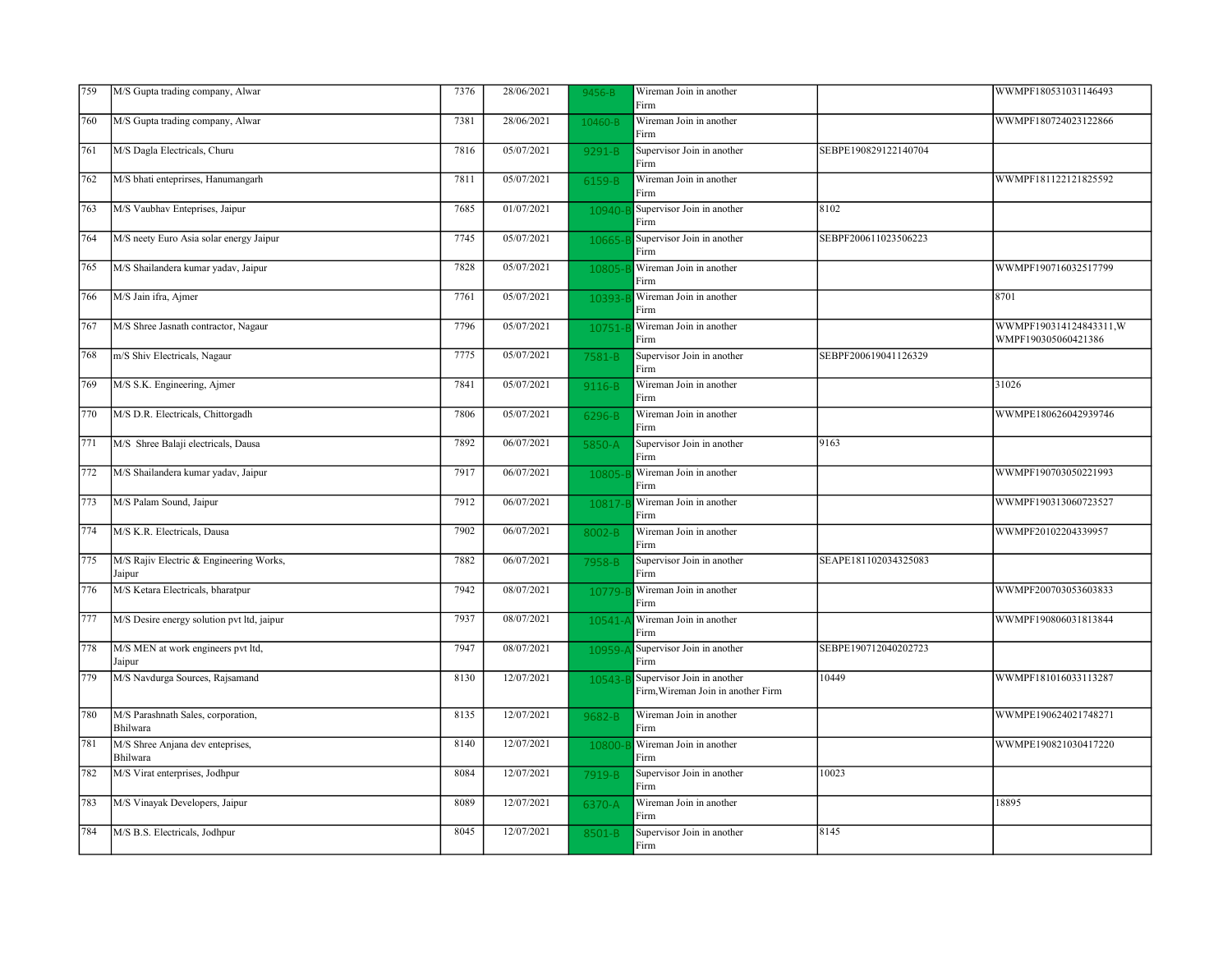| 759 | M/S Gupta trading company, Alwar | 7376 | 28/06/2021 | 9456-B | Wireman Join in another Firm | | WWMPF180531031146493 |
|---|---|---|---|---|---|---|---|
| 760 | M/S Gupta trading company, Alwar | 7381 | 28/06/2021 | 10460-B | Wireman Join in another Firm | | WWMPF180724023122866 |
| 761 | M/S Dagla Electricals, Churu | 7816 | 05/07/2021 | 9291-B | Supervisor Join in another Firm | SEBPE190829122140704 | |
| 762 | M/S bhati enteprirses, Hanumangarh | 7811 | 05/07/2021 | 6159-B | Wireman Join in another Firm | | WWMPF181122121825592 |
| 763 | M/S Vaubhav Enteprises, Jaipur | 7685 | 01/07/2021 | 10940-B | Supervisor Join in another Firm | 8102 | |
| 764 | M/S neety Euro Asia solar energy Jaipur | 7745 | 05/07/2021 | 10665-B | Supervisor Join in another Firm | SEBPF200611023506223 | |
| 765 | M/S Shailandera kumar yadav, Jaipur | 7828 | 05/07/2021 | 10805-B | Wireman Join in another Firm | | WWMPF190716032517799 |
| 766 | M/S Jain ifra, Ajmer | 7761 | 05/07/2021 | 10393-B | Wireman Join in another Firm | | 8701 |
| 767 | M/S Shree Jasnath contractor, Nagaur | 7796 | 05/07/2021 | 10751-B | Wireman Join in another Firm | | WWMPF190314124843311,WWMPF190305060421386 |
| 768 | m/S Shiv Electricals, Nagaur | 7775 | 05/07/2021 | 7581-B | Supervisor Join in another Firm | SEBPF200619041126329 | |
| 769 | M/S S.K. Engineering, Ajmer | 7841 | 05/07/2021 | 9116-B | Wireman Join in another Firm | | 31026 |
| 770 | M/S D.R. Electricals, Chittorgadh | 7806 | 05/07/2021 | 6296-B | Wireman Join in another Firm | | WWMPE180626042939746 |
| 771 | M/S Shree Balaji electricals, Dausa | 7892 | 06/07/2021 | 5850-A | Supervisor Join in another Firm | 9163 | |
| 772 | M/S Shailandera kumar yadav, Jaipur | 7917 | 06/07/2021 | 10805-B | Wireman Join in another Firm | | WWMPF190703050221993 |
| 773 | M/S Palam Sound, Jaipur | 7912 | 06/07/2021 | 10817-B | Wireman Join in another Firm | | WWMPF190313060723527 |
| 774 | M/S K.R. Electricals, Dausa | 7902 | 06/07/2021 | 8002-B | Wireman Join in another Firm | | WWMPF20102204339957 |
| 775 | M/S Rajiv Electric & Engineering Works, Jaipur | 7882 | 06/07/2021 | 7958-B | Supervisor Join in another Firm | SEAPE181102034325083 | |
| 776 | M/S Ketara Electricals, bharatpur | 7942 | 08/07/2021 | 10779-B | Wireman Join in another Firm | | WWMPF200703053603833 |
| 777 | M/S Desire energy solution pvt ltd, jaipur | 7937 | 08/07/2021 | 10541-A | Wireman Join in another Firm | | WWMPF190806031813844 |
| 778 | M/S MEN at work engineers pvt ltd, Jaipur | 7947 | 08/07/2021 | 10959-A | Supervisor Join in another Firm | SEBPE190712040202723 | |
| 779 | M/S Navdurga Sources, Rajsamand | 8130 | 12/07/2021 | 10543-B | Supervisor Join in another Firm,Wireman Join in another Firm | 10449 | WWMPF181016033113287 |
| 780 | M/S Parashnath Sales, corporation, Bhilwara | 8135 | 12/07/2021 | 9682-B | Wireman Join in another Firm | | WWMPE190624021748271 |
| 781 | M/S Shree Anjana dev enteprises, Bhilwara | 8140 | 12/07/2021 | 10800-B | Wireman Join in another Firm | | WWMPE190821030417220 |
| 782 | M/S Virat enterprises, Jodhpur | 8084 | 12/07/2021 | 7919-B | Supervisor Join in another Firm | 10023 | |
| 783 | M/S Vinayak Developers, Jaipur | 8089 | 12/07/2021 | 6370-A | Wireman Join in another Firm | | 18895 |
| 784 | M/S B.S. Electricals, Jodhpur | 8045 | 12/07/2021 | 8501-B | Supervisor Join in another Firm | 8145 | |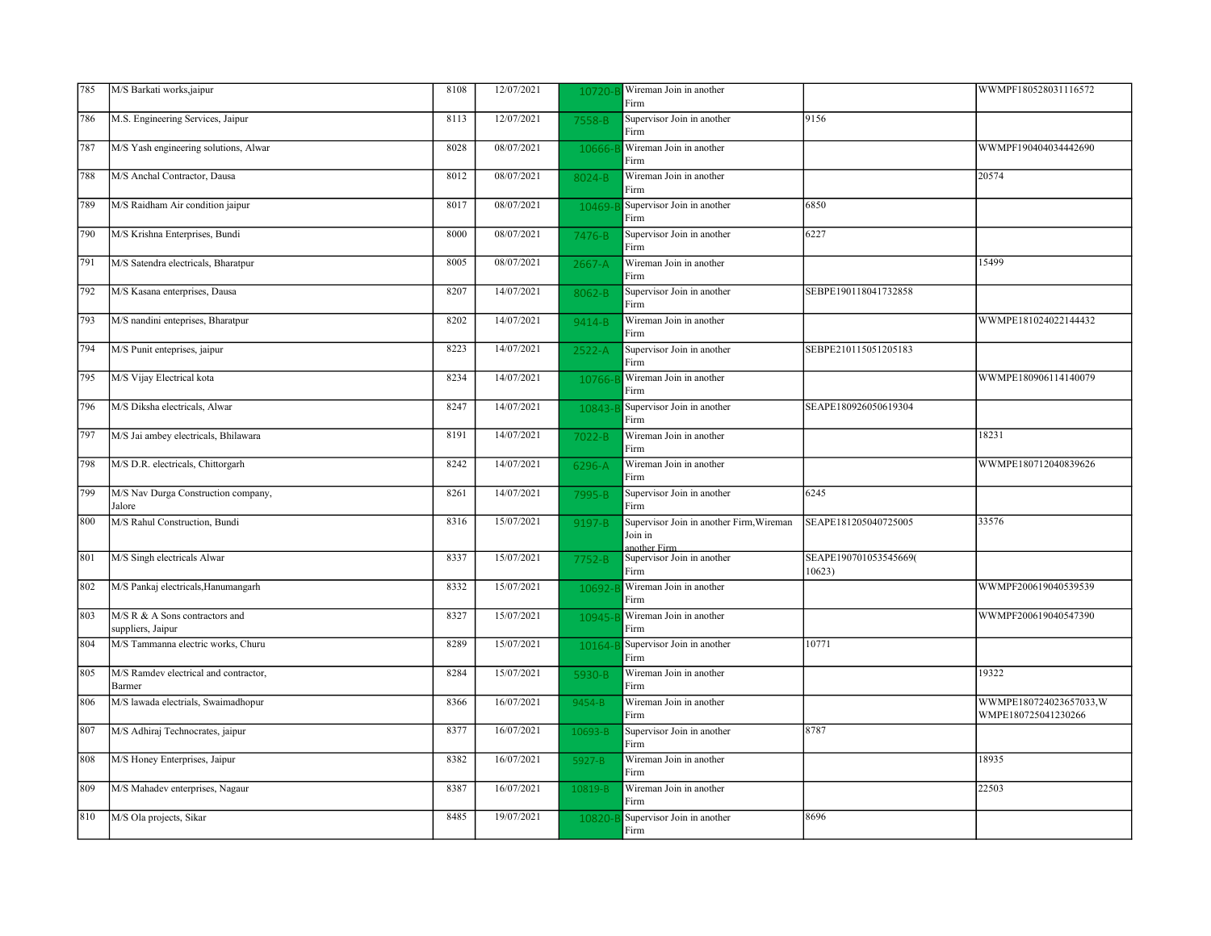| 785 | M/S Barkati works,jaipur | 8108 | 12/07/2021 | 10720-B | Wireman Join in another Firm | | WWMPF180528031116572 |
|---|---|---|---|---|---|---|---|
| 786 | M.S. Engineering Services, Jaipur | 8113 | 12/07/2021 | 7558-B | Supervisor Join in another Firm | 9156 | |
| 787 | M/S Yash engineering solutions, Alwar | 8028 | 08/07/2021 | 10666-B | Wireman Join in another Firm | | WWMPF190404034442690 |
| 788 | M/S Anchal Contractor, Dausa | 8012 | 08/07/2021 | 8024-B | Wireman Join in another Firm | | 20574 |
| 789 | M/S Raidham Air condition jaipur | 8017 | 08/07/2021 | 10469-B | Supervisor Join in another Firm | 6850 | |
| 790 | M/S Krishna Enterprises, Bundi | 8000 | 08/07/2021 | 7476-B | Supervisor Join in another Firm | 6227 | |
| 791 | M/S Satendra electricals, Bharatpur | 8005 | 08/07/2021 | 2667-A | Wireman Join in another Firm | | 15499 |
| 792 | M/S Kasana enterprises, Dausa | 8207 | 14/07/2021 | 8062-B | Supervisor Join in another Firm | SEBPE190118041732858 | |
| 793 | M/S nandini enteprises, Bharatpur | 8202 | 14/07/2021 | 9414-B | Wireman Join in another Firm | | WWMPE181024022144432 |
| 794 | M/S Punit enteprises, jaipur | 8223 | 14/07/2021 | 2522-A | Supervisor Join in another Firm | SEBPE210115051205183 | |
| 795 | M/S Vijay Electrical kota | 8234 | 14/07/2021 | 10766-B | Wireman Join in another Firm | | WWMPE180906114140079 |
| 796 | M/S Diksha electricals, Alwar | 8247 | 14/07/2021 | 10843-B | Supervisor Join in another Firm | SEAPE180926050619304 | |
| 797 | M/S Jai ambey electricals, Bhilawara | 8191 | 14/07/2021 | 7022-B | Wireman Join in another Firm | | 18231 |
| 798 | M/S D.R. electricals, Chittorgarh | 8242 | 14/07/2021 | 6296-A | Wireman Join in another Firm | | WWMPE180712040839626 |
| 799 | M/S Nav Durga Construction company, Jalore | 8261 | 14/07/2021 | 7995-B | Supervisor Join in another Firm | 6245 | |
| 800 | M/S Rahul Construction, Bundi | 8316 | 15/07/2021 | 9197-B | Supervisor Join in another Firm,Wireman Join in another Firm | SEAPE181205040725005 | 33576 |
| 801 | M/S Singh electricals Alwar | 8337 | 15/07/2021 | 7752-B | Supervisor Join in another Firm | SEAPE190701053545669( 10623) | |
| 802 | M/S Pankaj electricals,Hanumangarh | 8332 | 15/07/2021 | 10692-B | Wireman Join in another Firm | | WWMPF200619040539539 |
| 803 | M/S R & A Sons contractors and suppliers, Jaipur | 8327 | 15/07/2021 | 10945-B | Wireman Join in another Firm | | WWMPF200619040547390 |
| 804 | M/S Tammanna electric works, Churu | 8289 | 15/07/2021 | 10164-B | Supervisor Join in another Firm | 10771 | |
| 805 | M/S Ramdev electrical and contractor, Barmer | 8284 | 15/07/2021 | 5930-B | Wireman Join in another Firm | | 19322 |
| 806 | M/S lawada electrials, Swaimadhopur | 8366 | 16/07/2021 | 9454-B | Wireman Join in another Firm | | WWMPE180724023657033,WWMPE180725041230266 |
| 807 | M/S Adhiraj Technocrates, jaipur | 8377 | 16/07/2021 | 10693-B | Supervisor Join in another Firm | 8787 | |
| 808 | M/S Honey Enterprises, Jaipur | 8382 | 16/07/2021 | 5927-B | Wireman Join in another Firm | | 18935 |
| 809 | M/S Mahadev enterprises, Nagaur | 8387 | 16/07/2021 | 10819-B | Wireman Join in another Firm | | 22503 |
| 810 | M/S Ola projects, Sikar | 8485 | 19/07/2021 | 10820-B | Supervisor Join in another Firm | 8696 | |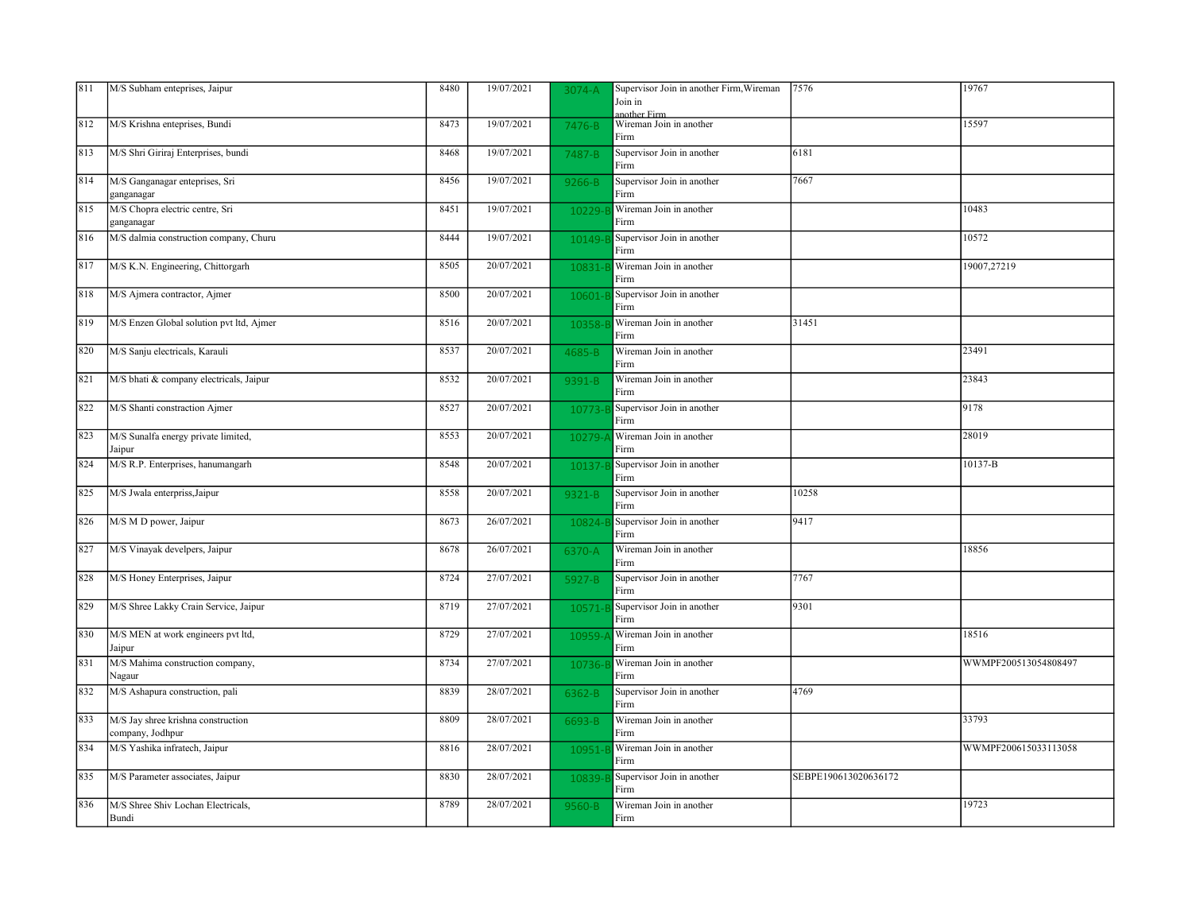| | | | | | | | |
|---|---|---|---|---|---|---|---|
| 811 | M/S Subham enteprises, Jaipur | 8480 | 19/07/2021 | 3074-A | Supervisor Join in another Firm,Wireman Join in another Firm | 7576 | 19767 |
| 812 | M/S Krishna enteprises, Bundi | 8473 | 19/07/2021 | 7476-B | Wireman Join in another Firm | | 15597 |
| 813 | M/S Shri Giriraj Enterprises, bundi | 8468 | 19/07/2021 | 7487-B | Supervisor Join in another Firm | 6181 | |
| 814 | M/S Ganganagar enteprises, Sri ganganagar | 8456 | 19/07/2021 | 9266-B | Supervisor Join in another Firm | 7667 | |
| 815 | M/S Chopra electric centre, Sri ganganagar | 8451 | 19/07/2021 | 10229-B | Wireman Join in another Firm | | 10483 |
| 816 | M/S dalmia construction company, Churu | 8444 | 19/07/2021 | 10149-B | Supervisor Join in another Firm | | 10572 |
| 817 | M/S K.N. Engineering, Chittorgarh | 8505 | 20/07/2021 | 10831-B | Wireman Join in another Firm | | 19007,27219 |
| 818 | M/S Ajmera contractor, Ajmer | 8500 | 20/07/2021 | 10601-B | Supervisor Join in another Firm | | |
| 819 | M/S Enzen Global solution pvt ltd, Ajmer | 8516 | 20/07/2021 | 10358-B | Wireman Join in another Firm | 31451 | |
| 820 | M/S Sanju electricals, Karauli | 8537 | 20/07/2021 | 4685-B | Wireman Join in another Firm | | 23491 |
| 821 | M/S bhati & company electricals, Jaipur | 8532 | 20/07/2021 | 9391-B | Wireman Join in another Firm | | 23843 |
| 822 | M/S Shanti constraction Ajmer | 8527 | 20/07/2021 | 10773-B | Supervisor Join in another Firm | | 9178 |
| 823 | M/S Sunalfa energy private limited, Jaipur | 8553 | 20/07/2021 | 10279-A | Wireman Join in another Firm | | 28019 |
| 824 | M/S R.P. Enterprises, hanumangarh | 8548 | 20/07/2021 | 10137-B | Supervisor Join in another Firm | | 10137-B |
| 825 | M/S Jwala enterpriss,Jaipur | 8558 | 20/07/2021 | 9321-B | Supervisor Join in another Firm | 10258 | |
| 826 | M/S M D power, Jaipur | 8673 | 26/07/2021 | 10824-B | Supervisor Join in another Firm | 9417 | |
| 827 | M/S Vinayak develpers, Jaipur | 8678 | 26/07/2021 | 6370-A | Wireman Join in another Firm | | 18856 |
| 828 | M/S Honey Enterprises, Jaipur | 8724 | 27/07/2021 | 5927-B | Supervisor Join in another Firm | 7767 | |
| 829 | M/S Shree Lakky Crain Service, Jaipur | 8719 | 27/07/2021 | 10571-B | Supervisor Join in another Firm | 9301 | |
| 830 | M/S MEN at work engineers pvt ltd, Jaipur | 8729 | 27/07/2021 | 10959-A | Wireman Join in another Firm | | 18516 |
| 831 | M/S Mahima construction company, Nagaur | 8734 | 27/07/2021 | 10736-B | Wireman Join in another Firm | | WWMPF200513054808497 |
| 832 | M/S Ashapura construction, pali | 8839 | 28/07/2021 | 6362-B | Supervisor Join in another Firm | 4769 | |
| 833 | M/S Jay shree krishna construction company, Jodhpur | 8809 | 28/07/2021 | 6693-B | Wireman Join in another Firm | | 33793 |
| 834 | M/S Yashika infratech, Jaipur | 8816 | 28/07/2021 | 10951-B | Wireman Join in another Firm | | WWMPF200615033113058 |
| 835 | M/S Parameter associates, Jaipur | 8830 | 28/07/2021 | 10839-B | Supervisor Join in another Firm | SEBPE190613020636172 | |
| 836 | M/S Shree Shiv Lochan Electricals, Bundi | 8789 | 28/07/2021 | 9560-B | Wireman Join in another Firm | | 19723 |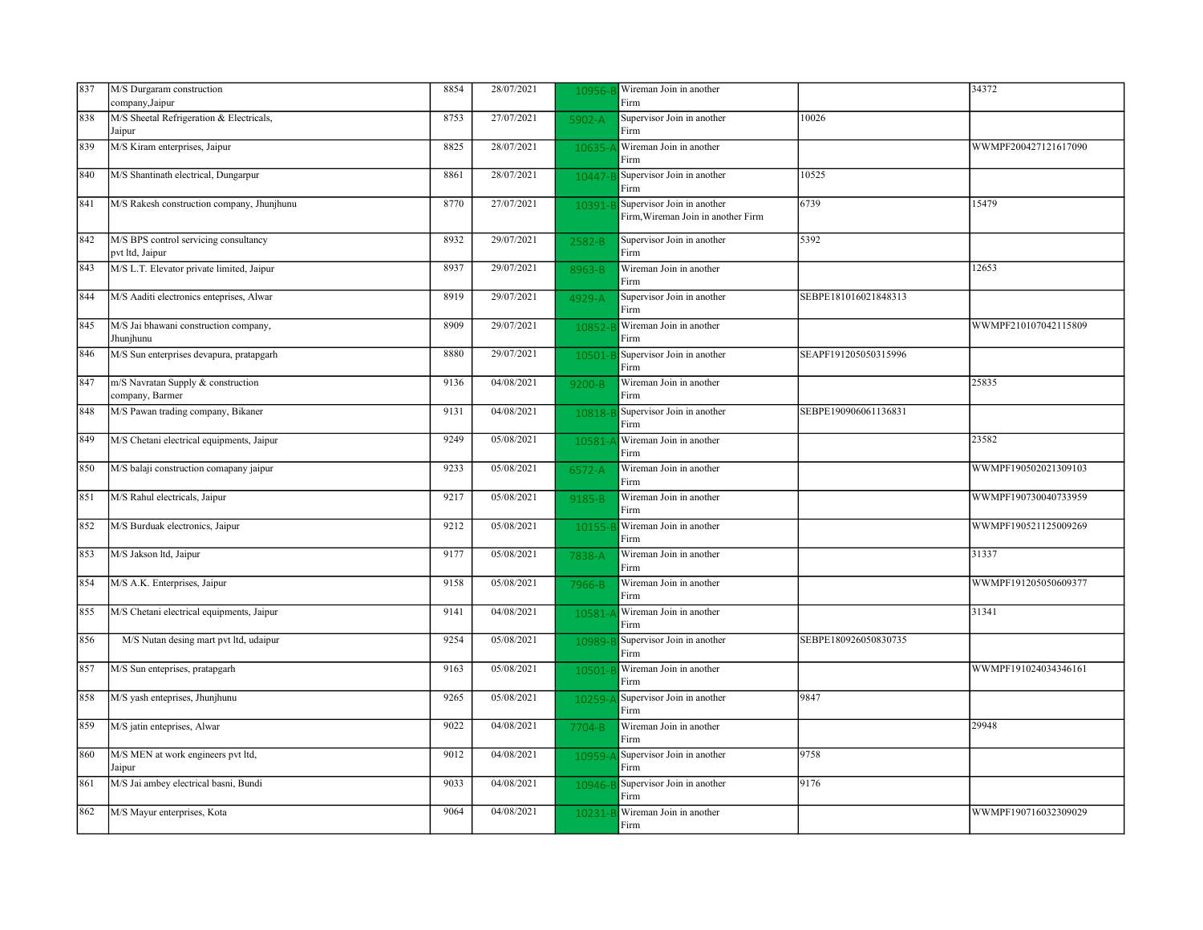| | | | | | | | |
|---|---|---|---|---|---|---|---|
| 837 | M/S Durgaram construction company,Jaipur | 8854 | 28/07/2021 | 10956-B | Wireman Join in another Firm | | 34372 |
| 838 | M/S Sheetal Refrigeration & Electricals, Jaipur | 8753 | 27/07/2021 | 5902-A | Supervisor Join in another Firm | 10026 | |
| 839 | M/S Kiram enterprises, Jaipur | 8825 | 28/07/2021 | 10635-A | Wireman Join in another Firm | | WWMPF200427121617090 |
| 840 | M/S Shantinath electrical, Dungarpur | 8861 | 28/07/2021 | 10447-B | Supervisor Join in another Firm | 10525 | |
| 841 | M/S Rakesh construction company, Jhunjhunu | 8770 | 27/07/2021 | 10391-B | Supervisor Join in another Firm,Wireman Join in another Firm | 6739 | 15479 |
| 842 | M/S BPS control servicing consultancy pvt ltd, Jaipur | 8932 | 29/07/2021 | 2582-B | Supervisor Join in another Firm | 5392 | |
| 843 | M/S L.T. Elevator private limited, Jaipur | 8937 | 29/07/2021 | 8963-B | Wireman Join in another Firm | | 12653 |
| 844 | M/S Aaditi electronics enteprises, Alwar | 8919 | 29/07/2021 | 4929-A | Supervisor Join in another Firm | SEBPE181016021848313 | |
| 845 | M/S Jai bhawani construction company, Jhunjhunu | 8909 | 29/07/2021 | 10852-B | Wireman Join in another Firm | | WWMPF210107042115809 |
| 846 | M/S Sun enterprises devapura, pratapgarh | 8880 | 29/07/2021 | 10501-B | Supervisor Join in another Firm | SEAPF191205050315996 | |
| 847 | m/S Navratan Supply & construction company, Barmer | 9136 | 04/08/2021 | 9200-B | Wireman Join in another Firm | | 25835 |
| 848 | M/S Pawan trading company, Bikaner | 9131 | 04/08/2021 | 10818-B | Supervisor Join in another Firm | SEBPE190906061136831 | |
| 849 | M/S Chetani electrical equipments, Jaipur | 9249 | 05/08/2021 | 10581-A | Wireman Join in another Firm | | 23582 |
| 850 | M/S balaji construction comapany jaipur | 9233 | 05/08/2021 | 6572-A | Wireman Join in another Firm | | WWMPF190502021309103 |
| 851 | M/S Rahul electricals, Jaipur | 9217 | 05/08/2021 | 9185-B | Wireman Join in another Firm | | WWMPF190730040733959 |
| 852 | M/S Burduak electronics, Jaipur | 9212 | 05/08/2021 | 10155-B | Wireman Join in another Firm | | WWMPF190521125009269 |
| 853 | M/S Jakson ltd, Jaipur | 9177 | 05/08/2021 | 7838-A | Wireman Join in another Firm | | 31337 |
| 854 | M/S A.K. Enterprises, Jaipur | 9158 | 05/08/2021 | 7966-B | Wireman Join in another Firm | | WWMPF191205050609377 |
| 855 | M/S Chetani electrical equipments, Jaipur | 9141 | 04/08/2021 | 10581-A | Wireman Join in another Firm | | 31341 |
| 856 | M/S Nutan desing mart pvt ltd, udaipur | 9254 | 05/08/2021 | 10989-B | Supervisor Join in another Firm | SEBPE180926050830735 | |
| 857 | M/S Sun enteprises, pratapgarh | 9163 | 05/08/2021 | 10501-B | Wireman Join in another Firm | | WWMPF191024034346161 |
| 858 | M/S yash enteprises, Jhunjhunu | 9265 | 05/08/2021 | 10259-A | Supervisor Join in another Firm | 9847 | |
| 859 | M/S jatin enteprises, Alwar | 9022 | 04/08/2021 | 7704-B | Wireman Join in another Firm | | 29948 |
| 860 | M/S MEN at work engineers pvt ltd, Jaipur | 9012 | 04/08/2021 | 10959-A | Supervisor Join in another Firm | 9758 | |
| 861 | M/S Jai ambey electrical basni, Bundi | 9033 | 04/08/2021 | 10946-B | Supervisor Join in another Firm | 9176 | |
| 862 | M/S Mayur enterprises, Kota | 9064 | 04/08/2021 | 10231-B | Wireman Join in another Firm | | WWMPF190716032309029 |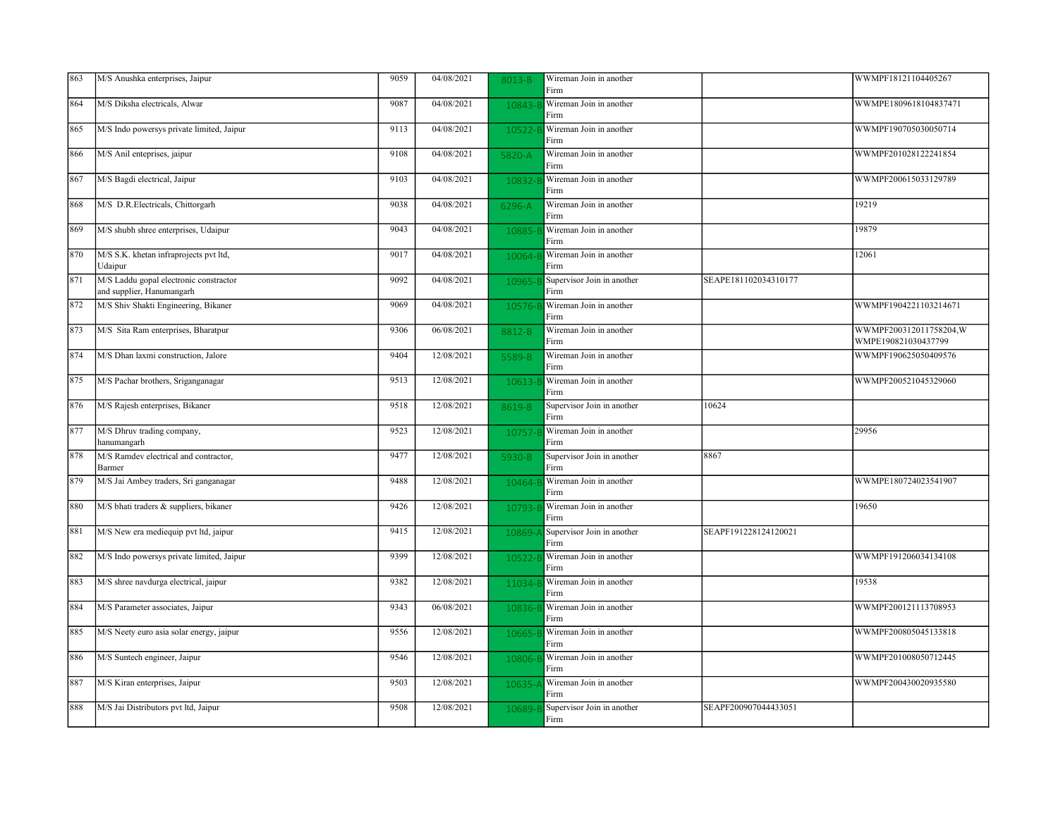| 863 | M/S Anushka enterprises, Jaipur | 9059 | 04/08/2021 | 8013-B | Wireman Join in another Firm | | WWMPF18121104405267 |
|---|---|---|---|---|---|---|---|
| 864 | M/S Diksha electricals, Alwar | 9087 | 04/08/2021 | 10843-B | Wireman Join in another Firm | | WWMPE1809618104837471 |
| 865 | M/S Indo powersys private limited, Jaipur | 9113 | 04/08/2021 | 10522-B | Wireman Join in another Firm | | WWMPF190705030050714 |
| 866 | M/S Anil enteprises, jaipur | 9108 | 04/08/2021 | 5820-A | Wireman Join in another Firm | | WWMPF201028122241854 |
| 867 | M/S Bagdi electrical, Jaipur | 9103 | 04/08/2021 | 10832-B | Wireman Join in another Firm | | WWMPF200615033129789 |
| 868 | M/S D.R.Electricals, Chittorgarh | 9038 | 04/08/2021 | 6296-A | Wireman Join in another Firm | | 19219 |
| 869 | M/S shubh shree enterprises, Udaipur | 9043 | 04/08/2021 | 10885-B | Wireman Join in another Firm | | 19879 |
| 870 | M/S S.K. khetan infraprojects pvt ltd, Udaipur | 9017 | 04/08/2021 | 10064-B | Wireman Join in another Firm | | 12061 |
| 871 | M/S Laddu gopal electronic constractor and supplier, Hanumangarh | 9092 | 04/08/2021 | 10965-B | Supervisor Join in another Firm | SEAPE181102034310177 | |
| 872 | M/S Shiv Shakti Engineering, Bikaner | 9069 | 04/08/2021 | 10576-B | Wireman Join in another Firm | | WWMPF1904221103214671 |
| 873 | M/S Sita Ram enterprises, Bharatpur | 9306 | 06/08/2021 | 8812-B | Wireman Join in another Firm | | WWMPF200312011758204,WWMPE190821030437799 |
| 874 | M/S Dhan laxmi construction, Jalore | 9404 | 12/08/2021 | 5589-B | Wireman Join in another Firm | | WWMPF190625050409576 |
| 875 | M/S Pachar brothers, Sriganganagar | 9513 | 12/08/2021 | 10613-B | Wireman Join in another Firm | | WWMPF200521045329060 |
| 876 | M/S Rajesh enterprises, Bikaner | 9518 | 12/08/2021 | 8619-B | Supervisor Join in another Firm | 10624 | |
| 877 | M/S Dhruv trading company, hanumangarh | 9523 | 12/08/2021 | 10757-B | Wireman Join in another Firm | | 29956 |
| 878 | M/S Ramdev electrical and contractor, Barmer | 9477 | 12/08/2021 | 5930-B | Supervisor Join in another Firm | 8867 | |
| 879 | M/S Jai Ambey traders, Sri ganganagar | 9488 | 12/08/2021 | 10464-B | Wireman Join in another Firm | | WWMPE180724023541907 |
| 880 | M/S bhati traders & suppliers, bikaner | 9426 | 12/08/2021 | 10793-B | Wireman Join in another Firm | | 19650 |
| 881 | M/S New era mediequip pvt ltd, jaipur | 9415 | 12/08/2021 | 10869-A | Supervisor Join in another Firm | SEAPF191228124120021 | |
| 882 | M/S Indo powersys private limited, Jaipur | 9399 | 12/08/2021 | 10522-B | Wireman Join in another Firm | | WWMPF191206034134108 |
| 883 | M/S shree navdurga electrical, jaipur | 9382 | 12/08/2021 | 11034-B | Wireman Join in another Firm | | 19538 |
| 884 | M/S Parameter associates, Jaipur | 9343 | 06/08/2021 | 10836-B | Wireman Join in another Firm | | WWMPF200121113708953 |
| 885 | M/S Neety euro asia solar energy, jaipur | 9556 | 12/08/2021 | 10665-B | Wireman Join in another Firm | | WWMPF200805045133818 |
| 886 | M/S Suntech engineer, Jaipur | 9546 | 12/08/2021 | 10806-B | Wireman Join in another Firm | | WWMPF201008050712445 |
| 887 | M/S Kiran enterprises, Jaipur | 9503 | 12/08/2021 | 10635-A | Wireman Join in another Firm | | WWMPF200430020935580 |
| 888 | M/S Jai Distributors pvt ltd, Jaipur | 9508 | 12/08/2021 | 10689-B | Supervisor Join in another Firm | SEAPF200907044433051 | |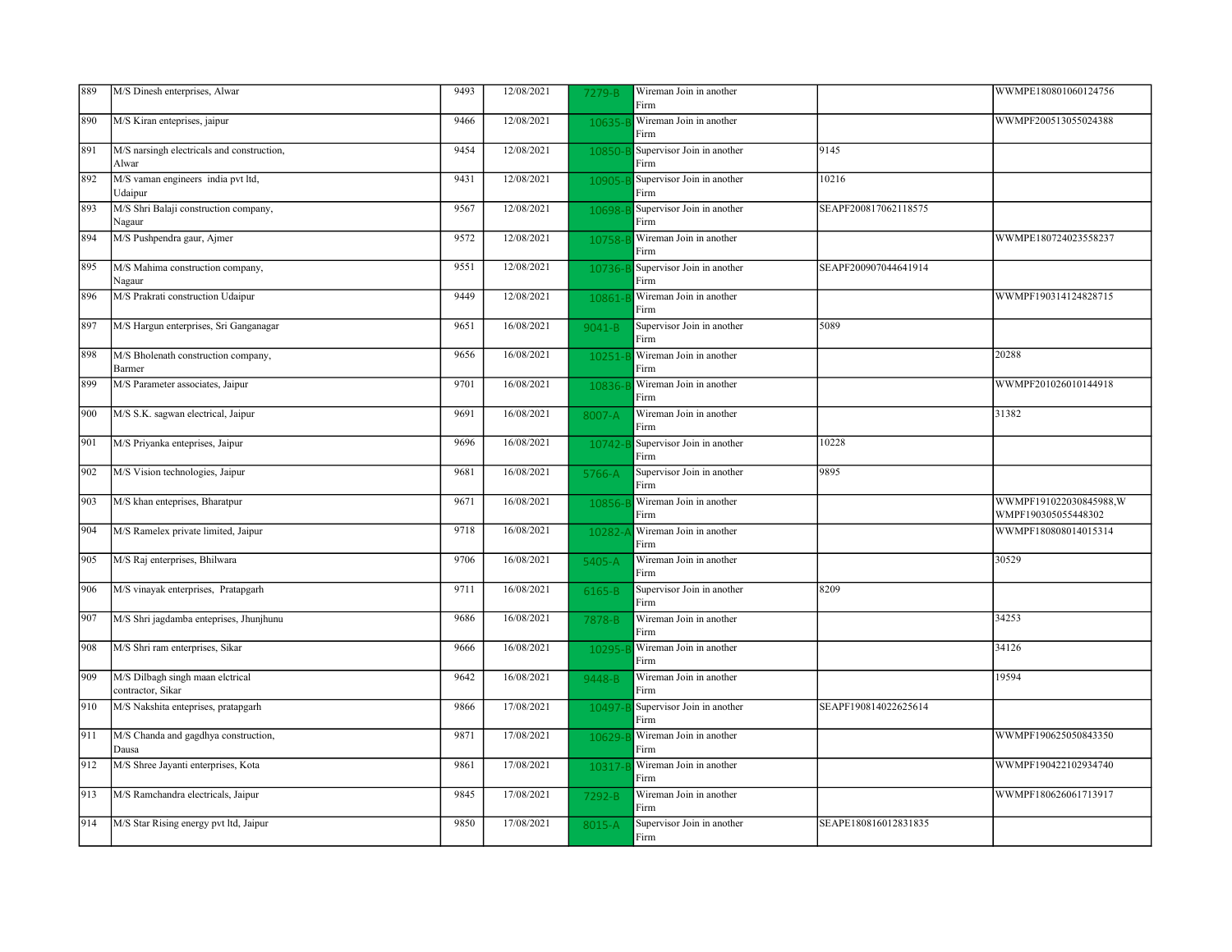| | | | | | | | |
|---|---|---|---|---|---|---|---|
| 889 | M/S Dinesh enterprises, Alwar | 9493 | 12/08/2021 | 7279-B | Wireman Join in another Firm | | WWMPE180801060124756 |
| 890 | M/S Kiran enteprises, jaipur | 9466 | 12/08/2021 | 10635-B | Wireman Join in another Firm | | WWMPF200513055024388 |
| 891 | M/S narsingh electricals and construction, Alwar | 9454 | 12/08/2021 | 10850-B | Supervisor Join in another Firm | 9145 | |
| 892 | M/S vaman engineers india pvt ltd, Udaipur | 9431 | 12/08/2021 | 10905-B | Supervisor Join in another Firm | 10216 | |
| 893 | M/S Shri Balaji construction company, Nagaur | 9567 | 12/08/2021 | 10698-B | Supervisor Join in another Firm | SEAPF200817062118575 | |
| 894 | M/S Pushpendra gaur, Ajmer | 9572 | 12/08/2021 | 10758-B | Wireman Join in another Firm | | WWMPE180724023558237 |
| 895 | M/S Mahima construction company, Nagaur | 9551 | 12/08/2021 | 10736-B | Supervisor Join in another Firm | SEAPF200907044641914 | |
| 896 | M/S Prakrati construction Udaipur | 9449 | 12/08/2021 | 10861-B | Wireman Join in another Firm | | WWMPF190314124828715 |
| 897 | M/S Hargun enterprises, Sri Ganganagar | 9651 | 16/08/2021 | 9041-B | Supervisor Join in another Firm | 5089 | |
| 898 | M/S Bholenath construction company, Barmer | 9656 | 16/08/2021 | 10251-B | Wireman Join in another Firm | | 20288 |
| 899 | M/S Parameter associates, Jaipur | 9701 | 16/08/2021 | 10836-B | Wireman Join in another Firm | | WWMPF201026010144918 |
| 900 | M/S S.K. sagwan electrical, Jaipur | 9691 | 16/08/2021 | 8007-A | Wireman Join in another Firm | | 31382 |
| 901 | M/S Priyanka enteprises, Jaipur | 9696 | 16/08/2021 | 10742-B | Supervisor Join in another Firm | 10228 | |
| 902 | M/S Vision technologies, Jaipur | 9681 | 16/08/2021 | 5766-A | Supervisor Join in another Firm | 9895 | |
| 903 | M/S khan enteprises, Bharatpur | 9671 | 16/08/2021 | 10856-B | Wireman Join in another Firm | | WWMPF191022030845988,WWMPF190305055448302 |
| 904 | M/S Ramelex private limited, Jaipur | 9718 | 16/08/2021 | 10282-A | Wireman Join in another Firm | | WWMPF180808014015314 |
| 905 | M/S Raj enterprises, Bhilwara | 9706 | 16/08/2021 | 5405-A | Wireman Join in another Firm | | 30529 |
| 906 | M/S vinayak enterprises, Pratapgarh | 9711 | 16/08/2021 | 6165-B | Supervisor Join in another Firm | 8209 | |
| 907 | M/S Shri jagdamba enteprises, Jhunjhunu | 9686 | 16/08/2021 | 7878-B | Wireman Join in another Firm | | 34253 |
| 908 | M/S Shri ram enterprises, Sikar | 9666 | 16/08/2021 | 10295-B | Wireman Join in another Firm | | 34126 |
| 909 | M/S Dilbagh singh maan elctrical contractor, Sikar | 9642 | 16/08/2021 | 9448-B | Wireman Join in another Firm | | 19594 |
| 910 | M/S Nakshita enteprises, pratapgarh | 9866 | 17/08/2021 | 10497-B | Supervisor Join in another Firm | SEAPF190814022625614 | |
| 911 | M/S Chanda and gagdhya construction, Dausa | 9871 | 17/08/2021 | 10629-B | Wireman Join in another Firm | | WWMPF190625050843350 |
| 912 | M/S Shree Jayanti enterprises, Kota | 9861 | 17/08/2021 | 10317-B | Wireman Join in another Firm | | WWMPF190422102934740 |
| 913 | M/S Ramchandra electricals, Jaipur | 9845 | 17/08/2021 | 7292-B | Wireman Join in another Firm | | WWMPF180626061713917 |
| 914 | M/S Star Rising energy pvt ltd, Jaipur | 9850 | 17/08/2021 | 8015-A | Supervisor Join in another Firm | SEAPE180816012831835 | |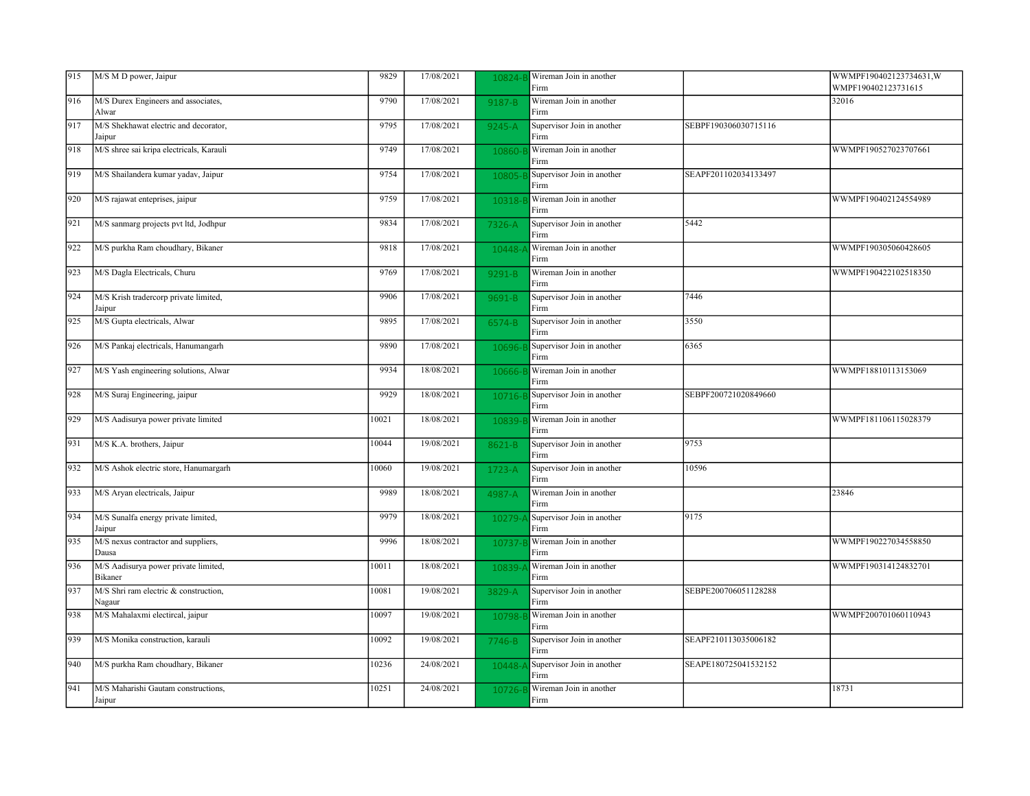| | | | | | | | |
|---|---|---|---|---|---|---|---|
| 915 | M/S M D power, Jaipur | 9829 | 17/08/2021 | 10824-B | Wireman Join in another Firm | | WWMPF190402123734631,WWMPF190402123731615 |
| 916 | M/S Durex Engineers and associates, Alwar | 9790 | 17/08/2021 | 9187-B | Wireman Join in another Firm | | 32016 |
| 917 | M/S Shekhawat electric and decorator, Jaipur | 9795 | 17/08/2021 | 9245-A | Supervisor Join in another Firm | SEBPF190306030715116 | |
| 918 | M/S shree sai kripa electricals, Karauli | 9749 | 17/08/2021 | 10860-B | Wireman Join in another Firm | | WWMPF190527023707661 |
| 919 | M/S Shailandera kumar yadav, Jaipur | 9754 | 17/08/2021 | 10805-B | Supervisor Join in another Firm | SEAPF201102034133497 | |
| 920 | M/S rajawat enteprises, jaipur | 9759 | 17/08/2021 | 10318-B | Wireman Join in another Firm | | WWMPF190402124554989 |
| 921 | M/S sanmarg projects pvt ltd, Jodhpur | 9834 | 17/08/2021 | 7326-A | Supervisor Join in another Firm | 5442 | |
| 922 | M/S purkha Ram choudhary, Bikaner | 9818 | 17/08/2021 | 10448-A | Wireman Join in another Firm | | WWMPF190305060428605 |
| 923 | M/S Dagla Electricals, Churu | 9769 | 17/08/2021 | 9291-B | Wireman Join in another Firm | | WWMPF190422102518350 |
| 924 | M/S Krish tradercorp private limited, Jaipur | 9906 | 17/08/2021 | 9691-B | Supervisor Join in another Firm | 7446 | |
| 925 | M/S Gupta electricals, Alwar | 9895 | 17/08/2021 | 6574-B | Supervisor Join in another Firm | 3550 | |
| 926 | M/S Pankaj electricals, Hanumangarh | 9890 | 17/08/2021 | 10696-B | Supervisor Join in another Firm | 6365 | |
| 927 | M/S Yash engineering solutions, Alwar | 9934 | 18/08/2021 | 10666-B | Wireman Join in another Firm | | WWMPF18810113153069 |
| 928 | M/S Suraj Engineering, jaipur | 9929 | 18/08/2021 | 10716-B | Supervisor Join in another Firm | SEBPF200721020849660 | |
| 929 | M/S Aadisurya power private limited | 10021 | 18/08/2021 | 10839-B | Wireman Join in another Firm | | WWMPF181106115028379 |
| 931 | M/S K.A. brothers, Jaipur | 10044 | 19/08/2021 | 8621-B | Supervisor Join in another Firm | 9753 | |
| 932 | M/S Ashok electric store, Hanumargarh | 10060 | 19/08/2021 | 1723-A | Supervisor Join in another Firm | 10596 | |
| 933 | M/S Aryan electricals, Jaipur | 9989 | 18/08/2021 | 4987-A | Wireman Join in another Firm | | 23846 |
| 934 | M/S Sunalfa energy private limited, Jaipur | 9979 | 18/08/2021 | 10279-A | Supervisor Join in another Firm | 9175 | |
| 935 | M/S nexus contractor and suppliers, Dausa | 9996 | 18/08/2021 | 10737-B | Wireman Join in another Firm | | WWMPF190227034558850 |
| 936 | M/S Aadisurya power private limited, Bikaner | 10011 | 18/08/2021 | 10839-A | Wireman Join in another Firm | | WWMPF190314124832701 |
| 937 | M/S Shri ram electric & construction, Nagaur | 10081 | 19/08/2021 | 3829-A | Supervisor Join in another Firm | SEBPE200706051128288 | |
| 938 | M/S Mahalaxmi electircal, jaipur | 10097 | 19/08/2021 | 10798-B | Wireman Join in another Firm | | WWMPF200701060110943 |
| 939 | M/S Monika construction, karauli | 10092 | 19/08/2021 | 7746-B | Supervisor Join in another Firm | SEAPF210113035006182 | |
| 940 | M/S purkha Ram choudhary, Bikaner | 10236 | 24/08/2021 | 10448-A | Supervisor Join in another Firm | SEAPE180725041532152 | |
| 941 | M/S Maharishi Gautam constructions, Jaipur | 10251 | 24/08/2021 | 10726-B | Wireman Join in another Firm | | 18731 |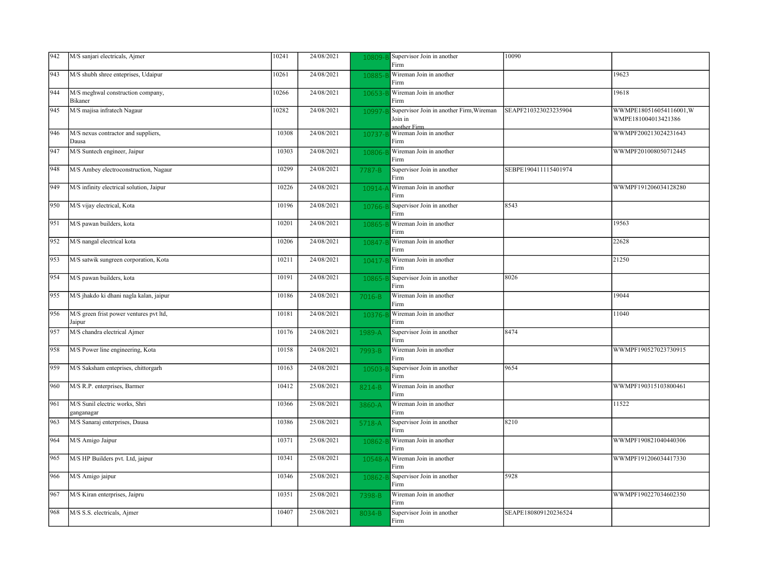| | | | | | | | |
|---|---|---|---|---|---|---|---|
| 942 | M/S sanjari electricals, Ajmer | 10241 | 24/08/2021 | 10809-B | Supervisor Join in another Firm | 10090 | |
| 943 | M/S shubh shree enteprises, Udaipur | 10261 | 24/08/2021 | 10885-B | Wireman Join in another Firm | | 19623 |
| 944 | M/S meghwal construction company, Bikaner | 10266 | 24/08/2021 | 10653-B | Wireman Join in another Firm | | 19618 |
| 945 | M/S majisa infratech Nagaur | 10282 | 24/08/2021 | 10997-B | Supervisor Join in another Firm,Wireman Join in another Firm | SEAPF210323023235904 | WWMPE180516054116001,WWMPE181004013421386 |
| 946 | M/S nexus contractor and suppliers, Dausa | 10308 | 24/08/2021 | 10737-B | Wireman Join in another Firm | | WWMPF200213024231643 |
| 947 | M/S Suntech engineer, Jaipur | 10303 | 24/08/2021 | 10806-B | Wireman Join in another Firm | | WWMPF201008050712445 |
| 948 | M/S Ambey electroconstruction, Nagaur | 10299 | 24/08/2021 | 7787-B | Supervisor Join in another Firm | SEBPE190411115401974 | |
| 949 | M/S infinity electrical solution, Jaipur | 10226 | 24/08/2021 | 10914-A | Wireman Join in another Firm | | WWMPF191206034128280 |
| 950 | M/S vijay electrical, Kota | 10196 | 24/08/2021 | 10766-B | Supervisor Join in another Firm | 8543 | |
| 951 | M/S pawan builders, kota | 10201 | 24/08/2021 | 10865-B | Wireman Join in another Firm | | 19563 |
| 952 | M/S nangal electrical kota | 10206 | 24/08/2021 | 10847-B | Wireman Join in another Firm | | 22628 |
| 953 | M/S satwik sungreen corporation, Kota | 10211 | 24/08/2021 | 10417-B | Wireman Join in another Firm | | 21250 |
| 954 | M/S pawan builders, kota | 10191 | 24/08/2021 | 10865-B | Supervisor Join in another Firm | 8026 | |
| 955 | M/S jhakdo ki dhani nagla kalan, jaipur | 10186 | 24/08/2021 | 7016-B | Wireman Join in another Firm | | 19044 |
| 956 | M/S green frist power ventures pvt ltd, Jaipur | 10181 | 24/08/2021 | 10376-B | Wireman Join in another Firm | | 11040 |
| 957 | M/S chandra electrical Ajmer | 10176 | 24/08/2021 | 1989-A | Supervisor Join in another Firm | 8474 | |
| 958 | M/S Power line engineering, Kota | 10158 | 24/08/2021 | 7993-B | Wireman Join in another Firm | | WWMPF190527023730915 |
| 959 | M/S Saksham enteprises, chittorgarh | 10163 | 24/08/2021 | 10503-B | Supervisor Join in another Firm | 9654 | |
| 960 | M/S R.P. enterprises, Barmer | 10412 | 25/08/2021 | 8214-B | Wireman Join in another Firm | | WWMPF190315103800461 |
| 961 | M/S Sunil electric works, Shri ganganagar | 10366 | 25/08/2021 | 3860-A | Wireman Join in another Firm | | 11522 |
| 963 | M/S Sanaraj enterprises, Dausa | 10386 | 25/08/2021 | 5718-A | Supervisor Join in another Firm | 8210 | |
| 964 | M/S Amigo Jaipur | 10371 | 25/08/2021 | 10862-B | Wireman Join in another Firm | | WWMPF190821040440306 |
| 965 | M/S HP Builders pvt. Ltd, jaipur | 10341 | 25/08/2021 | 10548-A | Wireman Join in another Firm | | WWMPF191206034417330 |
| 966 | M/S Amigo jaipur | 10346 | 25/08/2021 | 10862-B | Supervisor Join in another Firm | 5928 | |
| 967 | M/S Kiran enterprises, Jaipru | 10351 | 25/08/2021 | 7398-B | Wireman Join in another Firm | | WWMPF190227034602350 |
| 968 | M/S S.S. electricals, Ajmer | 10407 | 25/08/2021 | 8034-B | Supervisor Join in another Firm | SEAPE180809120236524 | |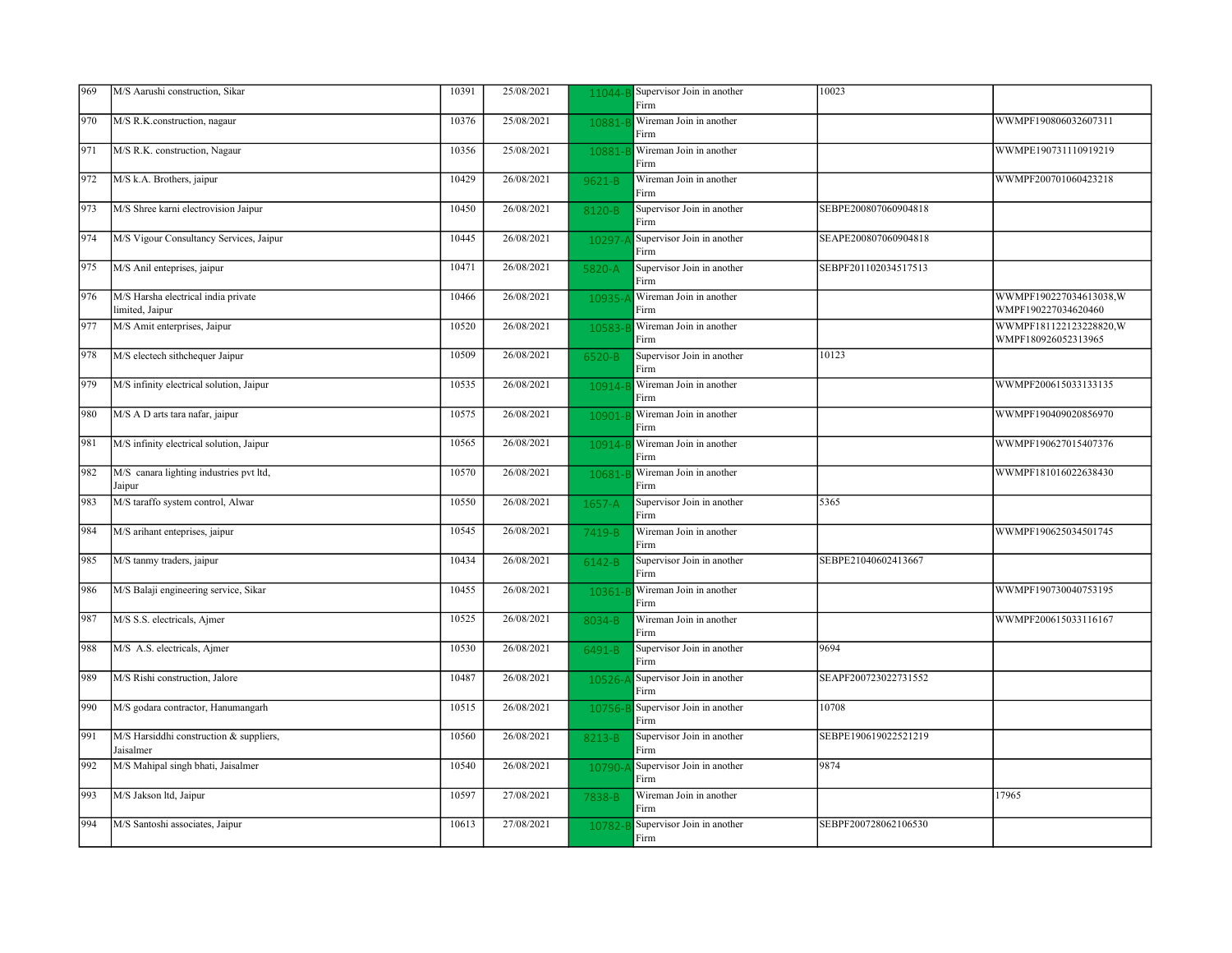| 969 | M/S Aarushi construction, Sikar | 10391 | 25/08/2021 | 11044-B | Supervisor Join in another Firm | 10023 | |
|---|---|---|---|---|---|---|---|
| 970 | M/S R.K.construction, nagaur | 10376 | 25/08/2021 | 10881-B | Wireman Join in another Firm | | WWMPF190806032607311 |
| 971 | M/S R.K. construction, Nagaur | 10356 | 25/08/2021 | 10881-B | Wireman Join in another Firm | | WWMPE190731110919219 |
| 972 | M/S k.A. Brothers, jaipur | 10429 | 26/08/2021 | 9621-B | Wireman Join in another Firm | | WWMPF200701060423218 |
| 973 | M/S Shree karni electrovision Jaipur | 10450 | 26/08/2021 | 8120-B | Supervisor Join in another Firm | SEBPE200807060904818 | |
| 974 | M/S Vigour Consultancy Services, Jaipur | 10445 | 26/08/2021 | 10297-A | Supervisor Join in another Firm | SEAPE200807060904818 | |
| 975 | M/S Anil enteprises, jaipur | 10471 | 26/08/2021 | 5820-A | Supervisor Join in another Firm | SEBPF201102034517513 | |
| 976 | M/S Harsha electrical india private limited, Jaipur | 10466 | 26/08/2021 | 10935-A | Wireman Join in another Firm | | WWMPF190227034613038,WWMPF190227034620460 |
| 977 | M/S Amit enterprises, Jaipur | 10520 | 26/08/2021 | 10583-B | Wireman Join in another Firm | | WWMPF181122123228820,WWMPF180926052313965 |
| 978 | M/S electech sithchequer Jaipur | 10509 | 26/08/2021 | 6520-B | Supervisor Join in another Firm | 10123 | |
| 979 | M/S infinity electrical solution, Jaipur | 10535 | 26/08/2021 | 10914-B | Wireman Join in another Firm | | WWMPF200615033133135 |
| 980 | M/S A D arts tara nafar, jaipur | 10575 | 26/08/2021 | 10901-B | Wireman Join in another Firm | | WWMPF190409020856970 |
| 981 | M/S infinity electrical solution, Jaipur | 10565 | 26/08/2021 | 10914-B | Wireman Join in another Firm | | WWMPF190627015407376 |
| 982 | M/S canara lighting industries pvt ltd, Jaipur | 10570 | 26/08/2021 | 10681-B | Wireman Join in another Firm | | WWMPF181016022638430 |
| 983 | M/S taraffo system control, Alwar | 10550 | 26/08/2021 | 1657-A | Supervisor Join in another Firm | 5365 | |
| 984 | M/S arihant enteprises, jaipur | 10545 | 26/08/2021 | 7419-B | Wireman Join in another Firm | | WWMPF190625034501745 |
| 985 | M/S tanmy traders, jaipur | 10434 | 26/08/2021 | 6142-B | Supervisor Join in another Firm | SEBPE21040602413667 | |
| 986 | M/S Balaji engineering service, Sikar | 10455 | 26/08/2021 | 10361-B | Wireman Join in another Firm | | WWMPF190730040753195 |
| 987 | M/S S.S. electricals, Ajmer | 10525 | 26/08/2021 | 8034-B | Wireman Join in another Firm | | WWMPF200615033116167 |
| 988 | M/S A.S. electricals, Ajmer | 10530 | 26/08/2021 | 6491-B | Supervisor Join in another Firm | 9694 | |
| 989 | M/S Rishi construction, Jalore | 10487 | 26/08/2021 | 10526-A | Supervisor Join in another Firm | SEAPF200723022731552 | |
| 990 | M/S godara contractor, Hanumangarh | 10515 | 26/08/2021 | 10756-B | Supervisor Join in another Firm | 10708 | |
| 991 | M/S Harsiddhi construction & suppliers, Jaisalmer | 10560 | 26/08/2021 | 8213-B | Supervisor Join in another Firm | SEBPE190619022521219 | |
| 992 | M/S Mahipal singh bhati, Jaisalmer | 10540 | 26/08/2021 | 10790-A | Supervisor Join in another Firm | 9874 | |
| 993 | M/S Jakson ltd, Jaipur | 10597 | 27/08/2021 | 7838-B | Wireman Join in another Firm | | 17965 |
| 994 | M/S Santoshi associates, Jaipur | 10613 | 27/08/2021 | 10782-B | Supervisor Join in another Firm | SEBPF200728062106530 | |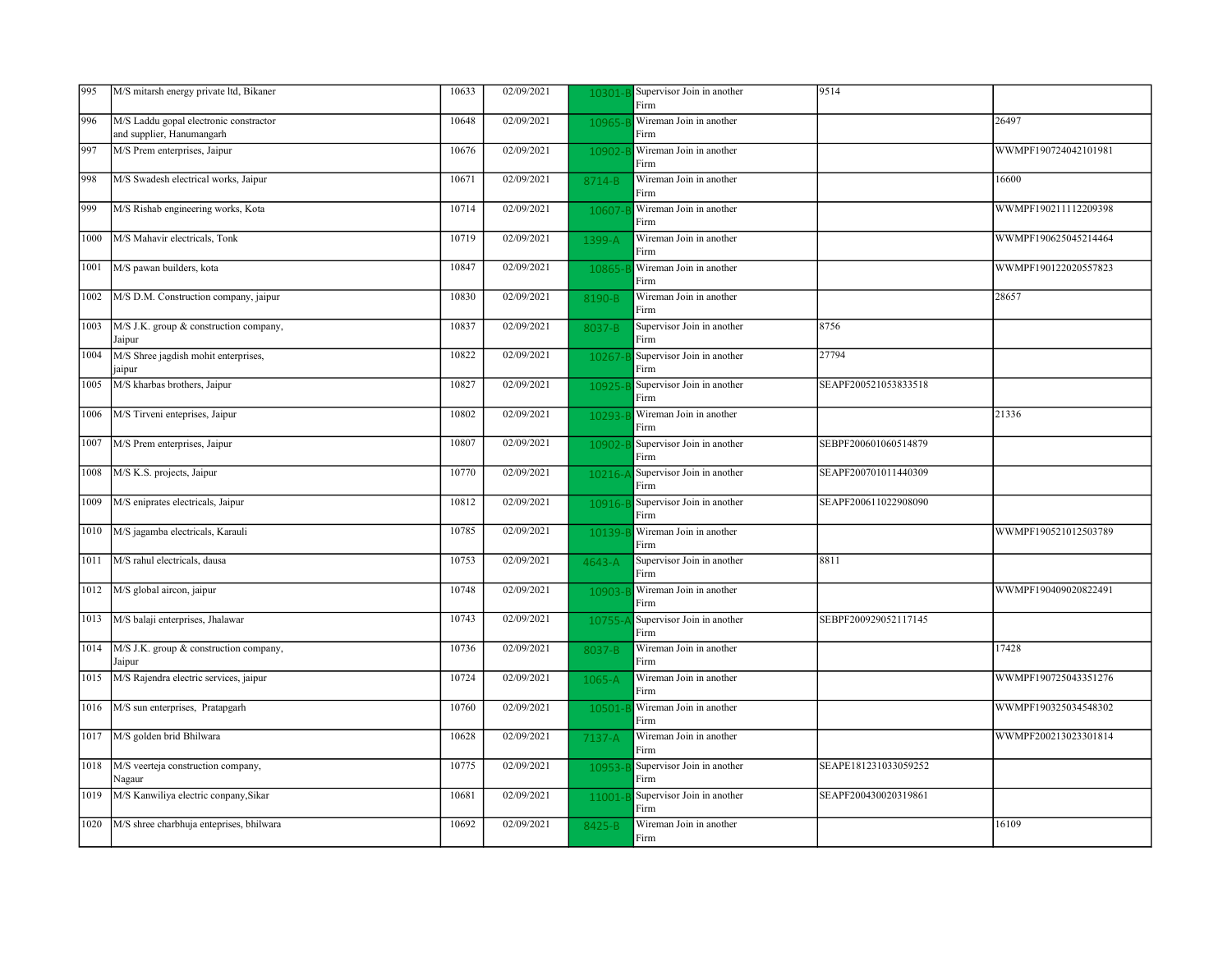| | | | | | | | |
|---|---|---|---|---|---|---|---|
| 995 | M/S mitarsh energy private ltd, Bikaner | 10633 | 02/09/2021 | 10301-B | Supervisor Join in another Firm | 9514 | |
| 996 | M/S Laddu gopal electronic constractor and supplier, Hanumangarh | 10648 | 02/09/2021 | 10965-B | Wireman Join in another Firm | | 26497 |
| 997 | M/S Prem enterprises, Jaipur | 10676 | 02/09/2021 | 10902-B | Wireman Join in another Firm | | WWMPF190724042101981 |
| 998 | M/S Swadesh electrical works, Jaipur | 10671 | 02/09/2021 | 8714-B | Wireman Join in another Firm | | 16600 |
| 999 | M/S Rishab engineering works, Kota | 10714 | 02/09/2021 | 10607-B | Wireman Join in another Firm | | WWMPF190211112209398 |
| 1000 | M/S Mahavir electricals, Tonk | 10719 | 02/09/2021 | 1399-A | Wireman Join in another Firm | | WWMPF190625045214464 |
| 1001 | M/S pawan builders, kota | 10847 | 02/09/2021 | 10865-B | Wireman Join in another Firm | | WWMPF190122020557823 |
| 1002 | M/S D.M. Construction company, jaipur | 10830 | 02/09/2021 | 8190-B | Wireman Join in another Firm | | 28657 |
| 1003 | M/S J.K. group & construction company, Jaipur | 10837 | 02/09/2021 | 8037-B | Supervisor Join in another Firm | 8756 | |
| 1004 | M/S Shree jagdish mohit enterprises, jaipur | 10822 | 02/09/2021 | 10267-B | Supervisor Join in another Firm | 27794 | |
| 1005 | M/S kharbas brothers, Jaipur | 10827 | 02/09/2021 | 10925-B | Supervisor Join in another Firm | SEAPF200521053833518 | |
| 1006 | M/S Tirveni enteprises, Jaipur | 10802 | 02/09/2021 | 10293-B | Wireman Join in another Firm | | 21336 |
| 1007 | M/S Prem enterprises, Jaipur | 10807 | 02/09/2021 | 10902-B | Supervisor Join in another Firm | SEBPF200601060514879 | |
| 1008 | M/S K.S. projects, Jaipur | 10770 | 02/09/2021 | 10216-A | Supervisor Join in another Firm | SEAPF200701011440309 | |
| 1009 | M/S eniprates electricals, Jaipur | 10812 | 02/09/2021 | 10916-B | Supervisor Join in another Firm | SEAPF200611022908090 | |
| 1010 | M/S jagamba electricals, Karauli | 10785 | 02/09/2021 | 10139-B | Wireman Join in another Firm | | WWMPF190521012503789 |
| 1011 | M/S rahul electricals, dausa | 10753 | 02/09/2021 | 4643-A | Supervisor Join in another Firm | 8811 | |
| 1012 | M/S global aircon, jaipur | 10748 | 02/09/2021 | 10903-B | Wireman Join in another Firm | | WWMPF190409020822491 |
| 1013 | M/S balaji enterprises, Jhalawar | 10743 | 02/09/2021 | 10755-A | Supervisor Join in another Firm | SEBPF200929052117145 | |
| 1014 | M/S J.K. group & construction company, Jaipur | 10736 | 02/09/2021 | 8037-B | Wireman Join in another Firm | | 17428 |
| 1015 | M/S Rajendra electric services, jaipur | 10724 | 02/09/2021 | 1065-A | Wireman Join in another Firm | | WWMPF190725043351276 |
| 1016 | M/S sun enterprises, Pratapgarh | 10760 | 02/09/2021 | 10501-B | Wireman Join in another Firm | | WWMPF190325034548302 |
| 1017 | M/S golden brid Bhilwara | 10628 | 02/09/2021 | 7137-A | Wireman Join in another Firm | | WWMPF200213023301814 |
| 1018 | M/S veerteja construction company, Nagaur | 10775 | 02/09/2021 | 10953-B | Supervisor Join in another Firm | SEAPE181231033059252 | |
| 1019 | M/S Kanwiliya electric conpany,Sikar | 10681 | 02/09/2021 | 11001-B | Supervisor Join in another Firm | SEAPF200430020319861 | |
| 1020 | M/S shree charbhuja enteprises, bhilwara | 10692 | 02/09/2021 | 8425-B | Wireman Join in another Firm | | 16109 |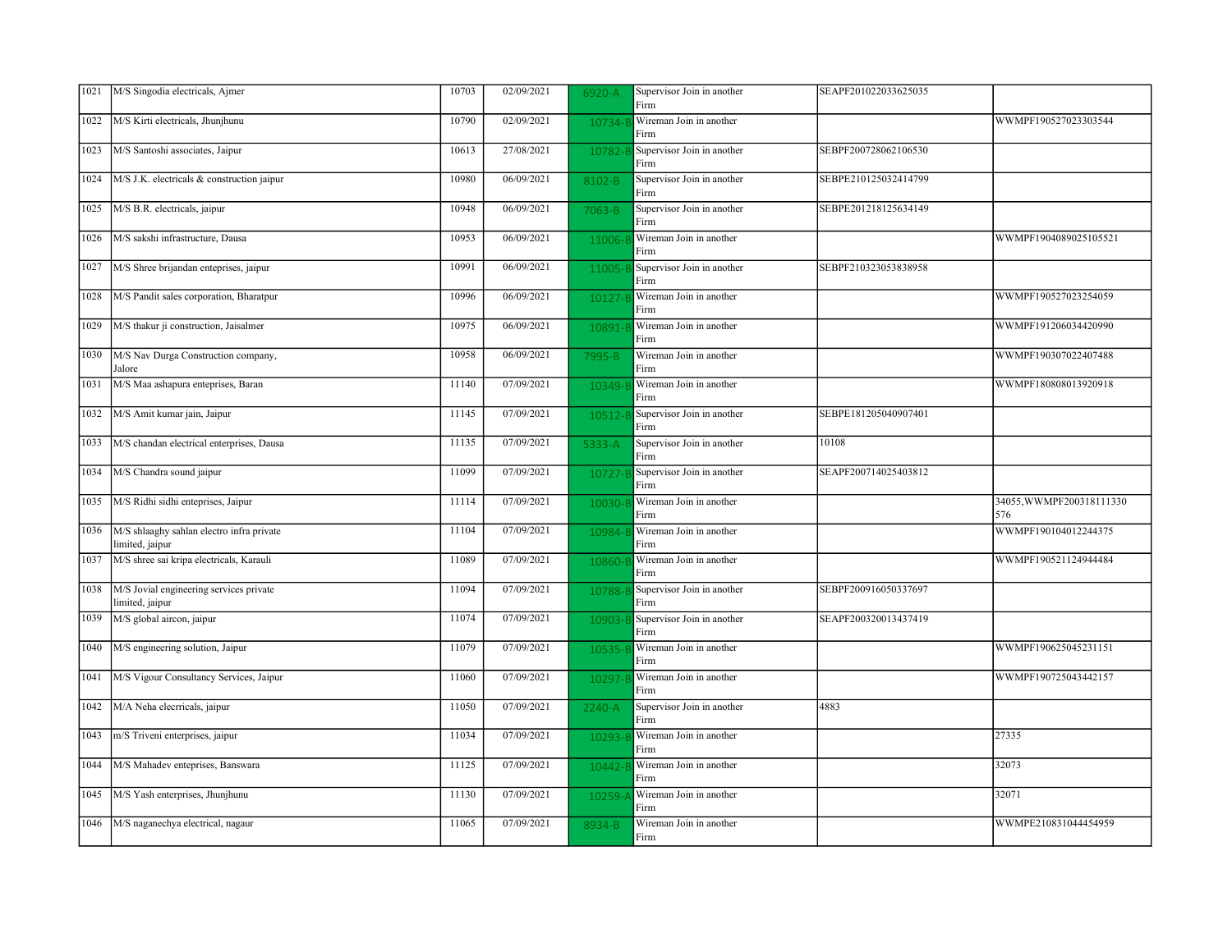| | | | | | | | |
|---|---|---|---|---|---|---|---|
| 1021 | M/S Singodia electricals, Ajmer | 10703 | 02/09/2021 | 6920-A | Supervisor Join in another Firm | SEAPF201022033625035 | |
| 1022 | M/S Kirti electricals, Jhunjhunu | 10790 | 02/09/2021 | 10734-B | Wireman Join in another Firm | | WWMPF190527023303544 |
| 1023 | M/S Santoshi associates, Jaipur | 10613 | 27/08/2021 | 10782-B | Supervisor Join in another Firm | SEBPF200728062106530 | |
| 1024 | M/S J.K. electricals & construction jaipur | 10980 | 06/09/2021 | 8102-B | Supervisor Join in another Firm | SEBPE210125032414799 | |
| 1025 | M/S B.R. electricals, jaipur | 10948 | 06/09/2021 | 7063-B | Supervisor Join in another Firm | SEBPE201218125634149 | |
| 1026 | M/S sakshi infrastructure, Dausa | 10953 | 06/09/2021 | 11006-B | Wireman Join in another Firm | | WWMPF1904089025105521 |
| 1027 | M/S Shree brijandan enteprises, jaipur | 10991 | 06/09/2021 | 11005-B | Supervisor Join in another Firm | SEBPF210323053838958 | |
| 1028 | M/S Pandit sales corporation, Bharatpur | 10996 | 06/09/2021 | 10127-B | Wireman Join in another Firm | | WWMPF190527023254059 |
| 1029 | M/S thakur ji construction, Jaisalmer | 10975 | 06/09/2021 | 10891-B | Wireman Join in another Firm | | WWMPF191206034420990 |
| 1030 | M/S Nav Durga Construction company, Jalore | 10958 | 06/09/2021 | 7995-B | Wireman Join in another Firm | | WWMPF190307022407488 |
| 1031 | M/S Maa ashapura enteprises, Baran | 11140 | 07/09/2021 | 10349-B | Wireman Join in another Firm | | WWMPF180808013920918 |
| 1032 | M/S Amit kumar jain, Jaipur | 11145 | 07/09/2021 | 10512-B | Supervisor Join in another Firm | SEBPE181205040907401 | |
| 1033 | M/S chandan electrical enterprises, Dausa | 11135 | 07/09/2021 | 5333-A | Supervisor Join in another Firm | 10108 | |
| 1034 | M/S Chandra sound jaipur | 11099 | 07/09/2021 | 10727-B | Supervisor Join in another Firm | SEAPF200714025403812 | |
| 1035 | M/S Ridhi sidhi enteprises, Jaipur | 11114 | 07/09/2021 | 10030-B | Wireman Join in another Firm | | 34055,WWMPF200318111330576 |
| 1036 | M/S shlaaghy sahlan electro infra private limited, jaipur | 11104 | 07/09/2021 | 10984-B | Wireman Join in another Firm | | WWMPF190104012244375 |
| 1037 | M/S shree sai kripa electricals, Karauli | 11089 | 07/09/2021 | 10860-B | Wireman Join in another Firm | | WWMPF190521124944484 |
| 1038 | M/S Jovial engineering services private limited, jaipur | 11094 | 07/09/2021 | 10788-B | Supervisor Join in another Firm | SEBPF200916050337697 | |
| 1039 | M/S global aircon, jaipur | 11074 | 07/09/2021 | 10903-B | Supervisor Join in another Firm | SEAPF200320013437419 | |
| 1040 | M/S engineering solution, Jaipur | 11079 | 07/09/2021 | 10535-B | Wireman Join in another Firm | | WWMPF190625045231151 |
| 1041 | M/S Vigour Consultancy Services, Jaipur | 11060 | 07/09/2021 | 10297-B | Wireman Join in another Firm | | WWMPF190725043442157 |
| 1042 | M/A Neha elecrricals, jaipur | 11050 | 07/09/2021 | 2240-A | Supervisor Join in another Firm | 4883 | |
| 1043 | m/S Triveni enterprises, jaipur | 11034 | 07/09/2021 | 10293-B | Wireman Join in another Firm | | 27335 |
| 1044 | M/S Mahadev enteprises, Banswara | 11125 | 07/09/2021 | 10442-B | Wireman Join in another Firm | | 32073 |
| 1045 | M/S Yash enterprises, Jhunjhunu | 11130 | 07/09/2021 | 10259-A | Wireman Join in another Firm | | 32071 |
| 1046 | M/S naganechya electrical, nagaur | 11065 | 07/09/2021 | 8934-B | Wireman Join in another Firm | | WWMPE210831044454959 |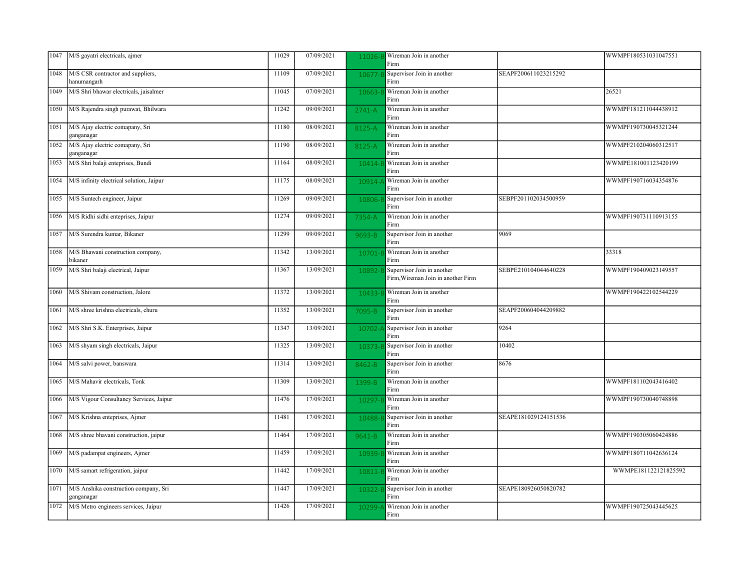| | | | | | | | |
|---|---|---|---|---|---|---|---|
| 1047 | M/S gayatri electricals, ajmer | 11029 | 07/09/2021 | 11026-B | Wireman Join in another Firm | | WWMPF180531031047551 |
| 1048 | M/S CSR contractor and suppliers, hanumangarh | 11109 | 07/09/2021 | 10677-B | Supervisor Join in another Firm | SEAPF200611023215292 | |
| 1049 | M/S Shri bhawar electricals, jaisalmer | 11045 | 07/09/2021 | 10663-B | Wireman Join in another Firm | | 26521 |
| 1050 | M/S Rajendra singh purawat, Bhilwara | 11242 | 09/09/2021 | 2741-A | Wireman Join in another Firm | | WWMPF181211044438912 |
| 1051 | M/S Ajay electric comapany, Sri ganganagar | 11180 | 08/09/2021 | 8125-A | Wireman Join in another Firm | | WWMPF190730045321244 |
| 1052 | M/S Ajay electric comapany, Sri ganganagar | 11190 | 08/09/2021 | 8125-A | Wireman Join in another Firm | | WWMPF210204060312517 |
| 1053 | M/S Shri balaji enteprises, Bundi | 11164 | 08/09/2021 | 10414-B | Wireman Join in another Firm | | WWMPE181001123420199 |
| 1054 | M/S infinity electrical solution, Jaipur | 11175 | 08/09/2021 | 10914-A | Wireman Join in another Firm | | WWMPF190716034354876 |
| 1055 | M/S Suntech engineer, Jaipur | 11269 | 09/09/2021 | 10806-B | Supervisor Join in another Firm | SEBPF201102034500959 | |
| 1056 | M/S Ridhi sidhi enteprises, Jaipur | 11274 | 09/09/2021 | 7354-A | Wireman Join in another Firm | | WWMPF190731110913155 |
| 1057 | M/S Surendra kumar, Bikaner | 11299 | 09/09/2021 | 9693-B | Supervisor Join in another Firm | 9069 | |
| 1058 | M/S Bhawani construction company, bikaner | 11342 | 13/09/2021 | 10701-B | Wireman Join in another Firm | | 33318 |
| 1059 | M/S Shri balaji electrical, Jaipur | 11367 | 13/09/2021 | 10892-B | Supervisor Join in another Firm,Wireman Join in another Firm | SEBPE210104044640228 | WWMPF190409023149557 |
| 1060 | M/S Shivam construction, Jalore | 11372 | 13/09/2021 | 10433-B | Wireman Join in another Firm | | WWMPF190422102544229 |
| 1061 | M/S shree krishna electricals, churu | 11352 | 13/09/2021 | 7095-B | Supervisor Join in another Firm | SEAPF200604044209882 | |
| 1062 | M/S Shri S.K. Enterprises, Jaipur | 11347 | 13/09/2021 | 10702-A | Supervisor Join in another Firm | 9264 | |
| 1063 | M/S shyam singh electricals, Jaipur | 11325 | 13/09/2021 | 10373-B | Supervisor Join in another Firm | 10402 | |
| 1064 | M/S salvi power, banswara | 11314 | 13/09/2021 | 8462-B | Supervisor Join in another Firm | 8676 | |
| 1065 | M/S Mahavir electricals, Tonk | 11309 | 13/09/2021 | 1399-B | Wireman Join in another Firm | | WWMPF181102043416402 |
| 1066 | M/S Vigour Consultancy Services, Jaipur | 11476 | 17/09/2021 | 10297-B | Wireman Join in another Firm | | WWMPF190730040748898 |
| 1067 | M/S Krishna enteprises, Ajmer | 11481 | 17/09/2021 | 10488-B | Supervisor Join in another Firm | SEAPE181029124151536 | |
| 1068 | M/S shree bhavani construction, jaipur | 11464 | 17/09/2021 | 9641-B | Wireman Join in another Firm | | WWMPF190305060424886 |
| 1069 | M/S padampat engineers, Ajmer | 11459 | 17/09/2021 | 10939-B | Wireman Join in another Firm | | WWMPF180711042636124 |
| 1070 | M/S samart refrigeration, jaipur | 11442 | 17/09/2021 | 10811-B | Wireman Join in another Firm | | WWMPE181122121825592 |
| 1071 | M/S Anshika construction company, Sri ganganagar | 11447 | 17/09/2021 | 10322-B | Supervisor Join in another Firm | SEAPE180926050820782 | |
| 1072 | M/S Metro engineers services, Jaipur | 11426 | 17/09/2021 | 10299-A | Wireman Join in another Firm | | WWMPF190725043445625 |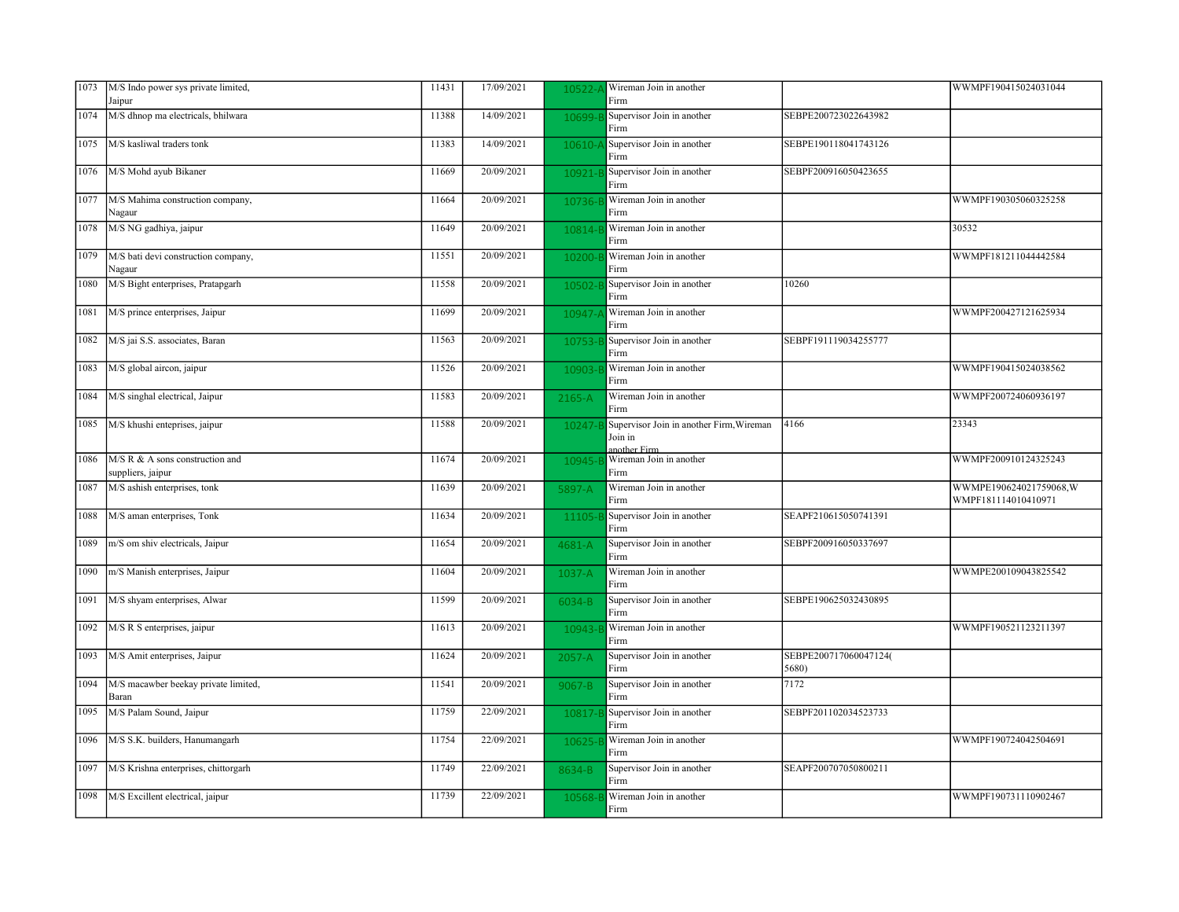| | | | | | | | |
|---|---|---|---|---|---|---|---|
| 1073 | M/S Indo power sys private limited, Jaipur | 11431 | 17/09/2021 | 10522-A | Wireman Join in another Firm | | WWMPF190415024031044 |
| 1074 | M/S dhnop ma electricals, bhilwara | 11388 | 14/09/2021 | 10699-B | Supervisor Join in another Firm | SEBPE200723022643982 | |
| 1075 | M/S kasliwal traders tonk | 11383 | 14/09/2021 | 10610-A | Supervisor Join in another Firm | SEBPE190118041743126 | |
| 1076 | M/S Mohd ayub Bikaner | 11669 | 20/09/2021 | 10921-B | Supervisor Join in another Firm | SEBPF200916050423655 | |
| 1077 | M/S Mahima construction company, Nagaur | 11664 | 20/09/2021 | 10736-B | Wireman Join in another Firm | | WWMPF190305060325258 |
| 1078 | M/S NG gadhiya, jaipur | 11649 | 20/09/2021 | 10814-B | Wireman Join in another Firm | | 30532 |
| 1079 | M/S bati devi construction company, Nagaur | 11551 | 20/09/2021 | 10200-B | Wireman Join in another Firm | | WWMPF181211044442584 |
| 1080 | M/S Bight enterprises, Pratapgarh | 11558 | 20/09/2021 | 10502-B | Supervisor Join in another Firm | 10260 | |
| 1081 | M/S prince enterprises, Jaipur | 11699 | 20/09/2021 | 10947-A | Wireman Join in another Firm | | WWMPF200427121625934 |
| 1082 | M/S jai S.S. associates, Baran | 11563 | 20/09/2021 | 10753-B | Supervisor Join in another Firm | SEBPF191119034255777 | |
| 1083 | M/S global aircon, jaipur | 11526 | 20/09/2021 | 10903-B | Wireman Join in another Firm | | WWMPF190415024038562 |
| 1084 | M/S singhal electrical, Jaipur | 11583 | 20/09/2021 | 2165-A | Wireman Join in another Firm | | WWMPF200724060936197 |
| 1085 | M/S khushi enteprises, jaipur | 11588 | 20/09/2021 | 10247-B | Supervisor Join in another Firm,Wireman Join in another Firm | 4166 | 23343 |
| 1086 | M/S R & A sons construction and suppliers, jaipur | 11674 | 20/09/2021 | 10945-B | Wireman Join in another Firm | | WWMPF200910124325243 |
| 1087 | M/S ashish enterprises, tonk | 11639 | 20/09/2021 | 5897-A | Wireman Join in another Firm | | WWMPE190624021759068,WWMPF181114010410971 |
| 1088 | M/S aman enterprises, Tonk | 11634 | 20/09/2021 | 11105-B | Supervisor Join in another Firm | SEAPF210615050741391 | |
| 1089 | m/S om shiv electricals, Jaipur | 11654 | 20/09/2021 | 4681-A | Supervisor Join in another Firm | SEBPF200916050337697 | |
| 1090 | m/S Manish enterprises, Jaipur | 11604 | 20/09/2021 | 1037-A | Wireman Join in another Firm | | WWMPE200109043825542 |
| 1091 | M/S shyam enterprises, Alwar | 11599 | 20/09/2021 | 6034-B | Supervisor Join in another Firm | SEBPE190625032430895 | |
| 1092 | M/S R S enterprises, jaipur | 11613 | 20/09/2021 | 10943-B | Wireman Join in another Firm | | WWMPF190521123211397 |
| 1093 | M/S Amit enterprises, Jaipur | 11624 | 20/09/2021 | 2057-A | Supervisor Join in another Firm | SEBPE200717060047124(5680) | |
| 1094 | M/S macawber beekay private limited, Baran | 11541 | 20/09/2021 | 9067-B | Supervisor Join in another Firm | 7172 | |
| 1095 | M/S Palam Sound, Jaipur | 11759 | 22/09/2021 | 10817-B | Supervisor Join in another Firm | SEBPF201102034523733 | |
| 1096 | M/S S.K. builders, Hanumangarh | 11754 | 22/09/2021 | 10625-B | Wireman Join in another Firm | | WWMPF190724042504691 |
| 1097 | M/S Krishna enterprises, chittorgarh | 11749 | 22/09/2021 | 8634-B | Supervisor Join in another Firm | SEAPF200707050800211 | |
| 1098 | M/S Excillent electrical, jaipur | 11739 | 22/09/2021 | 10568-B | Wireman Join in another Firm | | WWMPF190731110902467 |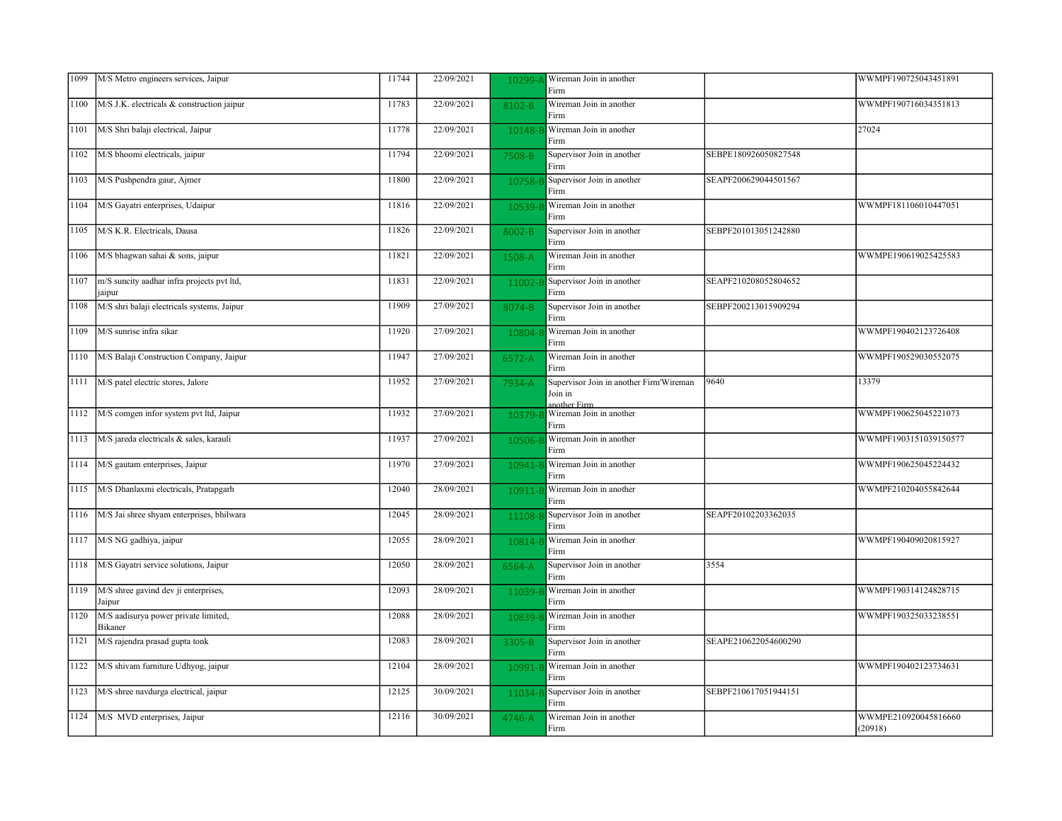| | | | | | | | |
|---|---|---|---|---|---|---|---|
| 1099 | M/S Metro engineers services, Jaipur | 11744 | 22/09/2021 | 10299-A | Wireman Join in another Firm | | WWMPF190725043451891 |
| 1100 | M/S J.K. electricals & construction jaipur | 11783 | 22/09/2021 | 8102-B | Wireman Join in another Firm | | WWMPF190716034351813 |
| 1101 | M/S Shri balaji electrical, Jaipur | 11778 | 22/09/2021 | 10148-B | Wireman Join in another Firm | | 27024 |
| 1102 | M/S bhoomi electricals, jaipur | 11794 | 22/09/2021 | 7508-B | Supervisor Join in another Firm | SEBPE180926050827548 | |
| 1103 | M/S Pushpendra gaur, Ajmer | 11800 | 22/09/2021 | 10758-B | Supervisor Join in another Firm | SEAPF200629044501567 | |
| 1104 | M/S Gayatri enterprises, Udaipur | 11816 | 22/09/2021 | 10539-B | Wireman Join in another Firm | | WWMPF181106010447051 |
| 1105 | M/S K.R. Electricals, Dausa | 11826 | 22/09/2021 | 8002-B | Supervisor Join in another Firm | SEBPF201013051242880 | |
| 1106 | M/S bhagwan sahai & sons, jaipur | 11821 | 22/09/2021 | 1508-A | Wireman Join in another Firm | | WWMPE190619025425583 |
| 1107 | m/S suncity aadhar infra projects pvt ltd, jaipur | 11831 | 22/09/2021 | 11002-B | Supervisor Join in another Firm | SEAPF210208052804652 | |
| 1108 | M/S shri balaji electricals systems, Jaipur | 11909 | 27/09/2021 | 8074-B | Supervisor Join in another Firm | SEBPF200213015909294 | |
| 1109 | M/S sunrise infra sikar | 11920 | 27/09/2021 | 10804-B | Wireman Join in another Firm | | WWMPF190402123726408 |
| 1110 | M/S Balaji Construction Company, Jaipur | 11947 | 27/09/2021 | 6572-A | Wireman Join in another Firm | | WWMPF190529030552075 |
| 1111 | M/S patel electric stores, Jalore | 11952 | 27/09/2021 | 7934-A | Supervisor Join in another Firm'Wireman Join in another Firm | 9640 | 13379 |
| 1112 | M/S comgen infor system pvt ltd, Jaipur | 11932 | 27/09/2021 | 10379-B | Wireman Join in another Firm | | WWMPF190625045221073 |
| 1113 | M/S jareda electricals & sales, karauli | 11937 | 27/09/2021 | 10506-B | Wireman Join in another Firm | | WWMPF1903151039150577 |
| 1114 | M/S gautam enterprises, Jaipur | 11970 | 27/09/2021 | 10941-B | Wireman Join in another Firm | | WWMPF190625045224432 |
| 1115 | M/S Dhanlaxmi electricals, Pratapgarh | 12040 | 28/09/2021 | 10911-B | Wireman Join in another Firm | | WWMPF210204055842644 |
| 1116 | M/S Jai shree shyam enterprises, bhilwara | 12045 | 28/09/2021 | 11108-B | Supervisor Join in another Firm | SEAPF20102203362035 | |
| 1117 | M/S NG gadhiya, jaipur | 12055 | 28/09/2021 | 10814-B | Wireman Join in another Firm | | WWMPF190409020815927 |
| 1118 | M/S Gayatri service solutions, Jaipur | 12050 | 28/09/2021 | 6564-A | Supervisor Join in another Firm | 3554 | |
| 1119 | M/S shree gavind dev ji enterprises, Jaipur | 12093 | 28/09/2021 | 11039-B | Wireman Join in another Firm | | WWMPF190314124828715 |
| 1120 | M/S aadisurya power private limited, Bikaner | 12088 | 28/09/2021 | 10839-B | Wireman Join in another Firm | | WWMPF190325033238551 |
| 1121 | M/S rajendra prasad gupta tonk | 12083 | 28/09/2021 | 3305-B | Supervisor Join in another Firm | SEAPE210622054600290 | |
| 1122 | M/S shivam furniture Udhyog, jaipur | 12104 | 28/09/2021 | 10991-B | Wireman Join in another Firm | | WWMPF190402123734631 |
| 1123 | M/S shree navdurga electrical, jaipur | 12125 | 30/09/2021 | 11034-B | Supervisor Join in another Firm | SEBPF210617051944151 | |
| 1124 | M/S MVD enterprises, Jaipur | 12116 | 30/09/2021 | 4746-A | Wireman Join in another Firm | | WWMPE210920045816660 (20918) |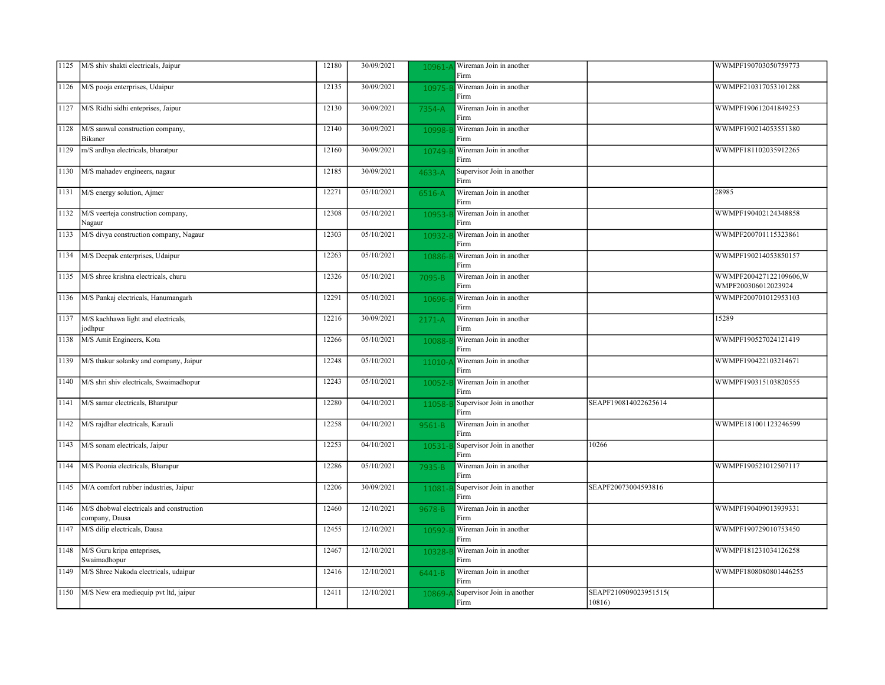| | | | | | | | |
|---|---|---|---|---|---|---|---|
| 1125 | M/S shiv shakti electricals, Jaipur | 12180 | 30/09/2021 | 10961-A | Wireman Join in another Firm | | WWMPF190703050759773 |
| 1126 | M/S pooja enterprises, Udaipur | 12135 | 30/09/2021 | 10975-B | Wireman Join in another Firm | | WWMPF210317053101288 |
| 1127 | M/S Ridhi sidhi enteprises, Jaipur | 12130 | 30/09/2021 | 7354-A | Wireman Join in another Firm | | WWMPF190612041849253 |
| 1128 | M/S sanwal construction company, Bikaner | 12140 | 30/09/2021 | 10998-B | Wireman Join in another Firm | | WWMPF190214053551380 |
| 1129 | m/S ardhya electricals, bharatpur | 12160 | 30/09/2021 | 10749-B | Wireman Join in another Firm | | WWMPF181102035912265 |
| 1130 | M/S mahadev engineers, nagaur | 12185 | 30/09/2021 | 4633-A | Supervisor Join in another Firm | | |
| 1131 | M/S energy solution, Ajmer | 12271 | 05/10/2021 | 6516-A | Wireman Join in another Firm | | 28985 |
| 1132 | M/S veerteja construction company, Nagaur | 12308 | 05/10/2021 | 10953-B | Wireman Join in another Firm | | WWMPF190402124348858 |
| 1133 | M/S divya construction company, Nagaur | 12303 | 05/10/2021 | 10932-B | Wireman Join in another Firm | | WWMPF200701115323861 |
| 1134 | M/S Deepak enterprises, Udaipur | 12263 | 05/10/2021 | 10886-B | Wireman Join in another Firm | | WWMPF190214053850157 |
| 1135 | M/S shree krishna electricals, churu | 12326 | 05/10/2021 | 7095-B | Wireman Join in another Firm | | WWMPF200427122109606,WWMPF200306012023924 |
| 1136 | M/S Pankaj electricals, Hanumangarh | 12291 | 05/10/2021 | 10696-B | Wireman Join in another Firm | | WWMPF200701012953103 |
| 1137 | M/S kachhawa light and electricals, jodhpur | 12216 | 30/09/2021 | 2171-A | Wireman Join in another Firm | | 15289 |
| 1138 | M/S Amit Engineers, Kota | 12266 | 05/10/2021 | 10088-B | Wireman Join in another Firm | | WWMPF190527024121419 |
| 1139 | M/S thakur solanky and company, Jaipur | 12248 | 05/10/2021 | 11010-A | Wireman Join in another Firm | | WWMPF190422103214671 |
| 1140 | M/S shri shiv electricals, Swaimadhopur | 12243 | 05/10/2021 | 10052-B | Wireman Join in another Firm | | WWMPF190315103820555 |
| 1141 | M/S samar electricals, Bharatpur | 12280 | 04/10/2021 | 11058-B | Supervisor Join in another Firm | SEAPF190814022625614 | |
| 1142 | M/S rajdhar electricals, Karauli | 12258 | 04/10/2021 | 9561-B | Wireman Join in another Firm | | WWMPE181001123246599 |
| 1143 | M/S sonam electricals, Jaipur | 12253 | 04/10/2021 | 10531-B | Supervisor Join in another Firm | 10266 | |
| 1144 | M/S Poonia electricals, Bharapur | 12286 | 05/10/2021 | 7935-B | Wireman Join in another Firm | | WWMPF190521012507117 |
| 1145 | M/A comfort rubber industries, Jaipur | 12206 | 30/09/2021 | 11081-B | Supervisor Join in another Firm | SEAPF20073004593816 | |
| 1146 | M/S dhobwal electricals and construction company, Dausa | 12460 | 12/10/2021 | 9678-B | Wireman Join in another Firm | | WWMPF190409013939331 |
| 1147 | M/S dilip electricals, Dausa | 12455 | 12/10/2021 | 10592-B | Wireman Join in another Firm | | WWMPF190729010753450 |
| 1148 | M/S Guru kripa enteprises, Swaimadhopur | 12467 | 12/10/2021 | 10328-B | Wireman Join in another Firm | | WWMPF181231034126258 |
| 1149 | M/S Shree Nakoda electricals, udaipur | 12416 | 12/10/2021 | 6441-B | Wireman Join in another Firm | | WWMPF1808080801446255 |
| 1150 | M/S New era mediequip pvt ltd, jaipur | 12411 | 12/10/2021 | 10869-A | Supervisor Join in another Firm | SEAPF210909023951515(10816) | |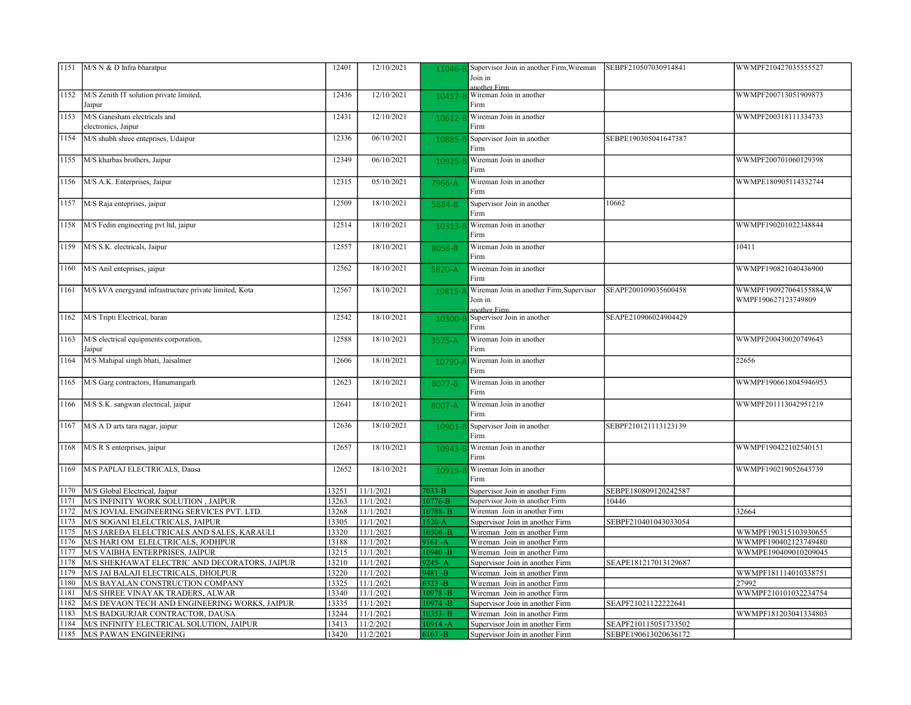| | | | | | | | |
|---|---|---|---|---|---|---|---|
| 1151 | M/S N & D Infra bharatpur | 12401 | 12/10/2021 | 11046-B | Supervisor Join in another Firm,Wireman Join in another Firm | SEBPF210507030914841 | WWMPF210427035555527 |
| 1152 | M/S Zenith IT solution private limited, Jaipur | 12436 | 12/10/2021 | 10457-B | Wireman Join in another Firm | | WWMPF200713051909873 |
| 1153 | M/S Ganesham electricals and electronics, Jaipur | 12431 | 12/10/2021 | 10612-B | Wireman Join in another Firm | | WWMPF200318111334733 |
| 1154 | M/S shubh shree enteprises, Udaipur | 12336 | 06/10/2021 | 10885-B | Supervisor Join in another Firm | SEBPE190305041647387 | |
| 1155 | M/S kharbas brothers, Jaipur | 12349 | 06/10/2021 | 10925-B | Wireman Join in another Firm | | WWMPF200701060129398 |
| 1156 | M/S A.K. Enterprises, Jaipur | 12315 | 05/10/2021 | 7966-A | Wireman Join in another Firm | | WWMPE180905114332744 |
| 1157 | M/S Raja enteprises, jaipur | 12509 | 18/10/2021 | 5884-B | Supervisor Join in another Firm | 10662 | |
| 1158 | M/S Fedin engineering pvt ltd, jaipur | 12514 | 18/10/2021 | 10313-B | Wireman Join in another Firm | | WWMPF190201022348844 |
| 1159 | M/S S.K. electricals, Jaipur | 12557 | 18/10/2021 | 8058-B | Wireman Join in another Firm | | 10411 |
| 1160 | M/S Anil enteprises, jaipur | 12562 | 18/10/2021 | 5820-A | Wireman Join in another Firm | | WWMPF190821040436900 |
| 1161 | M/S kVA energyand infrastructure private limited, Kota | 12567 | 18/10/2021 | 10815-A | Wireman Join in another Firm,Supervisor Join in another Firm | SEAPF200109035600458 | WWMPF190927064155884,WWMPF190627123749809 |
| 1162 | M/S Tripti Electrical, baran | 12542 | 18/10/2021 | 10300-B | Supervisor Join in another Firm | SEAPE210906024904429 | |
| 1163 | M/S electrical equipments corporation, Jaipur | 12588 | 18/10/2021 | 3575-A | Wireman Join in another Firm | | WWMPF200430020749643 |
| 1164 | M/S Mahipal singh bhati, Jaisalmer | 12606 | 18/10/2021 | 10790-A | Wireman Join in another Firm | | 22656 |
| 1165 | M/S Garg contractors, Hanumangarh | 12623 | 18/10/2021 | 8077-B | Wireman Join in another Firm | | WWMPF1906618045946953 |
| 1166 | M/S S.K. sangwan electrical, jaipur | 12641 | 18/10/2021 | 8007-A | Wireman Join in another Firm | | WWMPF201113042951219 |
| 1167 | M/S A D arts tara nagar, jaipur | 12636 | 18/10/2021 | 10901-B | Supervisor Join in another Firm | SEBPF210121113123139 | |
| 1168 | M/S R S enterprises, jaipur | 12657 | 18/10/2021 | 10943-B | Wireman Join in another Firm | | WWMPF190422102540151 |
| 1169 | M/S PAPLAJ ELECTRICALS, Dausa | 12652 | 18/10/2021 | 10919-B | Wireman Join in another Firm | | WWMPF190219052643739 |
| 1170 | M/S Global Electrical, Jaipur | 13251 | 11/1/2021 | 7033-B | Supervisor Join in another Firm | SEBPE180809120242587 | |
| 1171 | M/S INFINITY WORK SOLUTION , JAIPUR | 13263 | 11/1/2021 | 10776-B | Supervisor Join in another Firm | 10446 | |
| 1172 | M/S JOVIAL ENGINEERING SERVICES PVT. LTD. | 13268 | 11/1/2021 | 10788- B | Wireman Join in another Firm | | 32664 |
| 1173 | M/S SOGANI ELELCTRICALS, JAIPUR | 13305 | 11/1/2021 | 1520-A | Supervisor Join in another Firm | SEBPF210401043033054 | |
| 1175 | M/S JAREDA ELELCTRICALS AND SALES, KARAULI | 13320 | 11/1/2021 | 10506 -B | Wireman Join in another Firm | | WWMPF190315103930655 |
| 1176 | M/S HARI OM ELELCTRICALS, JODHPUR | 13188 | 11/1/2021 | 9161 -A | Wireman Join in another Firm | | WWMPF190402123749480 |
| 1177 | M/S VAIBHA ENTERPRISES, JAIPUR | 13215 | 11/1/2021 | 10940 -B | Wireman Join in another Firm | | WWMPE190409010209045 |
| 1178 | M/S SHEKHAWAT ELECTRIC AND DECORATORS, JAIPUR | 13210 | 11/1/2021 | 9245- A | Supervisor Join in another Firm | SEAPE181217013129687 | |
| 1179 | M/S JAI BALAJI ELECTRICALS, DHOLPUR | 13220 | 11/1/2021 | 9481 -B | Wireman Join in another Firm | | WWMPF181114010338751 |
| 1180 | M/S BAYALAN CONSTRUCTION COMPANY | 13325 | 11/1/2021 | 6323 -B | Wireman Join in another Firm | | 27992 |
| 1181 | M/S SHREE VINAYAK TRADERS, ALWAR | 13340 | 11/1/2021 | 10978 -B | Wireman Join in another Firm | | WWMPF210101032234754 |
| 1182 | M/S DEVAON TECH AND ENGINEERING WORKS, JAIPUR | 13335 | 11/1/2021 | 10974 -B | Supervisor Join in another Firm | SEAPF21021122222641 | |
| 1183 | M/S BADGURJAR CONTRACTOR, DAUSA | 13244 | 11/1/2021 | 10353- B | Wireman Join in another Firm | | WWMPF181203041334803 |
| 1184 | M/S INFINITY ELECTRICAL SOLUTION, JAIPUR | 13413 | 11/2/2021 | 10914 -A | Supervisor Join in another Firm | SEAPF210115051733502 | |
| 1185 | M/S PAWAN ENGINEERING | 13420 | 11/2/2021 | 6167 -B | Supervisor Join in another Firm | SEBPE190613020636172 | |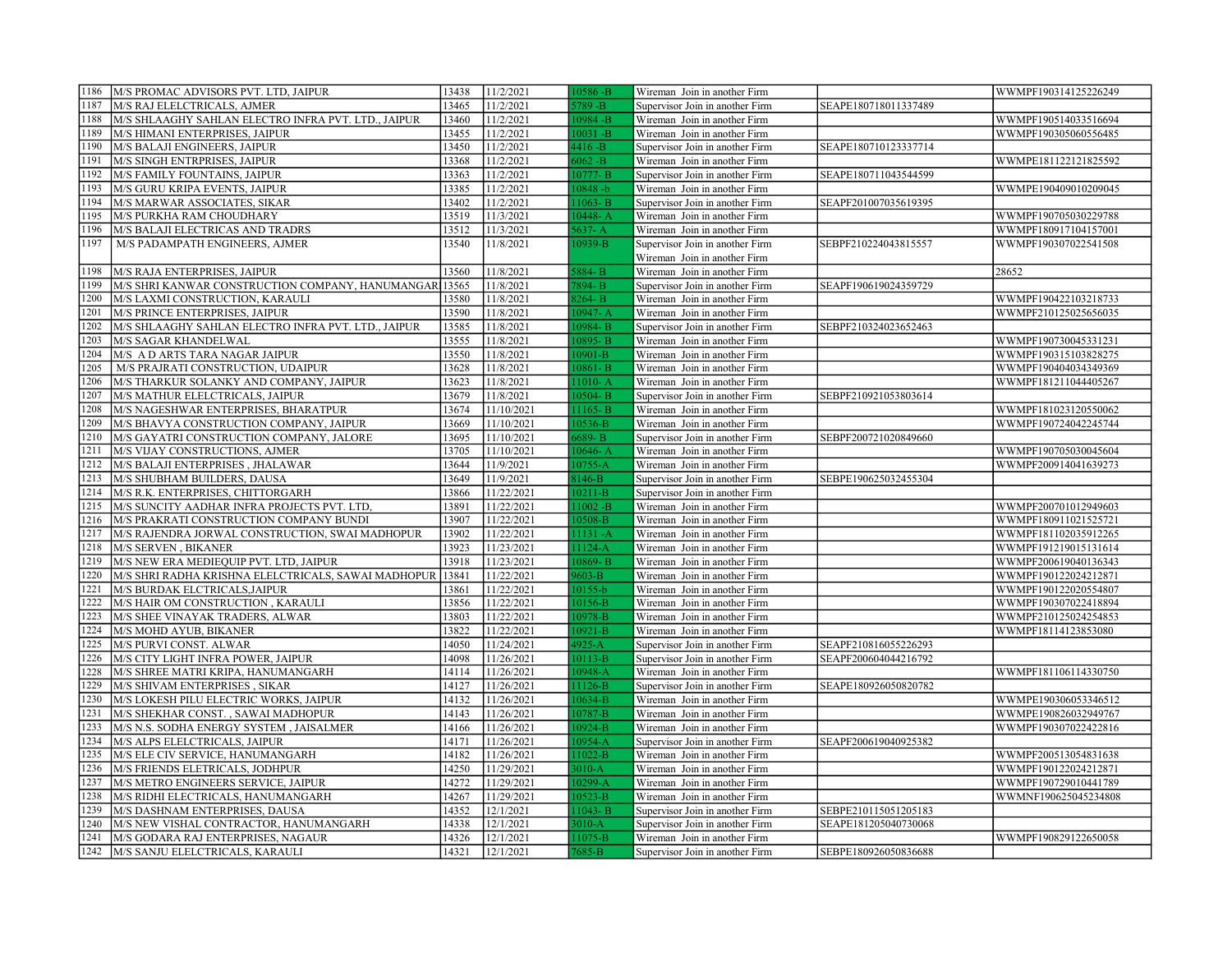| | | | | | | | |
|---|---|---|---|---|---|---|---|
| 1186 | M/S PROMAC ADVISORS PVT. LTD, JAIPUR | 13438 | 11/2/2021 | 10586 -B | Wireman Join in another Firm | | WWMPF190314125226249 |
| 1187 | M/S RAJ ELELCTRICALS, AJMER | 13465 | 11/2/2021 | 5789 -B | Supervisor Join in another Firm | SEAPE180718011337489 | |
| 1188 | M/S SHLAAGHY SAHLAN ELECTRO INFRA PVT. LTD., JAIPUR | 13460 | 11/2/2021 | 10984 -B | Wireman Join in another Firm | | WWMPF190514033516694 |
| 1189 | M/S HIMANI ENTERPRISES, JAIPUR | 13455 | 11/2/2021 | 10031 -B | Wireman Join in another Firm | | WWMPF190305060556485 |
| 1190 | M/S BALAJI ENGINEERS, JAIPUR | 13450 | 11/2/2021 | 4416 -B | Supervisor Join in another Firm | SEAPE180710123337714 | |
| 1191 | M/S SINGH ENTRPRISES, JAIPUR | 13368 | 11/2/2021 | 6062 -B | Wireman Join in another Firm | | WWMPE181122121825592 |
| 1192 | M/S FAMILY FOUNTAINS, JAIPUR | 13363 | 11/2/2021 | 10777- B | Supervisor Join in another Firm | SEAPE180711043544599 | |
| 1193 | M/S GURU KRIPA EVENTS, JAIPUR | 13385 | 11/2/2021 | 10848 -b | Wireman Join in another Firm | | WWMPE190409010209045 |
| 1194 | M/S MARWAR ASSOCIATES, SIKAR | 13402 | 11/2/2021 | 11063- B | Supervisor Join in another Firm | SEAPF201007035619395 | |
| 1195 | M/S PURKHA RAM CHOUDHARY | 13519 | 11/3/2021 | 10448- A | Wireman Join in another Firm | | WWMPF190705030229788 |
| 1196 | M/S BALAJI ELECTRICAS AND TRADRS | 13512 | 11/3/2021 | 5637- A | Wireman Join in another Firm | | WWMPF180917104157001 |
| 1197 | M/S PADAMPATH ENGINEERS, AJMER | 13540 | 11/8/2021 | 10939-B | Supervisor Join in another Firm<br>Wireman Join in another Firm | SEBPF210224043815557 | WWMPF190307022541508 |
| 1198 | M/S RAJA ENTERPRISES, JAIPUR | 13560 | 11/8/2021 | 5884- B | Wireman Join in another Firm | | 28652 |
| 1199 | M/S SHRI KANWAR CONSTRUCTION COMPANY, HANUMANGAR | 13565 | 11/8/2021 | 7894- B | Supervisor Join in another Firm | SEAPF190619024359729 | |
| 1200 | M/S LAXMI CONSTRUCTION, KARAULI | 13580 | 11/8/2021 | 8264- B | Wireman Join in another Firm | | WWMPF190422103218733 |
| 1201 | M/S PRINCE ENTERPRISES, JAIPUR | 13590 | 11/8/2021 | 10947- A | Wireman Join in another Firm | | WWMPF210125025656035 |
| 1202 | M/S SHLAAGHY SAHLAN ELECTRO INFRA PVT. LTD., JAIPUR | 13585 | 11/8/2021 | 10984- B | Supervisor Join in another Firm | SEBPF210324023652463 | |
| 1203 | M/S SAGAR KHANDELWAL | 13555 | 11/8/2021 | 10895- B | Wireman Join in another Firm | | WWMPF190730045331231 |
| 1204 | M/S A D ARTS TARA NAGAR JAIPUR | 13550 | 11/8/2021 | 10901-B | Wireman Join in another Firm | | WWMPF190315103828275 |
| 1205 | M/S PRAJRATI CONSTRUCTION, UDAIPUR | 13628 | 11/8/2021 | 10861- B | Wireman Join in another Firm | | WWMPF190404034349369 |
| 1206 | M/S THARKUR SOLANKY AND COMPANY, JAIPUR | 13623 | 11/8/2021 | 11010- A | Wireman Join in another Firm | | WWMPF181211044405267 |
| 1207 | M/S MATHUR ELELCTRICALS, JAIPUR | 13679 | 11/8/2021 | 10504- B | Supervisor Join in another Firm | SEBPF210921053803614 | |
| 1208 | M/S NAGESHWAR ENTERPRISES, BHARATPUR | 13674 | 11/10/2021 | 11165- B | Wireman Join in another Firm | | WWMPF181023120550062 |
| 1209 | M/S BHAVYA CONSTRUCTION COMPANY, JAIPUR | 13669 | 11/10/2021 | 10536-B | Wireman Join in another Firm | | WWMPF190724042245744 |
| 1210 | M/S GAYATRI CONSTRUCTION COMPANY, JALORE | 13695 | 11/10/2021 | 6689- B | Supervisor Join in another Firm | SEBPF200721020849660 | |
| 1211 | M/S VIJAY CONSTRUCTIONS, AJMER | 13705 | 11/10/2021 | 10646- A | Wireman Join in another Firm | | WWMPF190705030045604 |
| 1212 | M/S BALAJI ENTERPRISES , JHALAWAR | 13644 | 11/9/2021 | 10755-A | Wireman Join in another Firm | | WWMPF200914041639273 |
| 1213 | M/S SHUBHAM BUILDERS, DAUSA | 13649 | 11/9/2021 | 8146-B | Supervisor Join in another Firm | SEBPE190625032455304 | |
| 1214 | M/S R.K. ENTERPRISES, CHITTORGARH | 13866 | 11/22/2021 | 10211-B | Supervisor Join in another Firm | | |
| 1215 | M/S SUNCITY AADHAR INFRA PROJECTS PVT. LTD, | 13891 | 11/22/2021 | 11002 -B | Wireman Join in another Firm | | WWMPF200701012949603 |
| 1216 | M/S PRAKRATI CONSTRUCTION COMPANY BUNDI | 13907 | 11/22/2021 | 10508-B | Wireman Join in another Firm | | WWMPF180911021525721 |
| 1217 | M/S RAJENDRA JORWAL CONSTRUCTION, SWAI MADHOPUR | 13902 | 11/22/2021 | 11131 -A | Wireman Join in another Firm | | WWMPF181102035912265 |
| 1218 | M/S SERVEN , BIKANER | 13923 | 11/23/2021 | 11124-A | Wireman Join in another Firm | | WWMPF191219015131614 |
| 1219 | M/S NEW ERA MEDIEQUIP PVT. LTD, JAIPUR | 13918 | 11/23/2021 | 10869- B | Wireman Join in another Firm | | WWMPF200619040136343 |
| 1220 | M/S SHRI RADHA KRISHNA ELELCTRICALS, SAWAI MADHOPUR | 13841 | 11/22/2021 | 9603-B | Wireman Join in another Firm | | WWMPF190122024212871 |
| 1221 | M/S BURDAK ELCTRICALS,JAIPUR | 13861 | 11/22/2021 | 10155-b | Wireman Join in another Firm | | WWMPF190122020554807 |
| 1222 | M/S HAIR OM CONSTRUCTION , KARAULI | 13856 | 11/22/2021 | 10156-B | Wireman Join in another Firm | | WWMPF190307022418894 |
| 1223 | M/S SHEE VINAYAK TRADERS, ALWAR | 13803 | 11/22/2021 | 10978-B | Wireman Join in another Firm | | WWMPF210125024254853 |
| 1224 | M/S MOHD AYUB, BIKANER | 13822 | 11/22/2021 | 10921-B | Wireman Join in another Firm | | WWMPF18114123853080 |
| 1225 | M/S PURVI CONST. ALWAR | 14050 | 11/24/2021 | 4925-A | Supervisor Join in another Firm | SEAPF210816055226293 | |
| 1226 | M/S CITY LIGHT INFRA POWER, JAIPUR | 14098 | 11/26/2021 | 10113-B | Supervisor Join in another Firm | SEAPF200604044216792 | |
| 1228 | M/S SHREE MATRI KRIPA, HANUMANGARH | 14114 | 11/26/2021 | 10948-A | Wireman Join in another Firm | | WWMPF181106114330750 |
| 1229 | M/S SHIVAM ENTERPRISES , SIKAR | 14127 | 11/26/2021 | 11126-B | Supervisor Join in another Firm | SEAPE180926050820782 | |
| 1230 | M/S LOKESH PILU ELECTRIC WORKS, JAIPUR | 14132 | 11/26/2021 | 10634-B | Wireman Join in another Firm | | WWMPE190306053346512 |
| 1231 | M/S SHEKHAR CONST. , SAWAI MADHOPUR | 14143 | 11/26/2021 | 10787-B | Wireman Join in another Firm | | WWMPE190826032949767 |
| 1233 | M/S N.S. SODHA ENERGY SYSTEM , JAISALMER | 14166 | 11/26/2021 | 10924-B | Wireman Join in another Firm | | WWMPF190307022422816 |
| 1234 | M/S ALPS ELELCTRICALS, JAIPUR | 14171 | 11/26/2021 | 10954-A | Supervisor Join in another Firm | SEAPF200619040925382 | |
| 1235 | M/S ELE CIV SERVICE, HANUMANGARH | 14182 | 11/26/2021 | 11022-B | Wireman Join in another Firm | | WWMPF200513054831638 |
| 1236 | M/S FRIENDS ELETRICALS, JODHPUR | 14250 | 11/29/2021 | 3010-A | Wireman Join in another Firm | | WWMPF190122024212871 |
| 1237 | M/S METRO ENGINEERS SERVICE, JAIPUR | 14272 | 11/29/2021 | 10299-A | Wireman Join in another Firm | | WWMPF190729010441789 |
| 1238 | M/S RIDHI ELECTRICALS, HANUMANGARH | 14267 | 11/29/2021 | 10523-B | Wireman Join in another Firm | | WWMNF190625045234808 |
| 1239 | M/S DASHNAM ENTERPRISES, DAUSA | 14352 | 12/1/2021 | 11043- B | Supervisor Join in another Firm | SEBPE210115051205183 | |
| 1240 | M/S NEW VISHAL CONTRACTOR, HANUMANGARH | 14338 | 12/1/2021 | 3010-A | Supervisor Join in another Firm | SEAPE181205040730068 | |
| 1241 | M/S GODARA RAJ ENTERPRISES, NAGAUR | 14326 | 12/1/2021 | 11075-B | Wireman Join in another Firm | | WWMPF190829122650058 |
| 1242 | M/S SANJU ELELCTRICALS, KARAULI | 14321 | 12/1/2021 | 7685-B | Supervisor Join in another Firm | SEBPE180926050836688 | |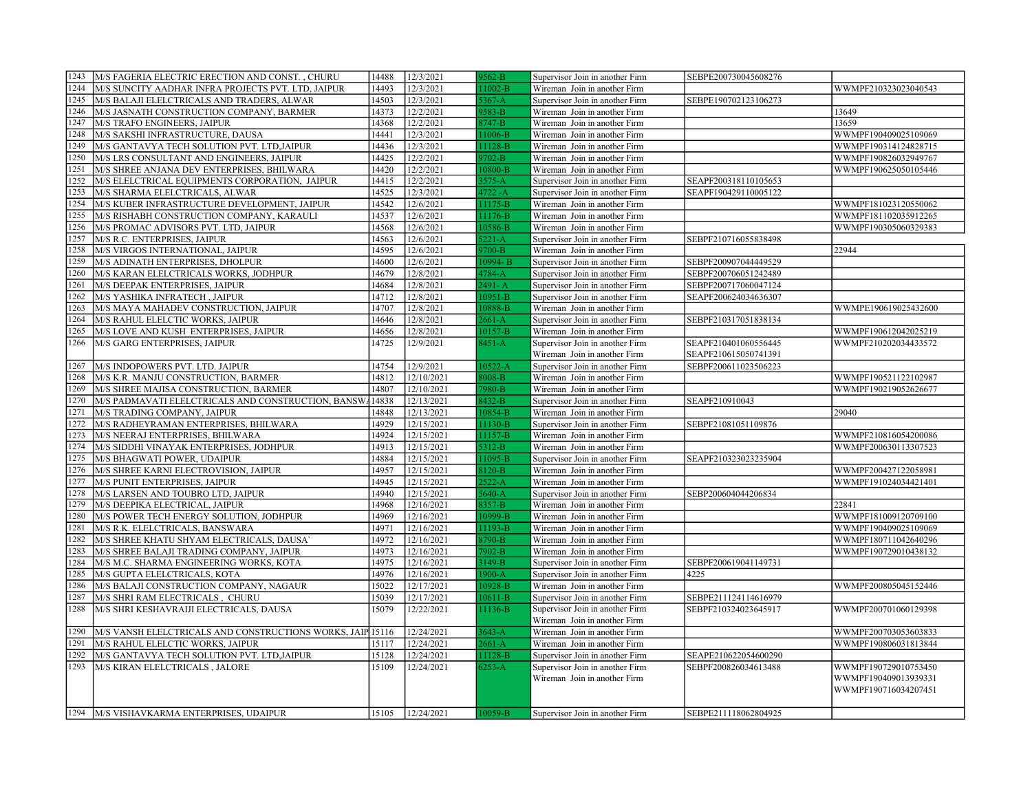| | | | | | | | |
|---|---|---|---|---|---|---|---|
| 1243 | M/S FAGERIA ELECTRIC ERECTION AND CONST. , CHURU | 14488 | 12/3/2021 | 9562-B | Supervisor Join in another Firm | SEBPE200730045608276 | |
| 1244 | M/S SUNCITY AADHAR INFRA PROJECTS PVT. LTD, JAIPUR | 14493 | 12/3/2021 | 11002-B | Wireman Join in another Firm | | WWMPF210323023040543 |
| 1245 | M/S BALAJI ELELCTRICALS AND TRADERS, ALWAR | 14503 | 12/3/2021 | 5367-A | Supervisor Join in another Firm | SEBPE190702123106273 | |
| 1246 | M/S JASNATH CONSTRUCTION COMPANY, BARMER | 14373 | 12/2/2021 | 9583-B | Wireman Join in another Firm | | 13649 |
| 1247 | M/S TRAFO ENGINEERS, JAIPUR | 14368 | 12/2/2021 | 8747-B | Wireman Join in another Firm | | 13659 |
| 1248 | M/S SAKSHI INFRASTRUCTURE, DAUSA | 14441 | 12/3/2021 | 11006-B | Wireman Join in another Firm | | WWMPF190409025109069 |
| 1249 | M/S GANTAVYA TECH SOLUTION PVT. LTD,JAIPUR | 14436 | 12/3/2021 | 11128-B | Wireman Join in another Firm | | WWMPF190314124828715 |
| 1250 | M/S LRS CONSULTANT AND ENGINEERS, JAIPUR | 14425 | 12/2/2021 | 9702-B | Wireman Join in another Firm | | WWMPF190826032949767 |
| 1251 | M/S SHREE ANJANA DEV ENTERPRISES, BHILWARA | 14420 | 12/2/2021 | 10800-B | Wireman Join in another Firm | | WWMPF190625050105446 |
| 1252 | M/S ELELCTRICAL EQUIPMENTS CORPORATION, JAIPUR | 14415 | 12/2/2021 | 3575-A | Supervisor Join in another Firm | SEAPF200318110105653 | |
| 1253 | M/S SHARMA ELELCTRICALS, ALWAR | 14525 | 12/3/2021 | 4722 -A | Supervisor Join in another Firm | SEAPF190429110005122 | |
| 1254 | M/S KUBER INFRASTRUCTURE DEVELOPMENT, JAIPUR | 14542 | 12/6/2021 | 11175-B | Wireman Join in another Firm | | WWMPF181023120550062 |
| 1255 | M/S RISHABH CONSTRUCTION COMPANY, KARAULI | 14537 | 12/6/2021 | 11176-B | Wireman Join in another Firm | | WWMPF181102035912265 |
| 1256 | M/S PROMAC ADVISORS PVT. LTD, JAIPUR | 14568 | 12/6/2021 | 10586-B | Wireman Join in another Firm | | WWMPF190305060329383 |
| 1257 | M/S R.C. ENTERPRISES, JAIPUR | 14563 | 12/6/2021 | 5221-A | Supervisor Join in another Firm | SEBPF210716055838498 | |
| 1258 | M/S VIRGOS INTERNATIONAL, JAIPUR | 14595 | 12/6/2021 | 9700-B | Wireman Join in another Firm | | 22944 |
| 1259 | M/S ADINATH ENTERPRISES, DHOLPUR | 14600 | 12/6/2021 | 10994- B | Supervisor Join in another Firm | SEBPF200907044449529 | |
| 1260 | M/S KARAN ELELCTRICALS WORKS, JODHPUR | 14679 | 12/8/2021 | 4784-A | Supervisor Join in another Firm | SEBPF200706051242489 | |
| 1261 | M/S DEEPAK ENTERPRISES, JAIPUR | 14684 | 12/8/2021 | 2491- A | Supervisor Join in another Firm | SEBPF200717060047124 | |
| 1262 | M/S YASHIKA INFRATECH , JAIPUR | 14712 | 12/8/2021 | 10951-B | Supervisor Join in another Firm | SEAPF200624034636307 | |
| 1263 | M/S MAYA MAHADEV CONSTRUCTION, JAIPUR | 14707 | 12/8/2021 | 10888-B | Wireman Join in another Firm | | WWMPE190619025432600 |
| 1264 | M/S RAHUL ELELCTIC WORKS, JAIPUR | 14646 | 12/8/2021 | 2661-A | Supervisor Join in another Firm | SEBPF210317051838134 | |
| 1265 | M/S LOVE AND KUSH ENTERPRISES, JAIPUR | 14656 | 12/8/2021 | 10157-B | Wireman Join in another Firm | | WWMPF190612042025219 |
| 1266 | M/S GARG ENTERPRISES, JAIPUR | 14725 | 12/9/2021 | 8451-A | Supervisor Join in another Firm<br>Wireman Join in another Firm | SEAPF210401060556445<br>SEAPF210615050741391 | WWMPF210202034433572 |
| 1267 | M/S INDOPOWERS PVT. LTD. JAIPUR | 14754 | 12/9/2021 | 10522-A | Supervisor Join in another Firm | SEBPF200611023506223 | |
| 1268 | M/S K.R. MANJU CONSTRUCTION, BARMER | 14812 | 12/10/2021 | 8008-B | Wireman Join in another Firm | | WWMPF190521122102987 |
| 1269 | M/S SHREE MAJISA CONSTRUCTION, BARMER | 14807 | 12/10/2021 | 7980-B | Wireman Join in another Firm | | WWMPF190219052626677 |
| 1270 | M/S PADMAVATI ELELCTRICALS AND CONSTRUCTION, BANSWA | 14838 | 12/13/2021 | 8432-B | Supervisor Join in another Firm | SEAPF210910043 | |
| 1271 | M/S TRADING COMPANY, JAIPUR | 14848 | 12/13/2021 | 10854-B | Wireman Join in another Firm | | 29040 |
| 1272 | M/S RADHEYRAMAN ENTERPRISES, BHILWARA | 14929 | 12/15/2021 | 11130-B | Supervisor Join in another Firm | SEBPF21081051109876 | |
| 1273 | M/S NEERAJ ENTERPRISES, BHILWARA | 14924 | 12/15/2021 | 11157-B | Wireman Join in another Firm | | WWMPF210816054200086 |
| 1274 | M/S SIDDHI VINAYAK ENTERPRISES, JODHPUR | 14913 | 12/15/2021 | 5312-B | Wireman Join in another Firm | | WWMPF200630113307523 |
| 1275 | M/S BHAGWATI POWER, UDAIPUR | 14884 | 12/15/2021 | 11095-B | Supervisor Join in another Firm | SEAPF210323023235904 | |
| 1276 | M/S SHREE KARNI ELECTROVISION, JAIPUR | 14957 | 12/15/2021 | 8120-B | Wireman Join in another Firm | | WWMPF200427122058981 |
| 1277 | M/S PUNIT ENTERPRISES, JAIPUR | 14945 | 12/15/2021 | 2522-A | Wireman Join in another Firm | | WWMPF191024034421401 |
| 1278 | M/S LARSEN AND TOUBRO LTD, JAIPUR | 14940 | 12/15/2021 | 5640-A | Supervisor Join in another Firm | SEBP200604044206834 | |
| 1279 | M/S DEEPIKA ELECTRICAL, JAIPUR | 14968 | 12/16/2021 | 8357-B | Wireman Join in another Firm | | 22841 |
| 1280 | M/S POWER TECH ENERGY SOLUTION, JODHPUR | 14969 | 12/16/2021 | 10999-B | Wireman Join in another Firm | | WWMPF181009120709100 |
| 1281 | M/S R.K. ELELCTRICALS, BANSWARA | 14971 | 12/16/2021 | 11193-B | Wireman Join in another Firm | | WWMPF190409025109069 |
| 1282 | M/S SHREE KHATU SHYAM ELECTRICALS, DAUSA` | 14972 | 12/16/2021 | 8790-B | Wireman Join in another Firm | | WWMPF180711042640296 |
| 1283 | M/S SHREE BALAJI TRADING COMPANY, JAIPUR | 14973 | 12/16/2021 | 7902-B | Wireman Join in another Firm | | WWMPF190729010438132 |
| 1284 | M/S M.C. SHARMA ENGINEERING WORKS, KOTA | 14975 | 12/16/2021 | 3149-B | Supervisor Join in another Firm | SEBPF200619041149731 | |
| 1285 | M/S GUPTA ELELCTRICALS, KOTA | 14976 | 12/16/2021 | 1900-A | Supervisor Join in another Firm | 4225 | |
| 1286 | M/S BALAJI CONSTRUCTION COMPANY, NAGAUR | 15022 | 12/17/2021 | 10928-B | Wireman Join in another Firm | | WWMPF200805045152446 |
| 1287 | M/S SHRI RAM ELECTRICALS , CHURU | 15039 | 12/17/2021 | 10611-B | Supervisor Join in another Firm | SEBPE211124114616979 | |
| 1288 | M/S SHRI KESHAVRAIJI ELECTRICALS, DAUSA | 15079 | 12/22/2021 | 11136-B | Supervisor Join in another Firm<br>Wireman Join in another Firm | SEBPF210324023645917 | WWMPF200701060129398 |
| 1290 | M/S VANSH ELELCTRICALS AND CONSTRUCTIONS WORKS, JAIP | 15116 | 12/24/2021 | 3643-A | Wireman Join in another Firm | | WWMPF200703053603833 |
| 1291 | M/S RAHUL ELELCTIC WORKS, JAIPUR | 15117 | 12/24/2021 | 2661-A | Wireman Join in another Firm | | WWMPF190806031813844 |
| 1292 | M/S GANTAVYA TECH SOLUTION PVT. LTD,JAIPUR | 15128 | 12/24/2021 | 11128-B | Supervisor Join in another Firm | SEAPE210622054600290 | |
| 1293 | M/S KIRAN ELELCTRICALS , JALORE | 15109 | 12/24/2021 | 6253-A | Supervisor Join in another Firm<br>Wireman Join in another Firm | SEBPF200826034613488 | WWMPF190729010753450<br>WWMPF190409013939331<br>WWMPF190716034207451 |
| 1294 | M/S VISHAVKARMA ENTERPRISES, UDAIPUR | 15105 | 12/24/2021 | 10059-B | Supervisor Join in another Firm | SEBPE211118062804925 | |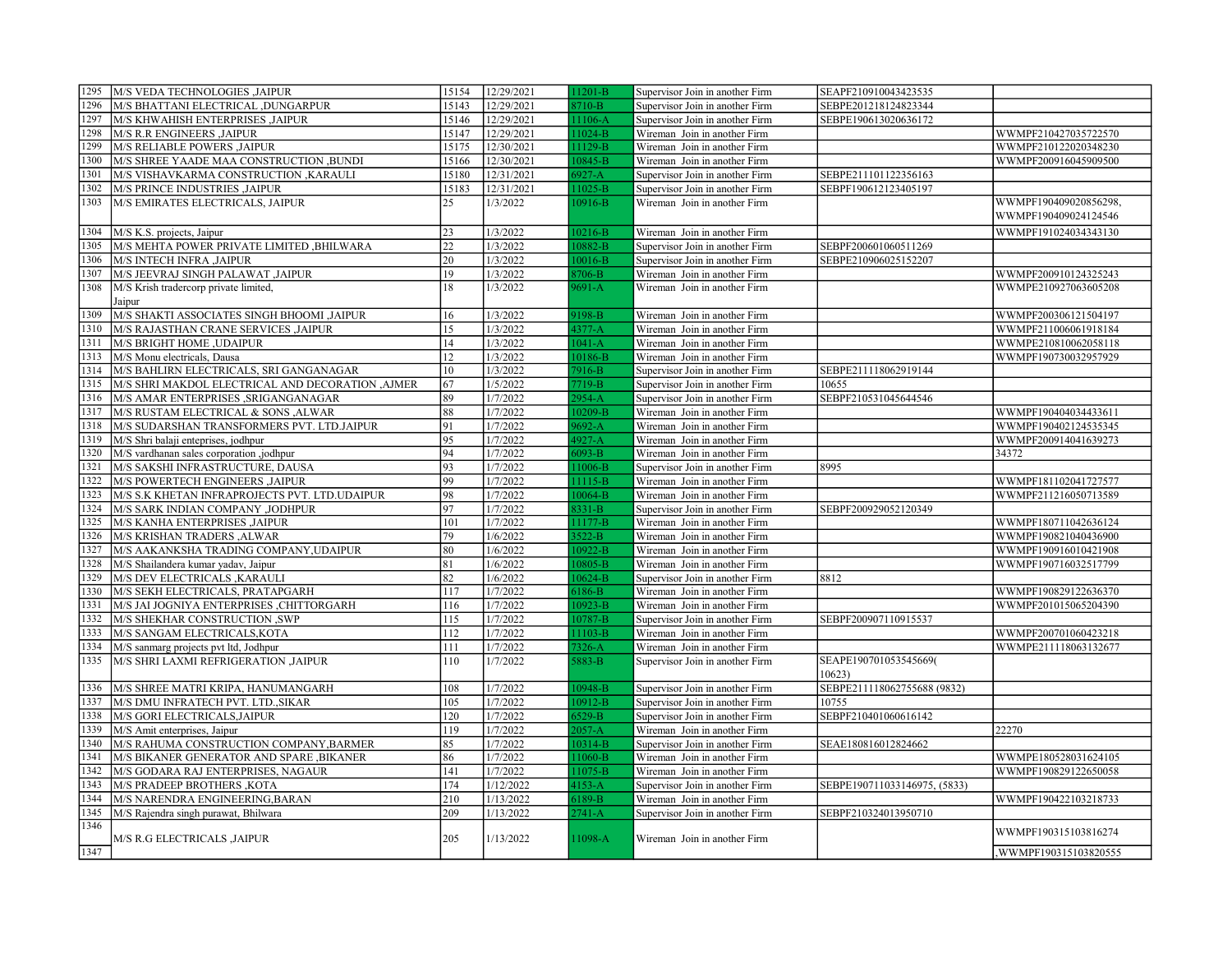| | | | | | | | |
|---|---|---|---|---|---|---|---|
| 1295 | M/S VEDA TECHNOLOGIES ,JAIPUR | 15154 | 12/29/2021 | 11201-B | Supervisor Join in another Firm | SEAPF210910043423535 | |
| 1296 | M/S BHATTANI ELECTRICAL ,DUNGARPUR | 15143 | 12/29/2021 | 8710-B | Supervisor Join in another Firm | SEBPE201218124823344 | |
| 1297 | M/S KHWAHISH ENTERPRISES ,JAIPUR | 15146 | 12/29/2021 | 11106-A | Supervisor Join in another Firm | SEBPE190613020636172 | |
| 1298 | M/S R.R ENGINEERS ,JAIPUR | 15147 | 12/29/2021 | 11024-B | Wireman Join in another Firm | | WWMPF210427035722570 |
| 1299 | M/S RELIABLE POWERS ,JAIPUR | 15175 | 12/30/2021 | 11129-B | Wireman Join in another Firm | | WWMPF210122020348230 |
| 1300 | M/S SHREE YAADE MAA CONSTRUCTION ,BUNDI | 15166 | 12/30/2021 | 10845-B | Wireman Join in another Firm | | WWMPF200916045909500 |
| 1301 | M/S VISHAVKARMA CONSTRUCTION ,KARAULI | 15180 | 12/31/2021 | 6927-A | Supervisor Join in another Firm | SEBPE211101122356163 | |
| 1302 | M/S PRINCE INDUSTRIES ,JAIPUR | 15183 | 12/31/2021 | 11025-B | Supervisor Join in another Firm | SEBPF190612123405197 | |
| 1303 | M/S EMIRATES ELECTRICALS, JAIPUR | 25 | 1/3/2022 | 10916-B | Wireman Join in another Firm | | WWMPF190409020856298, WWMPF190409024124546 |
| 1304 | M/S K.S. projects, Jaipur | 23 | 1/3/2022 | 10216-B | Wireman Join in another Firm | | WWMPF191024034343130 |
| 1305 | M/S MEHTA POWER PRIVATE LIMITED ,BHILWARA | 22 | 1/3/2022 | 10882-B | Supervisor Join in another Firm | SEBPF200601060511269 | |
| 1306 | M/S INTECH INFRA ,JAIPUR | 20 | 1/3/2022 | 10016-B | Supervisor Join in another Firm | SEBPE210906025152207 | |
| 1307 | M/S JEEVRAJ SINGH PALAWAT ,JAIPUR | 19 | 1/3/2022 | 8706-B | Wireman Join in another Firm | | WWMPF200910124325243 |
| 1308 | M/S Krish tradercorp private limited, Jaipur | 18 | 1/3/2022 | 9691-A | Wireman Join in another Firm | | WWMPE210927063605208 |
| 1309 | M/S SHAKTI ASSOCIATES SINGH BHOOMI ,JAIPUR | 16 | 1/3/2022 | 9198-B | Wireman Join in another Firm | | WWMPF200306121504197 |
| 1310 | M/S RAJASTHAN CRANE SERVICES ,JAIPUR | 15 | 1/3/2022 | 4377-A | Wireman Join in another Firm | | WWMPF211006061918184 |
| 1311 | M/S BRIGHT HOME ,UDAIPUR | 14 | 1/3/2022 | 1041-A | Wireman Join in another Firm | | WWMPE210810062058118 |
| 1313 | M/S Monu electricals, Dausa | 12 | 1/3/2022 | 10186-B | Wireman Join in another Firm | | WWMPF190730032957929 |
| 1314 | M/S BAHLIRN ELECTRICALS, SRI GANGANAGAR | 10 | 1/3/2022 | 7916-B | Supervisor Join in another Firm | SEBPE211118062919144 | |
| 1315 | M/S SHRI MAKDOL ELECTRICAL AND DECORATION ,AJMER | 67 | 1/5/2022 | 7719-B | Supervisor Join in another Firm | 10655 | |
| 1316 | M/S AMAR ENTERPRISES ,SRIGANGANAGAR | 89 | 1/7/2022 | 2954-A | Supervisor Join in another Firm | SEBPF210531045644546 | |
| 1317 | M/S RUSTAM ELECTRICAL & SONS ,ALWAR | 88 | 1/7/2022 | 10209-B | Wireman Join in another Firm | | WWMPF190404034433611 |
| 1318 | M/S SUDARSHAN TRANSFORMERS PVT. LTD.JAIPUR | 91 | 1/7/2022 | 9692-A | Wireman Join in another Firm | | WWMPF190402124535345 |
| 1319 | M/S Shri balaji enteprises, jodhpur | 95 | 1/7/2022 | 4927-A | Wireman Join in another Firm | | WWMPF200914041639273 |
| 1320 | M/S vardhanan sales corporation ,jodhpur | 94 | 1/7/2022 | 6093-B | Wireman Join in another Firm | | 34372 |
| 1321 | M/S SAKSHI INFRASTRUCTURE, DAUSA | 93 | 1/7/2022 | 11006-B | Supervisor Join in another Firm | 8995 | |
| 1322 | M/S POWERTECH ENGINEERS ,JAIPUR | 99 | 1/7/2022 | 11115-B | Wireman Join in another Firm | | WWMPF181102041727577 |
| 1323 | M/S S.K KHETAN INFRAPROJECTS PVT. LTD.UDAIPUR | 98 | 1/7/2022 | 10064-B | Wireman Join in another Firm | | WWMPF211216050713589 |
| 1324 | M/S SARK INDIAN COMPANY ,JODHPUR | 97 | 1/7/2022 | 8331-B | Supervisor Join in another Firm | SEBPF200929052120349 | |
| 1325 | M/S KANHA ENTERPRISES ,JAIPUR | 101 | 1/7/2022 | 11177-B | Wireman Join in another Firm | | WWMPF180711042636124 |
| 1326 | M/S KRISHAN TRADERS ,ALWAR | 79 | 1/6/2022 | 3522-B | Wireman Join in another Firm | | WWMPF190821040436900 |
| 1327 | M/S AAKANKSHA TRADING COMPANY,UDAIPUR | 80 | 1/6/2022 | 10922-B | Wireman Join in another Firm | | WWMPF190916010421908 |
| 1328 | M/S Shailandera kumar yadav, Jaipur | 81 | 1/6/2022 | 10805-B | Wireman Join in another Firm | | WWMPF190716032517799 |
| 1329 | M/S DEV ELECTRICALS ,KARAULI | 82 | 1/6/2022 | 10624-B | Supervisor Join in another Firm | 8812 | |
| 1330 | M/S SEKH ELECTRICALS, PRATAPGARH | 117 | 1/7/2022 | 6186-B | Wireman Join in another Firm | | WWMPF190829122636370 |
| 1331 | M/S JAI JOGNIYA ENTERPRISES ,CHITTORGARH | 116 | 1/7/2022 | 10923-B | Wireman Join in another Firm | | WWMPF201015065204390 |
| 1332 | M/S SHEKHAR CONSTRUCTION ,SWP | 115 | 1/7/2022 | 10787-B | Supervisor Join in another Firm | SEBPF200907110915537 | |
| 1333 | M/S SANGAM ELECTRICALS,KOTA | 112 | 1/7/2022 | 11103-B | Wireman Join in another Firm | | WWMPF200701060423218 |
| 1334 | M/S sanmarg projects pvt ltd, Jodhpur | 111 | 1/7/2022 | 7326-A | Wireman Join in another Firm | | WWMPE211118063132677 |
| 1335 | M/S SHRI LAXMI REFRIGERATION ,JAIPUR | 110 | 1/7/2022 | 5883-B | Supervisor Join in another Firm | SEAPE190701053545669( 10623) | |
| 1336 | M/S SHREE MATRI KRIPA, HANUMANGARH | 108 | 1/7/2022 | 10948-B | Supervisor Join in another Firm | SEBPE211118062755688 (9832) | |
| 1337 | M/S DMU INFRATECH PVT. LTD.,SIKAR | 105 | 1/7/2022 | 10912-B | Supervisor Join in another Firm | 10755 | |
| 1338 | M/S GORI ELECTRICALS,JAIPUR | 120 | 1/7/2022 | 6529-B | Supervisor Join in another Firm | SEBPF210401060616142 | |
| 1339 | M/S Amit enterprises, Jaipur | 119 | 1/7/2022 | 2057-A | Wireman Join in another Firm | | 22270 |
| 1340 | M/S RAHUMA CONSTRUCTION COMPANY,BARMER | 85 | 1/7/2022 | 10314-B | Supervisor Join in another Firm | SEAE180816012824662 | |
| 1341 | M/S BIKANER GENERATOR AND SPARE ,BIKANER | 86 | 1/7/2022 | 11060-B | Wireman Join in another Firm | | WWMPE180528031624105 |
| 1342 | M/S GODARA RAJ ENTERPRISES, NAGAUR | 141 | 1/7/2022 | 11075-B | Wireman Join in another Firm | | WWMPF190829122650058 |
| 1343 | M/S PRADEEP BROTHERS ,KOTA | 174 | 1/12/2022 | 4153-A | Supervisor Join in another Firm | SEBPE190711033146975, (5833) | |
| 1344 | M/S NARENDRA ENGINEERING,BARAN | 210 | 1/13/2022 | 6189-B | Wireman Join in another Firm | | WWMPF190422103218733 |
| 1345 | M/S Rajendra singh purawat, Bhilwara | 209 | 1/13/2022 | 2741-A | Supervisor Join in another Firm | SEBPF210324013950710 | |
| 1346 | M/S R.G ELECTRICALS ,JAIPUR | 205 | 1/13/2022 | 11098-A | Wireman Join in another Firm | | WWMPF190315103816274 |
| 1347 | | | | | | | ,WWMPF190315103820555 |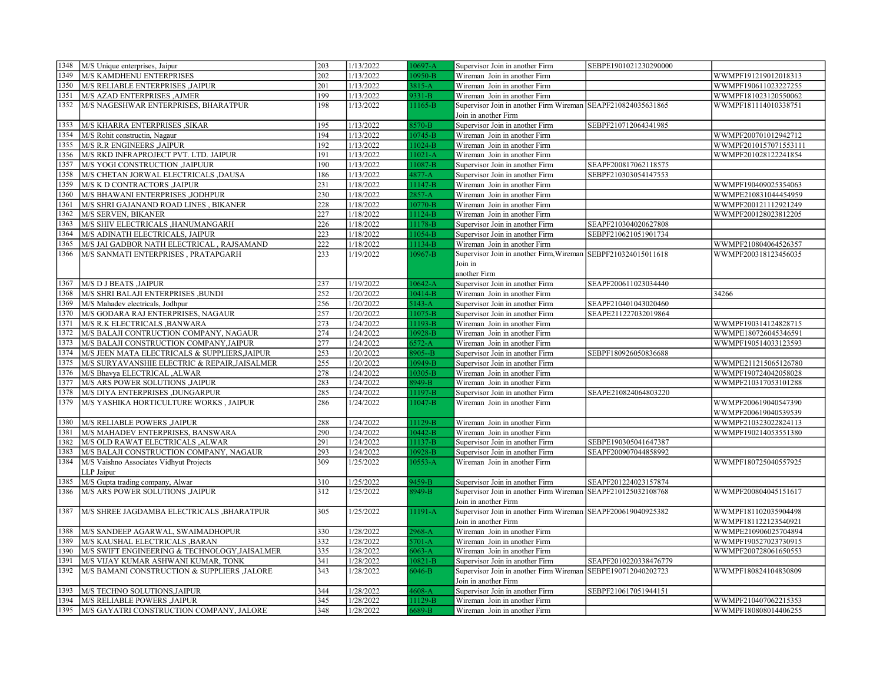| | | | | | | | |
|---|---|---|---|---|---|---|---|
| 1348 | M/S Unique enterprises, Jaipur | 203 | 1/13/2022 | 10697-A | Supervisor Join in another Firm | SEBPE1901021230290000 | |
| 1349 | M/S KAMDHENU ENTERPRISES | 202 | 1/13/2022 | 10950-B | Wireman Join in another Firm | | WWMPF191219012018313 |
| 1350 | M/S RELIABLE ENTERPRISES ,JAIPUR | 201 | 1/13/2022 | 3815-A | Wireman Join in another Firm | | WWMPF190611023227255 |
| 1351 | M/S AZAD ENTERPRISES ,AJMER | 199 | 1/13/2022 | 9331-B | Wireman Join in another Firm | | WWMPF181023120550062 |
| 1352 | M/S NAGESHWAR ENTERPRISES, BHARATPUR | 198 | 1/13/2022 | 11165-B | Supervisor Join in another Firm Wireman Join in another Firm | SEAPF210824035631865 | WWMPF181114010338751 |
| 1353 | M/S KHARRA ENTERPRISES ,SIKAR | 195 | 1/13/2022 | 8570-B | Supervisor Join in another Firm | SEBPF210712064341985 | |
| 1354 | M/S Rohit constructin, Nagaur | 194 | 1/13/2022 | 10745-B | Wireman Join in another Firm | | WWMPF200701012942712 |
| 1355 | M/S R.R ENGINEERS ,JAIPUR | 192 | 1/13/2022 | 11024-B | Wireman Join in another Firm | | WWMPF2010157071553111 |
| 1356 | M/S RKD INFRAPROJECT PVT. LTD. JAIPUR | 191 | 1/13/2022 | 11021-A | Wireman Join in another Firm | | WWMPF201028122241854 |
| 1357 | M/S YOGI CONSTRUCTION ,JAIPUUR | 190 | 1/13/2022 | 11087-B | Supervisor Join in another Firm | SEAPF200817062118575 | |
| 1358 | M/S CHETAN JORWAL ELECTRICALS ,DAUSA | 186 | 1/13/2022 | 4877-A | Supervisor Join in another Firm | SEBPF210303054147553 | |
| 1359 | M/S K D CONTRACTORS ,JAIPUR | 231 | 1/18/2022 | 11147-B | Wireman Join in another Firm | | WWMPF190409025354063 |
| 1360 | M/S BHAWANI ENTERPRISES ,JODHPUR | 230 | 1/18/2022 | 2857-A | Wireman Join in another Firm | | WWMPE210831044454959 |
| 1361 | M/S SHRI GAJANAND ROAD LINES , BIKANER | 228 | 1/18/2022 | 10770-B | Wireman Join in another Firm | | WWMPF200121112921249 |
| 1362 | M/S SERVEN, BIKANER | 227 | 1/18/2022 | 11124-B | Wireman Join in another Firm | | WWMPF200128023812205 |
| 1363 | M/S SHIV ELECTRICALS ,HANUMANGARH | 226 | 1/18/2022 | 11178-B | Supervisor Join in another Firm | SEAPF210304020627808 | |
| 1364 | M/S ADINATH ELECTRICALS, JAIPUR | 223 | 1/18/2022 | 11054-B | Supervisor Join in another Firm | SEBPF210621051901734 | |
| 1365 | M/S JAI GADBOR NATH ELECTRICAL , RAJSAMAND | 222 | 1/18/2022 | 11134-B | Wireman Join in another Firm | | WWMPF210804064526357 |
| 1366 | M/S SANMATI ENTERPRISES , PRATAPGARH | 233 | 1/19/2022 | 10967-B | Supervisor Join in another Firm,Wireman Join in another Firm | SEBPF210324015011618 | WWMPF200318123456035 |
| 1367 | M/S D J BEATS ,JAIPUR | 237 | 1/19/2022 | 10642-A | Supervisor Join in another Firm | SEAPF200611023034440 | |
| 1368 | M/S SHRI BALAJI ENTERPRISES ,BUNDI | 252 | 1/20/2022 | 10414-B | Wireman Join in another Firm | | 34266 |
| 1369 | M/S Mahadev electricals, Jodhpur | 256 | 1/20/2022 | 5143-A | Supervisor Join in another Firm | SEAPF210401043020460 | |
| 1370 | M/S GODARA RAJ ENTERPRISES, NAGAUR | 257 | 1/20/2022 | 11075-B | Supervisor Join in another Firm | SEAPE211227032019864 | |
| 1371 | M/S R.K ELECTRICALS ,BANWARA | 273 | 1/24/2022 | 11193-B | Wireman Join in another Firm | | WWMPF190314124828715 |
| 1372 | M/S BALAJI CONTRUCTION COMPANY, NAGAUR | 274 | 1/24/2022 | 10928-B | Wireman Join in another Firm | | WWMPE180726045346591 |
| 1373 | M/S BALAJI CONSTRUCTION COMPANY,JAIPUR | 277 | 1/24/2022 | 6572-A | Wireman Join in another Firm | | WWMPF190514033123593 |
| 1374 | M/S JEEN MATA ELECTRICALS & SUPPLIERS,JAIPUR | 253 | 1/20/2022 | 8905--B | Supervisor Join in another Firm | SEBPF180926050836688 | |
| 1375 | M/S SURYAVANSHIE ELECTRIC & REPAIR,JAISALMER | 255 | 1/20/2022 | 10949-B | Supervisor Join in another Firm | | WWMPE211215065126780 |
| 1376 | M/S Bhavya ELECTRICAL ,ALWAR | 278 | 1/24/2022 | 10305-B | Wireman Join in another Firm | | WWMPF190724042058028 |
| 1377 | M/S ARS POWER SOLUTIONS ,JAIPUR | 283 | 1/24/2022 | 8949-B | Wireman Join in another Firm | | WWMPF210317053101288 |
| 1378 | M/S DIYA ENTERPRISES ,DUNGARPUR | 285 | 1/24/2022 | 11197-B | Supervisor Join in another Firm | SEAPE210824064803220 | |
| 1379 | M/S YASHIKA HORTICULTURE WORKS , JAIPUR | 286 | 1/24/2022 | 11047-B | Wireman Join in another Firm | | WWMPF200619040547390 WWMPF200619040539539 |
| 1380 | M/S RELIABLE POWERS ,JAIPUR | 288 | 1/24/2022 | 11129-B | Wireman Join in another Firm | | WWMPF210323022824113 |
| 1381 | M/S MAHADEV ENTERPRISES, BANSWARA | 290 | 1/24/2022 | 10442-B | Wireman Join in another Firm | | WWMPF190214053551380 |
| 1382 | M/S OLD RAWAT ELECTRICALS ,ALWAR | 291 | 1/24/2022 | 11137-B | Supervisor Join in another Firm | SEBPE190305041647387 | |
| 1383 | M/S BALAJI CONSTRUCTION COMPANY, NAGAUR | 293 | 1/24/2022 | 10928-B | Supervisor Join in another Firm | SEAPF200907044858992 | |
| 1384 | M/S Vaishno Associates Vidhyut Projects LLP Jaipur | 309 | 1/25/2022 | 10553-A | Wireman Join in another Firm | | WWMPF180725040557925 |
| 1385 | M/S Gupta trading company, Alwar | 310 | 1/25/2022 | 9459-B | Supervisor Join in another Firm | SEAPF201224023157874 | |
| 1386 | M/S ARS POWER SOLUTIONS ,JAIPUR | 312 | 1/25/2022 | 8949-B | Supervisor Join in another Firm Wireman Join in another Firm | SEAPF210125032108768 | WWMPF200804045151617 |
| 1387 | M/S SHREE JAGDAMBA ELECTRICALS ,BHARATPUR | 305 | 1/25/2022 | 11191-A | Supervisor Join in another Firm Wireman Join in another Firm | SEAPF200619040925382 | WWMPF181102035904498 WWMPF181122123540921 |
| 1388 | M/S SANDEEP AGARWAL, SWAIMADHOPUR | 330 | 1/28/2022 | 2968-A | Wireman Join in another Firm | | WWMPE210906025704894 |
| 1389 | M/S KAUSHAL ELECTRICALS ,BARAN | 332 | 1/28/2022 | 5701-A | Wireman Join in another Firm | | WWMPF190527023730915 |
| 1390 | M/S SWIFT ENGINEERING & TECHNOLOGY,JAISALMER | 335 | 1/28/2022 | 6063-A | Wireman Join in another Firm | | WWMPF200728061650553 |
| 1391 | M/S VIJAY KUMAR ASHWANI KUMAR, TONK | 341 | 1/28/2022 | 10821-B | Supervisor Join in another Firm | SEAPF2010220338476779 | |
| 1392 | M/S BAMANI CONSTRUCTION & SUPPLIERS ,JALORE | 343 | 1/28/2022 | 6046-B | Supervisor Join in another Firm Wireman Join in another Firm | SEBPE190712040202723 | WWMPF180824104830809 |
| 1393 | M/S TECHNO SOLUTIONS,JAIPUR | 344 | 1/28/2022 | 4608-A | Supervisor Join in another Firm | SEBPF210617051944151 | |
| 1394 | M/S RELIABLE POWERS ,JAIPUR | 345 | 1/28/2022 | 11129-B | Wireman Join in another Firm | | WWMPF210407062215353 |
| 1395 | M/S GAYATRI CONSTRUCTION COMPANY, JALORE | 348 | 1/28/2022 | 6689-B | Wireman Join in another Firm | | WWMPF180808014406255 |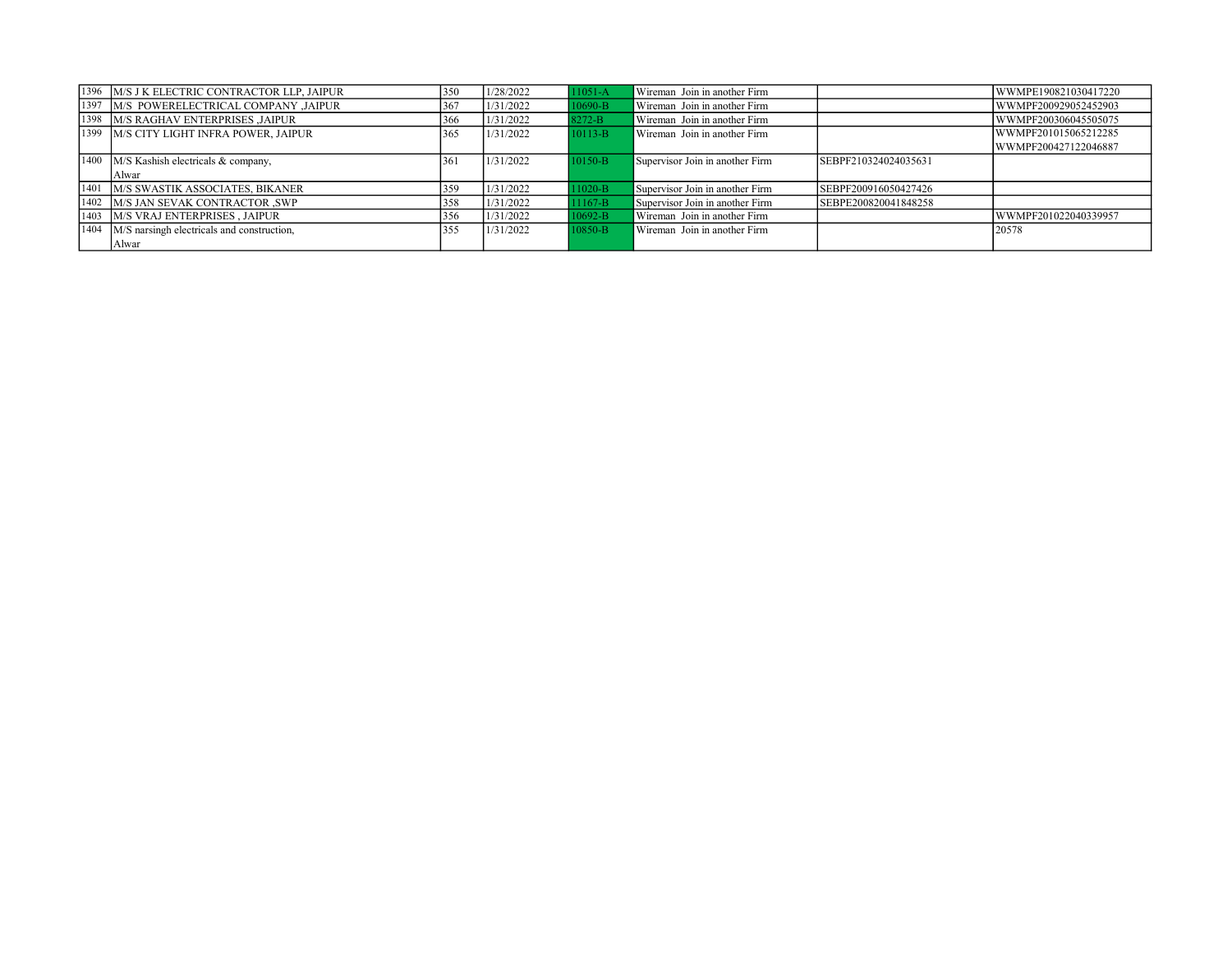| | | | | | | | |
|---|---|---|---|---|---|---|---|
| 1396 | M/S J K ELECTRIC CONTRACTOR LLP, JAIPUR | 350 | 1/28/2022 | 11051-A | Wireman Join in another Firm | | WWMPE190821030417220 |
| 1397 | M/S POWERELECTRICAL COMPANY ,JAIPUR | 367 | 1/31/2022 | 10690-B | Wireman Join in another Firm | | WWMPF200929052452903 |
| 1398 | M/S RAGHAV ENTERPRISES ,JAIPUR | 366 | 1/31/2022 | 8272-B | Wireman Join in another Firm | | WWMPF200306045505075 |
| 1399 | M/S CITY LIGHT INFRA POWER, JAIPUR | 365 | 1/31/2022 | 10113-B | Wireman Join in another Firm | | WWMPF201015065212285 WWMPF200427122046887 |
| 1400 | M/S Kashish electricals & company, Alwar | 361 | 1/31/2022 | 10150-B | Supervisor Join in another Firm | SEBPF210324024035631 | |
| 1401 | M/S SWASTIK ASSOCIATES, BIKANER | 359 | 1/31/2022 | 11020-B | Supervisor Join in another Firm | SEBPF200916050427426 | |
| 1402 | M/S JAN SEVAK CONTRACTOR ,SWP | 358 | 1/31/2022 | 11167-B | Supervisor Join in another Firm | SEBPE200820041848258 | |
| 1403 | M/S VRAJ ENTERPRISES , JAIPUR | 356 | 1/31/2022 | 10692-B | Wireman Join in another Firm | | WWMPF201022040339957 |
| 1404 | M/S narsingh electricals and construction, Alwar | 355 | 1/31/2022 | 10850-B | Wireman Join in another Firm | | 20578 |